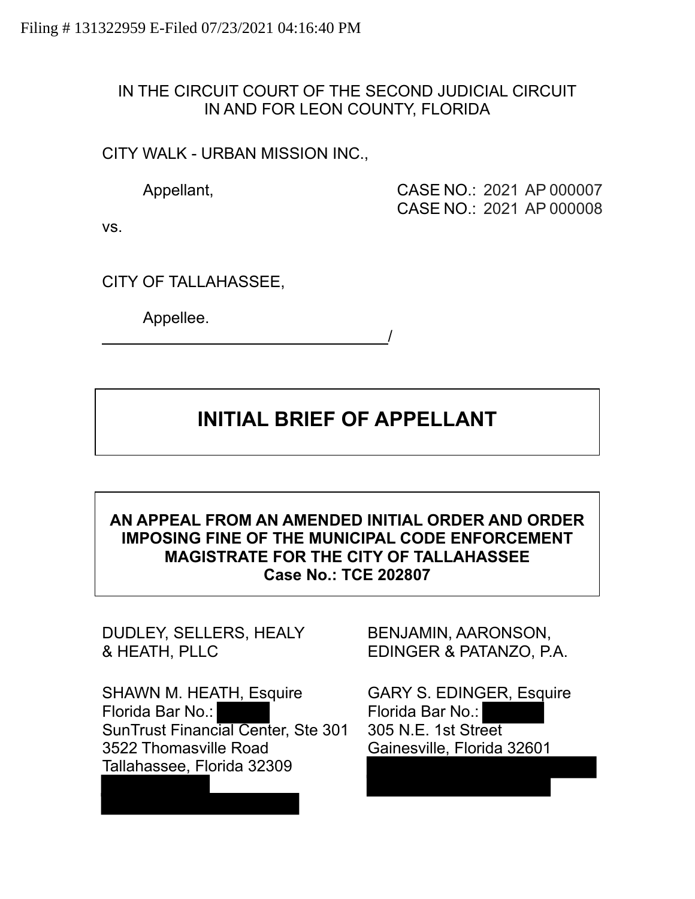Filing # 131322959 E-Filed 07/23/2021 04:16:40 PM

IN THE CIRCUIT COURT OF THE SECOND JUDICIAL CIRCUIT
IN AND FOR LEON COUNTY, FLORIDA

CITY WALK - URBAN MISSION INC.,

Appellant,

CASE NO.: 2021 AP 000007
CASE NO.: 2021 AP 000008

vs.

CITY OF TALLAHASSEE,

Appellee.

_________________________________/

# INITIAL BRIEF OF APPELLANT

**AN APPEAL FROM AN AMENDED INITIAL ORDER AND ORDER IMPOSING FINE OF THE MUNICIPAL CODE ENFORCEMENT MAGISTRATE FOR THE CITY OF TALLAHASSEE**
**Case No.: TCE 202807**

DUDLEY, SELLERS, HEALY & HEATH, PLLC

SHAWN M. HEATH, Esquire
Florida Bar No.:
SunTrust Financial Center, Ste 301
3522 Thomasville Road
Tallahassee, Florida 32309

BENJAMIN, AARONSON, EDINGER & PATANZO, P.A.

GARY S. EDINGER, Esquire
Florida Bar No.:
305 N.E. 1st Street
Gainesville, Florida 32601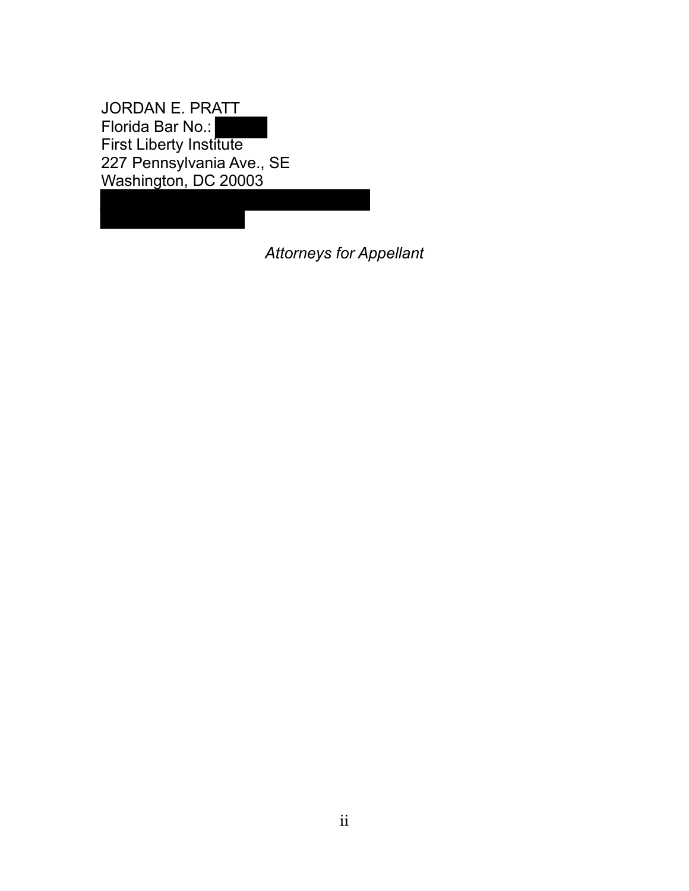JORDAN E. PRATT
Florida Bar No.:
First Liberty Institute
227 Pennsylvania Ave., SE
Washington, DC 20003

*Attorneys for Appellant*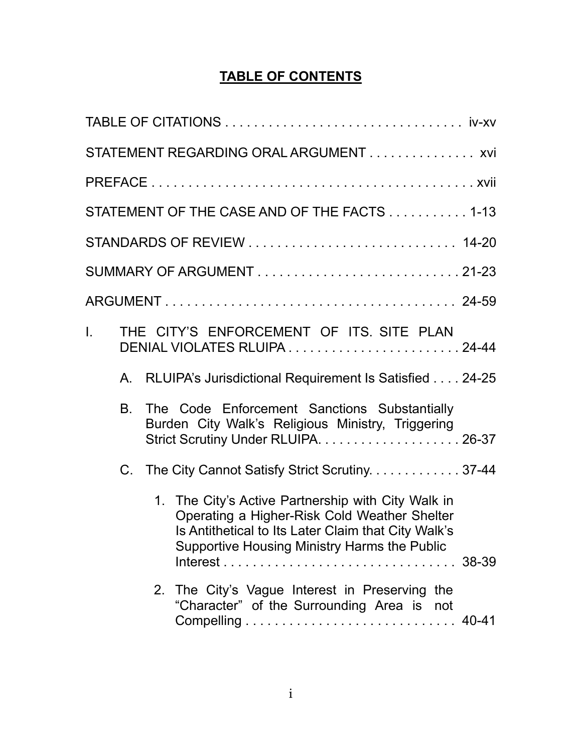# TABLE OF CONTENTS

TABLE OF CITATIONS . . . . . . . . . . . . . . . . . . . . . . . . . . . . . . . . iv-xv

STATEMENT REGARDING ORAL ARGUMENT . . . . . . . . . . . . . . . xvi

PREFACE . . . . . . . . . . . . . . . . . . . . . . . . . . . . . . . . . . . . . . . . . . . . xvii

STATEMENT OF THE CASE AND OF THE FACTS . . . . . . . . . . . 1-13

STANDARDS OF REVIEW . . . . . . . . . . . . . . . . . . . . . . . . . . . . 14-20

SUMMARY OF ARGUMENT . . . . . . . . . . . . . . . . . . . . . . . . . . . 21-23

ARGUMENT . . . . . . . . . . . . . . . . . . . . . . . . . . . . . . . . . . . . . . . . 24-59

I. THE CITY'S ENFORCEMENT OF ITS. SITE PLAN DENIAL VIOLATES RLUIPA . . . . . . . . . . . . . . . . . . . . . . . . 24-44

  A. RLUIPA's Jurisdictional Requirement Is Satisfied . . . . 24-25

  B. The Code Enforcement Sanctions Substantially Burden City Walk's Religious Ministry, Triggering Strict Scrutiny Under RLUIPA. . . . . . . . . . . . . . . . . . . . 26-37

  C. The City Cannot Satisfy Strict Scrutiny. . . . . . . . . . . . . 37-44

    1. The City's Active Partnership with City Walk in Operating a Higher-Risk Cold Weather Shelter Is Antithetical to Its Later Claim that City Walk's Supportive Housing Ministry Harms the Public Interest . . . . . . . . . . . . . . . . . . . . . . . . . . . . . . . 38-39

    2. The City's Vague Interest in Preserving the "Character" of the Surrounding Area is not Compelling . . . . . . . . . . . . . . . . . . . . . . . . . . . . 40-41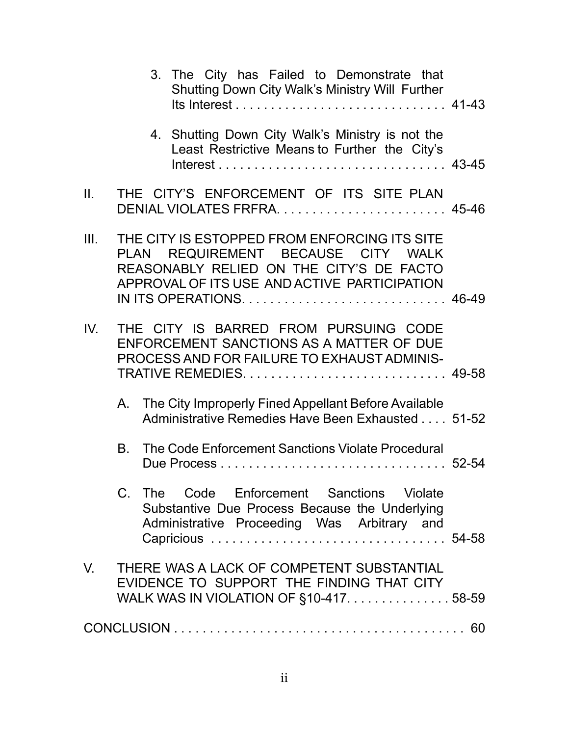3. The City has Failed to Demonstrate that Shutting Down City Walk's Ministry Will Further Its Interest . . . . . . . . . . . . . . . . . . . . . . . . . . . . . . 41-43

4. Shutting Down City Walk's Ministry is not the Least Restrictive Means to Further the City's Interest . . . . . . . . . . . . . . . . . . . . . . . . . . . . . . . . 43-45

II. THE CITY'S ENFORCEMENT OF ITS SITE PLAN DENIAL VIOLATES FRFRA. . . . . . . . . . . . . . . . . . . . . . . . 45-46

III. THE CITY IS ESTOPPED FROM ENFORCING ITS SITE PLAN REQUIREMENT BECAUSE CITY WALK REASONABLY RELIED ON THE CITY'S DE FACTO APPROVAL OF ITS USE AND ACTIVE PARTICIPATION IN ITS OPERATIONS. . . . . . . . . . . . . . . . . . . . . . . . . . . . . 46-49

IV. THE CITY IS BARRED FROM PURSUING CODE ENFORCEMENT SANCTIONS AS A MATTER OF DUE PROCESS AND FOR FAILURE TO EXHAUST ADMINISTRATIVE REMEDIES. . . . . . . . . . . . . . . . . . . . . . . . . . . . . 49-58

A. The City Improperly Fined Appellant Before Available Administrative Remedies Have Been Exhausted . . . . 51-52

B. The Code Enforcement Sanctions Violate Procedural Due Process . . . . . . . . . . . . . . . . . . . . . . . . . . . . . . . . 52-54

C. The Code Enforcement Sanctions Violate Substantive Due Process Because the Underlying Administrative Proceeding Was Arbitrary and Capricious . . . . . . . . . . . . . . . . . . . . . . . . . . . . . . . . 54-58

V. THERE WAS A LACK OF COMPETENT SUBSTANTIAL EVIDENCE TO SUPPORT THE FINDING THAT CITY WALK WAS IN VIOLATION OF §10-417. . . . . . . . . . . . . . . . 58-59

CONCLUSION . . . . . . . . . . . . . . . . . . . . . . . . . . . . . . . . . . . . . . . . . . . 60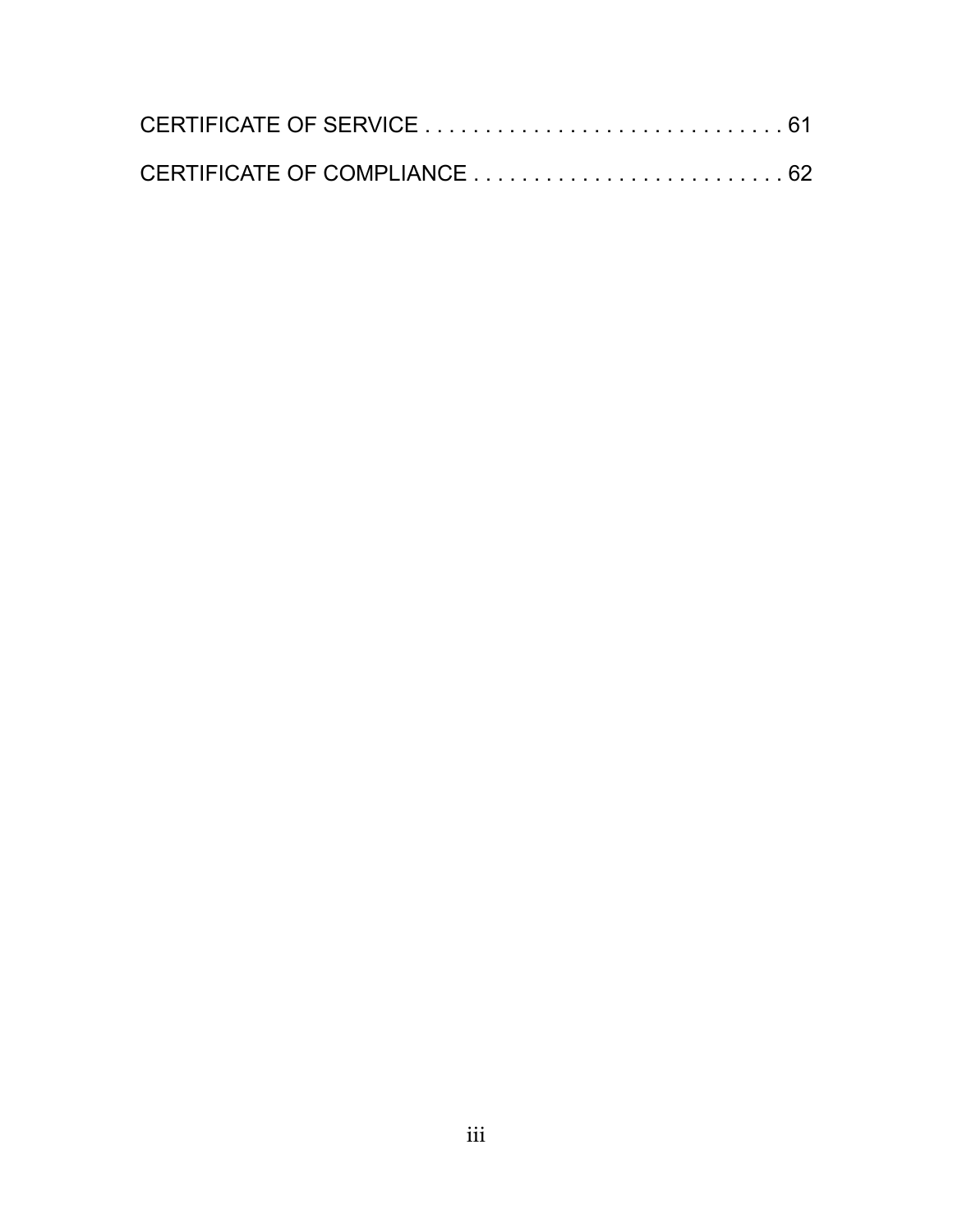CERTIFICATE OF SERVICE . . . . . . . . . . . . . . . . . . . . . . . . . . . . . . 61

CERTIFICATE OF COMPLIANCE . . . . . . . . . . . . . . . . . . . . . . . . . . 62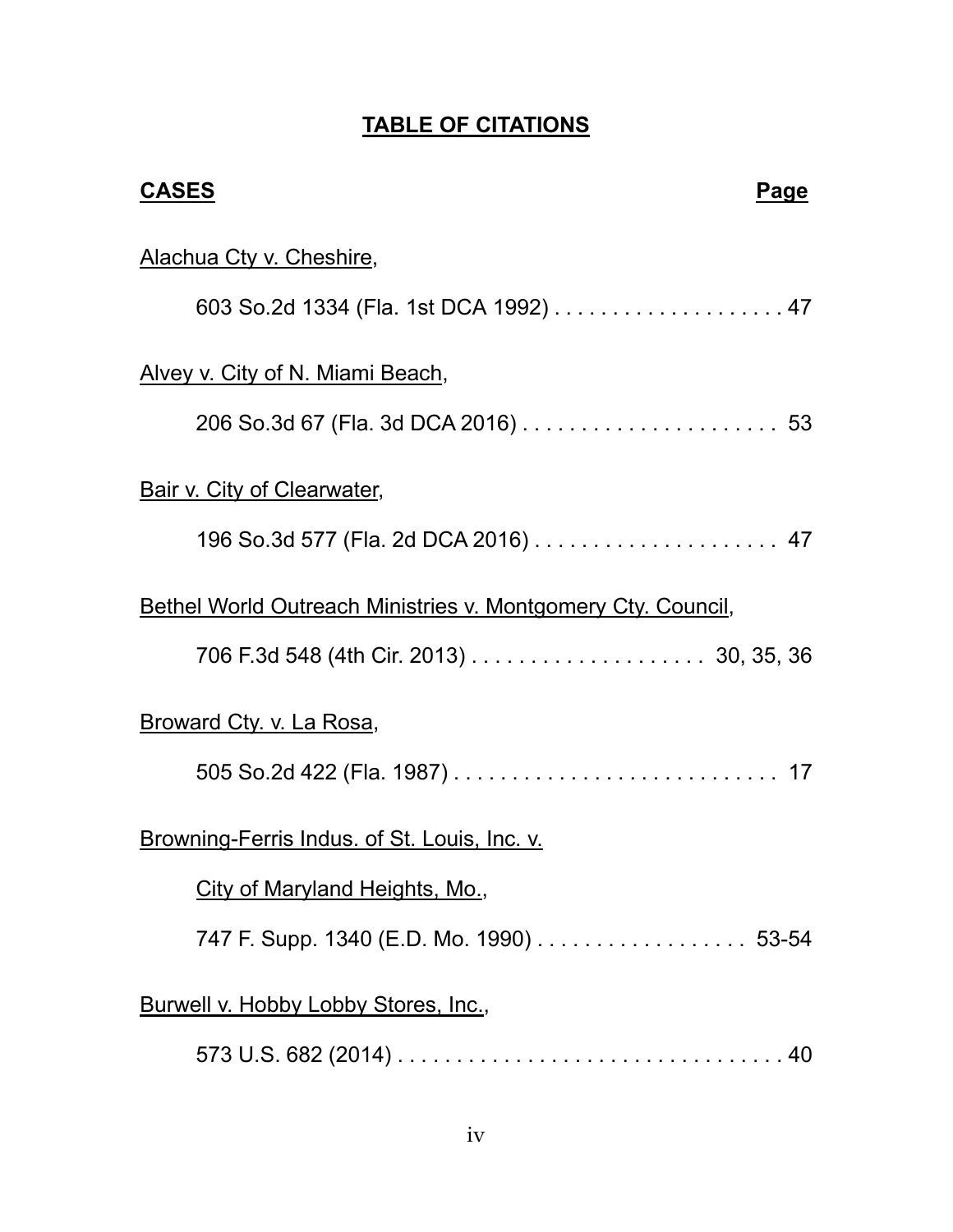# TABLE OF CITATIONS

**CASES** **Page**

Alachua Cty v. Cheshire,

603 So.2d 1334 (Fla. 1st DCA 1992) . . . . . . . . . . . . . . . . . . . . 47

Alvey v. City of N. Miami Beach,

206 So.3d 67 (Fla. 3d DCA 2016) . . . . . . . . . . . . . . . . . . . . . . 53

Bair v. City of Clearwater,

196 So.3d 577 (Fla. 2d DCA 2016) . . . . . . . . . . . . . . . . . . . . . 47

Bethel World Outreach Ministries v. Montgomery Cty. Council,

706 F.3d 548 (4th Cir. 2013) . . . . . . . . . . . . . . . . . . . . 30, 35, 36

Broward Cty. v. La Rosa,

505 So.2d 422 (Fla. 1987) . . . . . . . . . . . . . . . . . . . . . . . . . . . . 17

Browning-Ferris Indus. of St. Louis, Inc. v.

City of Maryland Heights, Mo.,

747 F. Supp. 1340 (E.D. Mo. 1990) . . . . . . . . . . . . . . . . . . 53-54

Burwell v. Hobby Lobby Stores, Inc.,

573 U.S. 682 (2014) . . . . . . . . . . . . . . . . . . . . . . . . . . . . . . . . . 40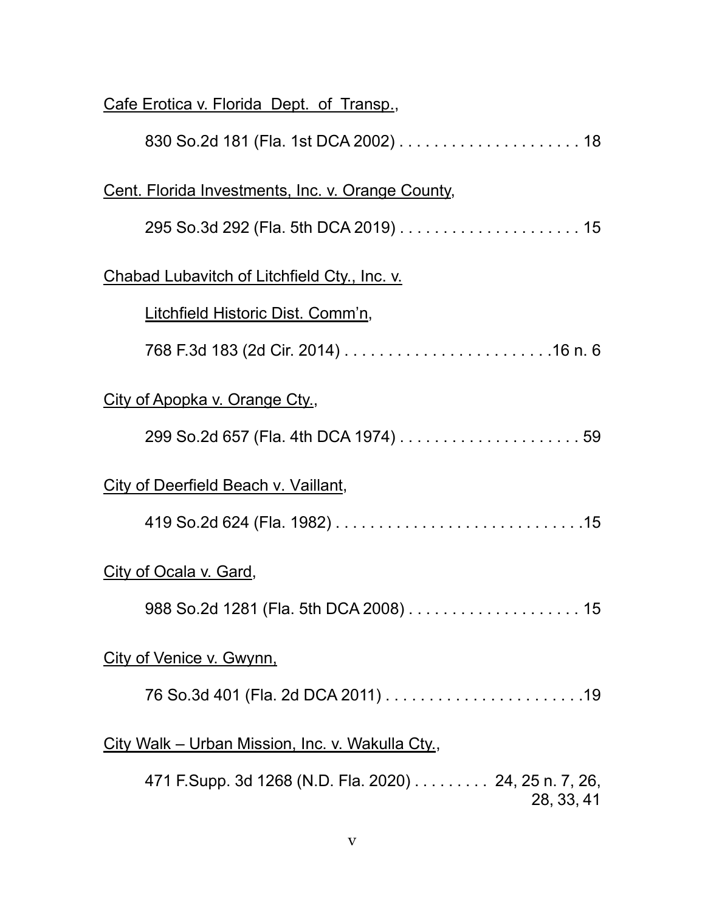Cafe Erotica v. Florida Dept. of Transp.,

830 So.2d 181 (Fla. 1st DCA 2002) . . . . . . . . . . . . . . . . . . . . . 18

Cent. Florida Investments, Inc. v. Orange County,

295 So.3d 292 (Fla. 5th DCA 2019) . . . . . . . . . . . . . . . . . . . . . 15

Chabad Lubavitch of Litchfield Cty., Inc. v. Litchfield Historic Dist. Comm'n,

768 F.3d 183 (2d Cir. 2014) . . . . . . . . . . . . . . . . . . . . . . . .16 n. 6

City of Apopka v. Orange Cty.,

299 So.2d 657 (Fla. 4th DCA 1974) . . . . . . . . . . . . . . . . . . . . . 59

City of Deerfield Beach v. Vaillant,

419 So.2d 624 (Fla. 1982) . . . . . . . . . . . . . . . . . . . . . . . . . . . .15

City of Ocala v. Gard,

988 So.2d 1281 (Fla. 5th DCA 2008) . . . . . . . . . . . . . . . . . . . . 15

City of Venice v. Gwynn,

76 So.3d 401 (Fla. 2d DCA 2011) . . . . . . . . . . . . . . . . . . . . . . .19

City Walk – Urban Mission, Inc. v. Wakulla Cty.,

471 F.Supp. 3d 1268 (N.D. Fla. 2020) . . . . . . . . . 24, 25 n. 7, 26, 28, 33, 41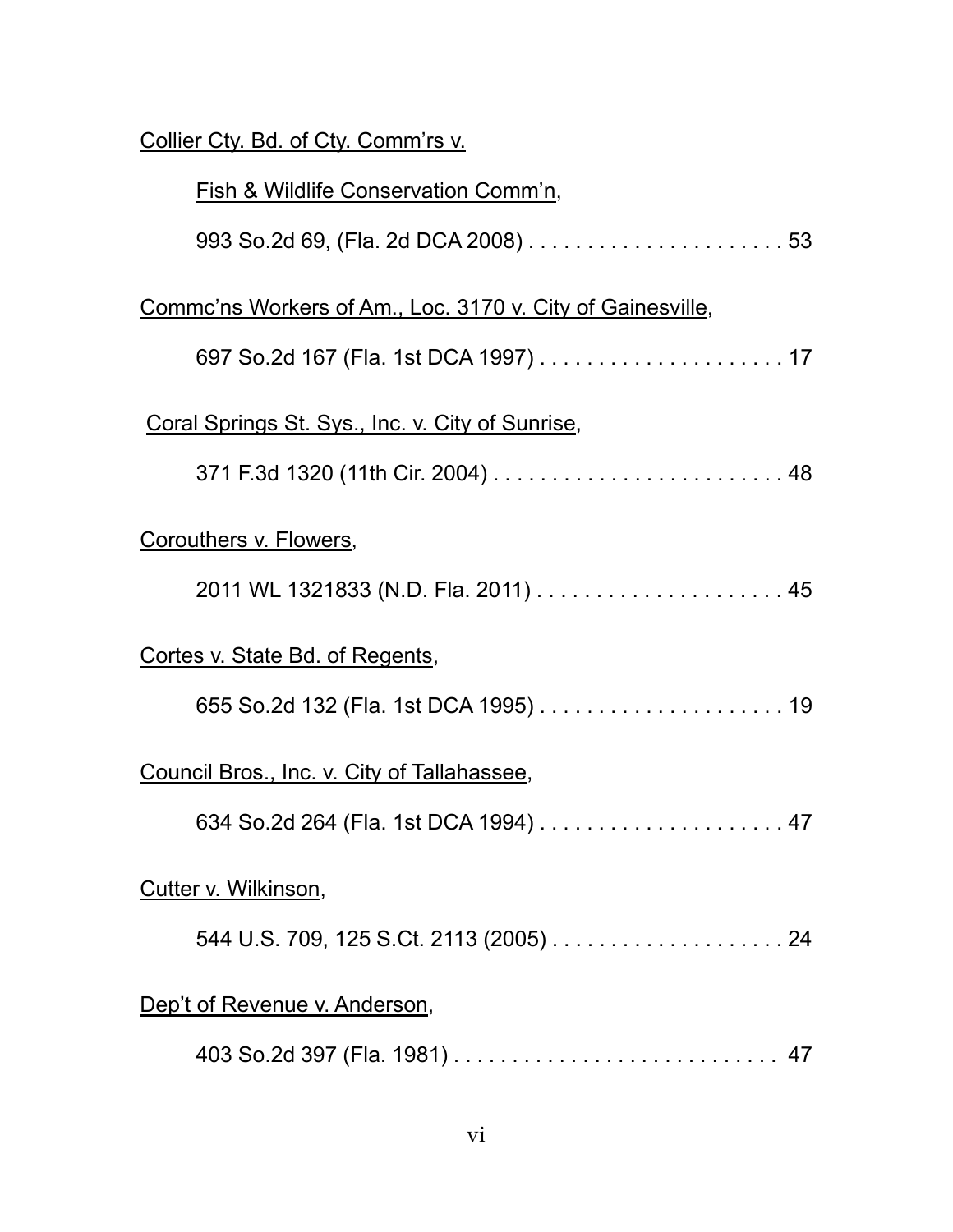Collier Cty. Bd. of Cty. Comm'rs v.

Fish & Wildlife Conservation Comm'n,

993 So.2d 69, (Fla. 2d DCA 2008) . . . . . . . . . . . . . . . . . . . . . . 53

Commc'ns Workers of Am., Loc. 3170 v. City of Gainesville,

697 So.2d 167 (Fla. 1st DCA 1997) . . . . . . . . . . . . . . . . . . . . . 17

Coral Springs St. Sys., Inc. v. City of Sunrise,

371 F.3d 1320 (11th Cir. 2004) . . . . . . . . . . . . . . . . . . . . . . . . . 48

Corouthers v. Flowers,

2011 WL 1321833 (N.D. Fla. 2011) . . . . . . . . . . . . . . . . . . . . . 45

Cortes v. State Bd. of Regents,

655 So.2d 132 (Fla. 1st DCA 1995) . . . . . . . . . . . . . . . . . . . . . 19

Council Bros., Inc. v. City of Tallahassee,

634 So.2d 264 (Fla. 1st DCA 1994) . . . . . . . . . . . . . . . . . . . . . 47

Cutter v. Wilkinson,

544 U.S. 709, 125 S.Ct. 2113 (2005) . . . . . . . . . . . . . . . . . . . . 24

Dep't of Revenue v. Anderson,

403 So.2d 397 (Fla. 1981) . . . . . . . . . . . . . . . . . . . . . . . . . . . . 47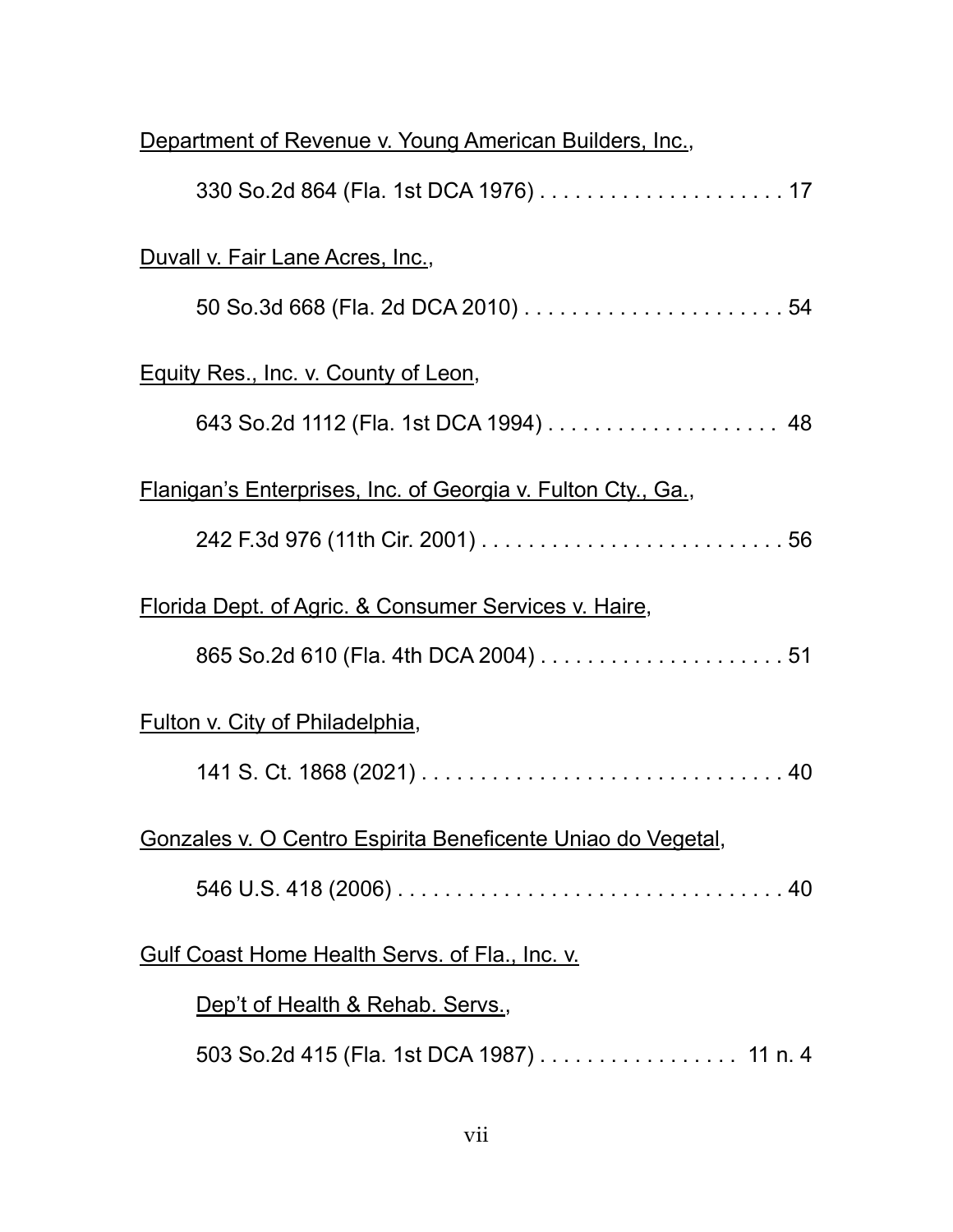Department of Revenue v. Young American Builders, Inc.,

330 So.2d 864 (Fla. 1st DCA 1976) . . . . . . . . . . . . . . . . . . . . . 17

Duvall v. Fair Lane Acres, Inc.,

50 So.3d 668 (Fla. 2d DCA 2010) . . . . . . . . . . . . . . . . . . . . . . 54

Equity Res., Inc. v. County of Leon,

643 So.2d 1112 (Fla. 1st DCA 1994) . . . . . . . . . . . . . . . . . . . . 48

Flanigan's Enterprises, Inc. of Georgia v. Fulton Cty., Ga.,

242 F.3d 976 (11th Cir. 2001) . . . . . . . . . . . . . . . . . . . . . . . . . 56

Florida Dept. of Agric. & Consumer Services v. Haire,

865 So.2d 610 (Fla. 4th DCA 2004) . . . . . . . . . . . . . . . . . . . . . 51

Fulton v. City of Philadelphia,

141 S. Ct. 1868 (2021) . . . . . . . . . . . . . . . . . . . . . . . . . . . . . . 40

Gonzales v. O Centro Espirita Beneficente Uniao do Vegetal,

546 U.S. 418 (2006) . . . . . . . . . . . . . . . . . . . . . . . . . . . . . . . . 40

Gulf Coast Home Health Servs. of Fla., Inc. v.

Dep't of Health & Rehab. Servs.,

503 So.2d 415 (Fla. 1st DCA 1987) . . . . . . . . . . . . . . . . . 11 n. 4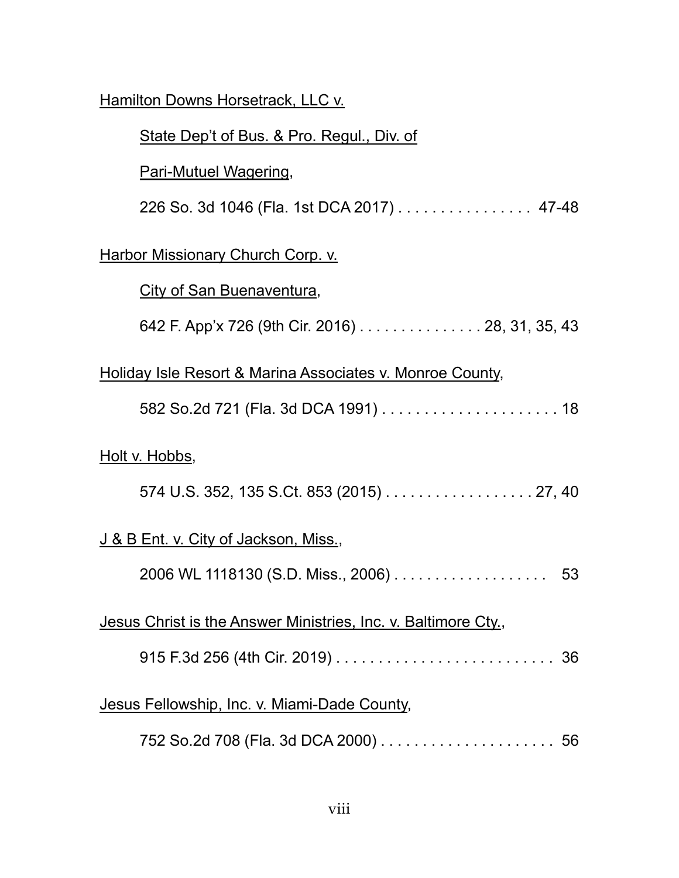Hamilton Downs Horsetrack, LLC v. State Dep't of Bus. & Pro. Regul., Div. of Pari-Mutuel Wagering,

226 So. 3d 1046 (Fla. 1st DCA 2017) . . . . . . . . . . . . . . . . 47-48

Harbor Missionary Church Corp. v. City of San Buenaventura,

642 F. App'x 726 (9th Cir. 2016) . . . . . . . . . . . . . . . 28, 31, 35, 43

Holiday Isle Resort & Marina Associates v. Monroe County,

582 So.2d 721 (Fla. 3d DCA 1991) . . . . . . . . . . . . . . . . . . . . . 18

Holt v. Hobbs,

574 U.S. 352, 135 S.Ct. 853 (2015) . . . . . . . . . . . . . . . . . . 27, 40

J & B Ent. v. City of Jackson, Miss.,

2006 WL 1118130 (S.D. Miss., 2006) . . . . . . . . . . . . . . . . . . . 53

Jesus Christ is the Answer Ministries, Inc. v. Baltimore Cty.,

915 F.3d 256 (4th Cir. 2019) . . . . . . . . . . . . . . . . . . . . . . . . . . 36

Jesus Fellowship, Inc. v. Miami-Dade County,

752 So.2d 708 (Fla. 3d DCA 2000) . . . . . . . . . . . . . . . . . . . . . 56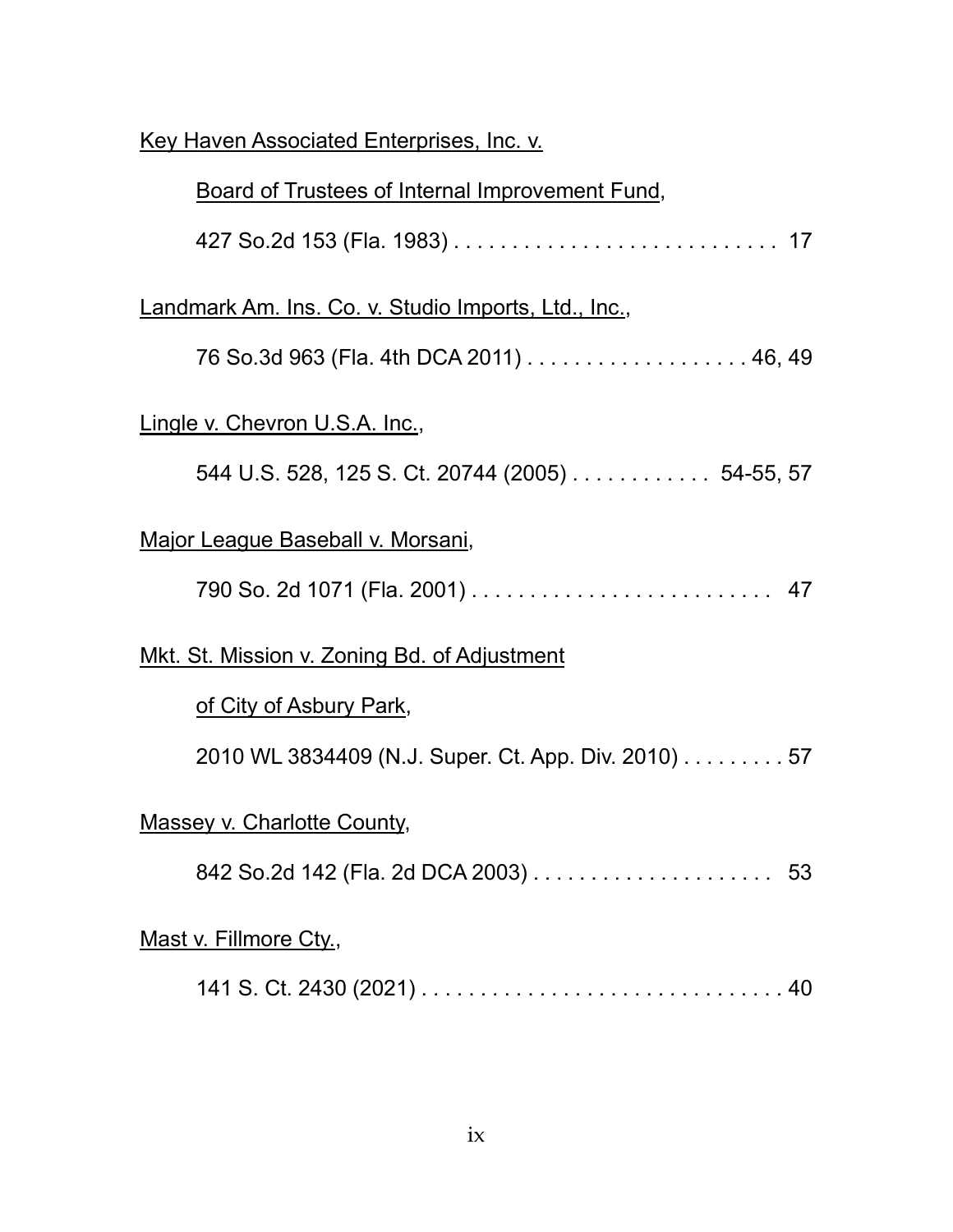Key Haven Associated Enterprises, Inc. v.

Board of Trustees of Internal Improvement Fund,

427 So.2d 153 (Fla. 1983) . . . . . . . . . . . . . . . . . . . . . . . . . . . . 17

Landmark Am. Ins. Co. v. Studio Imports, Ltd., Inc.,

76 So.3d 963 (Fla. 4th DCA 2011) . . . . . . . . . . . . . . . . . . . 46, 49

Lingle v. Chevron U.S.A. Inc.,

544 U.S. 528, 125 S. Ct. 20744 (2005) . . . . . . . . . . . . 54-55, 57

Major League Baseball v. Morsani,

790 So. 2d 1071 (Fla. 2001) . . . . . . . . . . . . . . . . . . . . . . . . . . 47

Mkt. St. Mission v. Zoning Bd. of Adjustment

of City of Asbury Park,

2010 WL 3834409 (N.J. Super. Ct. App. Div. 2010) . . . . . . . . . 57

Massey v. Charlotte County,

842 So.2d 142 (Fla. 2d DCA 2003) . . . . . . . . . . . . . . . . . . . . . 53

Mast v. Fillmore Cty.,

141 S. Ct. 2430 (2021) . . . . . . . . . . . . . . . . . . . . . . . . . . . . . . . 40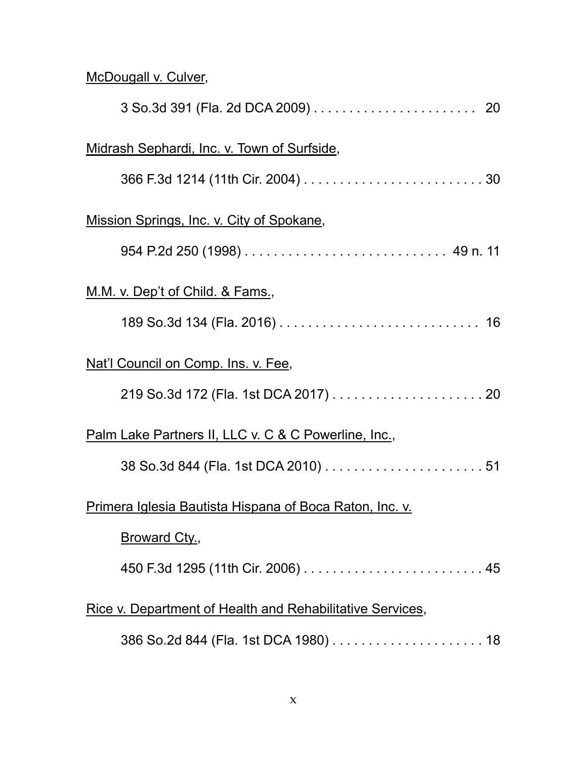McDougall v. Culver,

3 So.3d 391 (Fla. 2d DCA 2009) . . . . . . . . . . . . . . . . . . . . . . . 20

Midrash Sephardi, Inc. v. Town of Surfside,

366 F.3d 1214 (11th Cir. 2004) . . . . . . . . . . . . . . . . . . . . . . . . . 30

Mission Springs, Inc. v. City of Spokane,

954 P.2d 250 (1998) . . . . . . . . . . . . . . . . . . . . . . . . . . . . 49 n. 11

M.M. v. Dep't of Child. & Fams.,

189 So.3d 134 (Fla. 2016) . . . . . . . . . . . . . . . . . . . . . . . . . . . . 16

Nat'l Council on Comp. Ins. v. Fee,

219 So.3d 172 (Fla. 1st DCA 2017) . . . . . . . . . . . . . . . . . . . . . 20

Palm Lake Partners II, LLC v. C & C Powerline, Inc.,

38 So.3d 844 (Fla. 1st DCA 2010) . . . . . . . . . . . . . . . . . . . . . . 51

Primera Iglesia Bautista Hispana of Boca Raton, Inc. v. Broward Cty.,

450 F.3d 1295 (11th Cir. 2006) . . . . . . . . . . . . . . . . . . . . . . . . . 45

Rice v. Department of Health and Rehabilitative Services,

386 So.2d 844 (Fla. 1st DCA 1980) . . . . . . . . . . . . . . . . . . . . . 18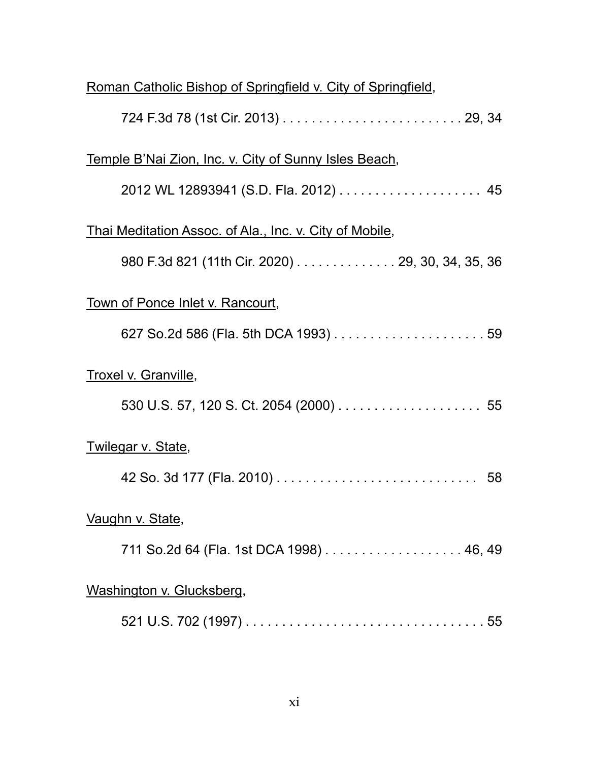Roman Catholic Bishop of Springfield v. City of Springfield,

724 F.3d 78 (1st Cir. 2013) . . . . . . . . . . . . . . . . . . . . . . . . . 29, 34

Temple B'Nai Zion, Inc. v. City of Sunny Isles Beach,

2012 WL 12893941 (S.D. Fla. 2012) . . . . . . . . . . . . . . . . . . . . 45

Thai Meditation Assoc. of Ala., Inc. v. City of Mobile,

980 F.3d 821 (11th Cir. 2020) . . . . . . . . . . . . . . 29, 30, 34, 35, 36

Town of Ponce Inlet v. Rancourt,

627 So.2d 586 (Fla. 5th DCA 1993) . . . . . . . . . . . . . . . . . . . . . 59

Troxel v. Granville,

530 U.S. 57, 120 S. Ct. 2054 (2000) . . . . . . . . . . . . . . . . . . . . 55

Twilegar v. State,

42 So. 3d 177 (Fla. 2010) . . . . . . . . . . . . . . . . . . . . . . . . . . . . 58

Vaughn v. State,

711 So.2d 64 (Fla. 1st DCA 1998) . . . . . . . . . . . . . . . . . . . 46, 49

Washington v. Glucksberg,

521 U.S. 702 (1997) . . . . . . . . . . . . . . . . . . . . . . . . . . . . . . . . 55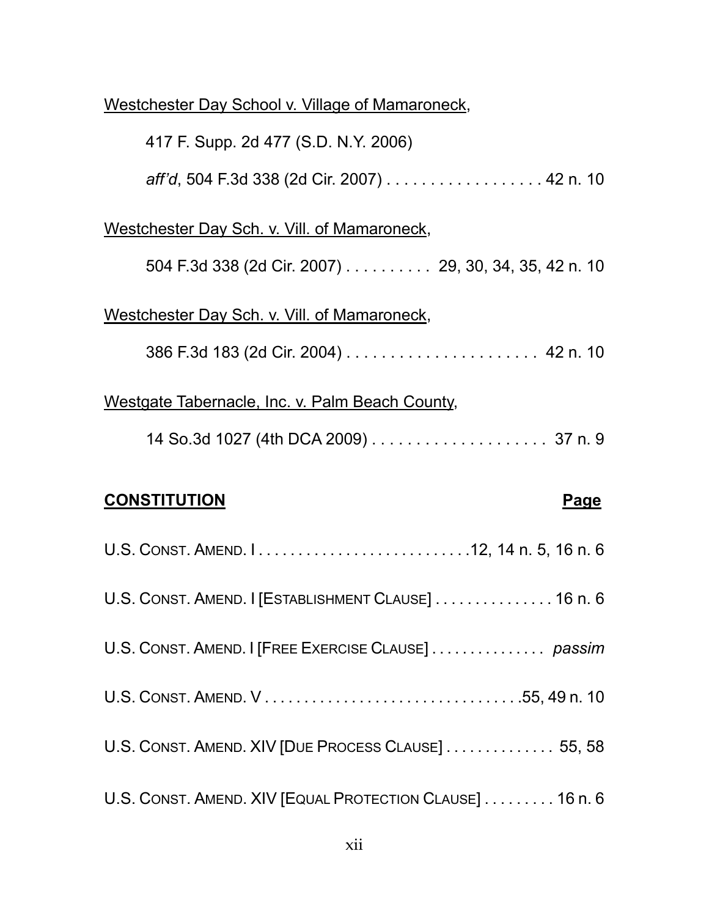Westchester Day School v. Village of Mamaroneck,

417 F. Supp. 2d 477 (S.D. N.Y. 2006)

*aff'd*, 504 F.3d 338 (2d Cir. 2007) . . . . . . . . . . . . . . . . . . 42 n. 10

Westchester Day Sch. v. Vill. of Mamaroneck,

504 F.3d 338 (2d Cir. 2007) . . . . . . . . . . 29, 30, 34, 35, 42 n. 10

Westchester Day Sch. v. Vill. of Mamaroneck,

386 F.3d 183 (2d Cir. 2004) . . . . . . . . . . . . . . . . . . . . . . 42 n. 10

Westgate Tabernacle, Inc. v. Palm Beach County,

14 So.3d 1027 (4th DCA 2009) . . . . . . . . . . . . . . . . . . . . 37 n. 9

**CONSTITUTION** **Page**

U.S. CONST. AMEND. I . . . . . . . . . . . . . . . . . . . . . . . . . . .12, 14 n. 5, 16 n. 6

U.S. CONST. AMEND. I [ESTABLISHMENT CLAUSE] . . . . . . . . . . . . . . . 16 n. 6

U.S. CONST. AMEND. I [FREE EXERCISE CLAUSE] . . . . . . . . . . . . . . *passim*

U.S. CONST. AMEND. V . . . . . . . . . . . . . . . . . . . . . . . . . . . . . . . .55, 49 n. 10

U.S. CONST. AMEND. XIV [DUE PROCESS CLAUSE] . . . . . . . . . . . . . . 55, 58

U.S. CONST. AMEND. XIV [EQUAL PROTECTION CLAUSE] . . . . . . . . . 16 n. 6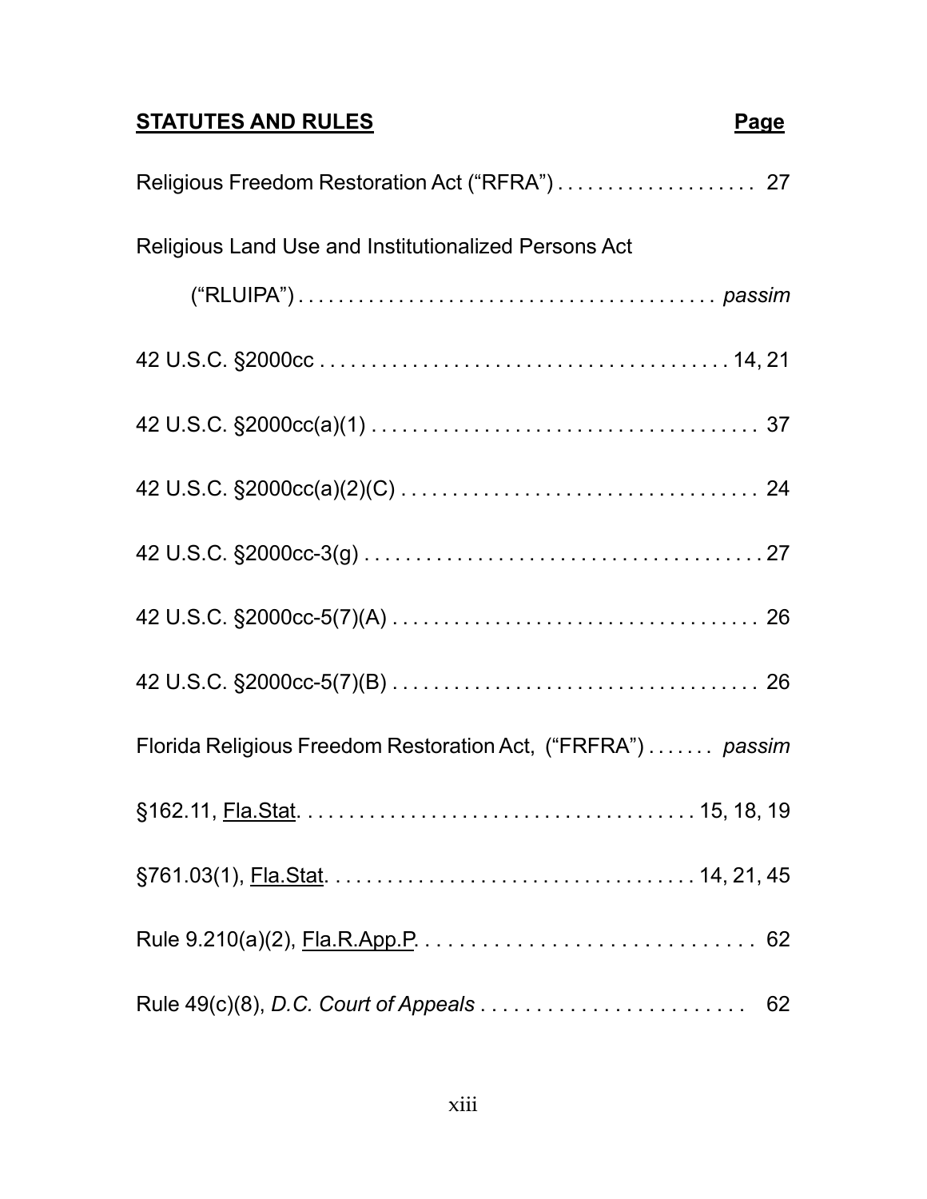| **<u>STATUTES AND RULES</u>** | **<u>Page</u>** |
| --- | --- |
| Religious Freedom Restoration Act ("RFRA") | 27 |
| Religious Land Use and Institutionalized Persons Act ("RLUIPA") | *passim* |
| 42 U.S.C. §2000cc | 14, 21 |
| 42 U.S.C. §2000cc(a)(1) | 37 |
| 42 U.S.C. §2000cc(a)(2)(C) | 24 |
| 42 U.S.C. §2000cc-3(g) | 27 |
| 42 U.S.C. §2000cc-5(7)(A) | 26 |
| 42 U.S.C. §2000cc-5(7)(B) | 26 |
| Florida Religious Freedom Restoration Act, ("FRFRA") | *passim* |
| §162.11, <u>Fla.Stat</u>. | 15, 18, 19 |
| §761.03(1), <u>Fla.Stat</u>. | 14, 21, 45 |
| Rule 9.210(a)(2), <u>Fla.R.App.P</u>. | 62 |
| Rule 49(c)(8), *D.C. Court of Appeals* | 62 |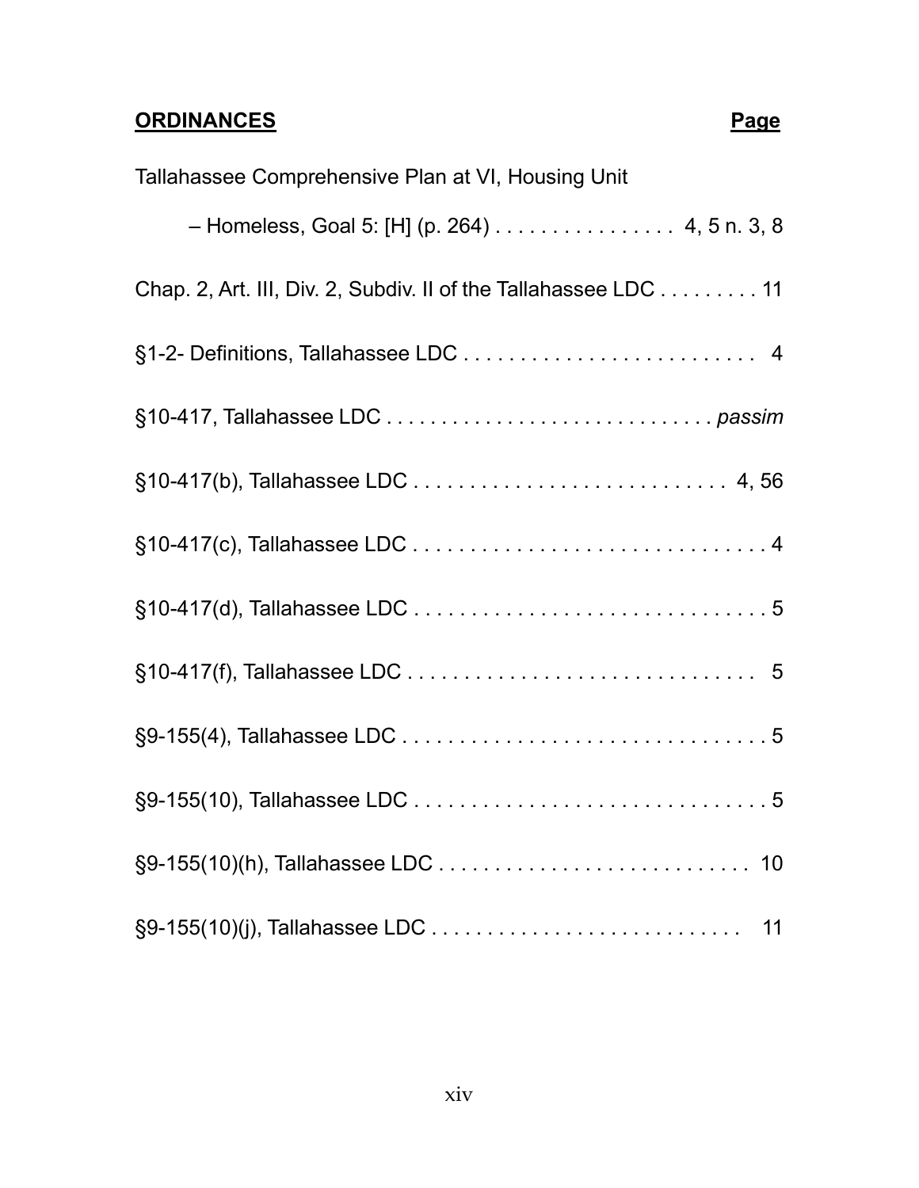**ORDINANCES** **Page**

Tallahassee Comprehensive Plan at VI, Housing Unit

– Homeless, Goal 5: [H] (p. 264) . . . . . . . . . . . . . . . . 4, 5 n. 3, 8

Chap. 2, Art. III, Div. 2, Subdiv. II of the Tallahassee LDC . . . . . . . . . 11

§1-2- Definitions, Tallahassee LDC . . . . . . . . . . . . . . . . . . . . . . . . . . 4

§10-417, Tallahassee LDC . . . . . . . . . . . . . . . . . . . . . . . . . . . . . *passim*

§10-417(b), Tallahassee LDC . . . . . . . . . . . . . . . . . . . . . . . . . . . . 4, 56

§10-417(c), Tallahassee LDC . . . . . . . . . . . . . . . . . . . . . . . . . . . . . . 4

§10-417(d), Tallahassee LDC . . . . . . . . . . . . . . . . . . . . . . . . . . . . . . 5

§10-417(f), Tallahassee LDC . . . . . . . . . . . . . . . . . . . . . . . . . . . . . . 5

§9-155(4), Tallahassee LDC . . . . . . . . . . . . . . . . . . . . . . . . . . . . . . . . 5

§9-155(10), Tallahassee LDC . . . . . . . . . . . . . . . . . . . . . . . . . . . . . . . 5

§9-155(10)(h), Tallahassee LDC . . . . . . . . . . . . . . . . . . . . . . . . . . . 10

§9-155(10)(j), Tallahassee LDC . . . . . . . . . . . . . . . . . . . . . . . . . . . 11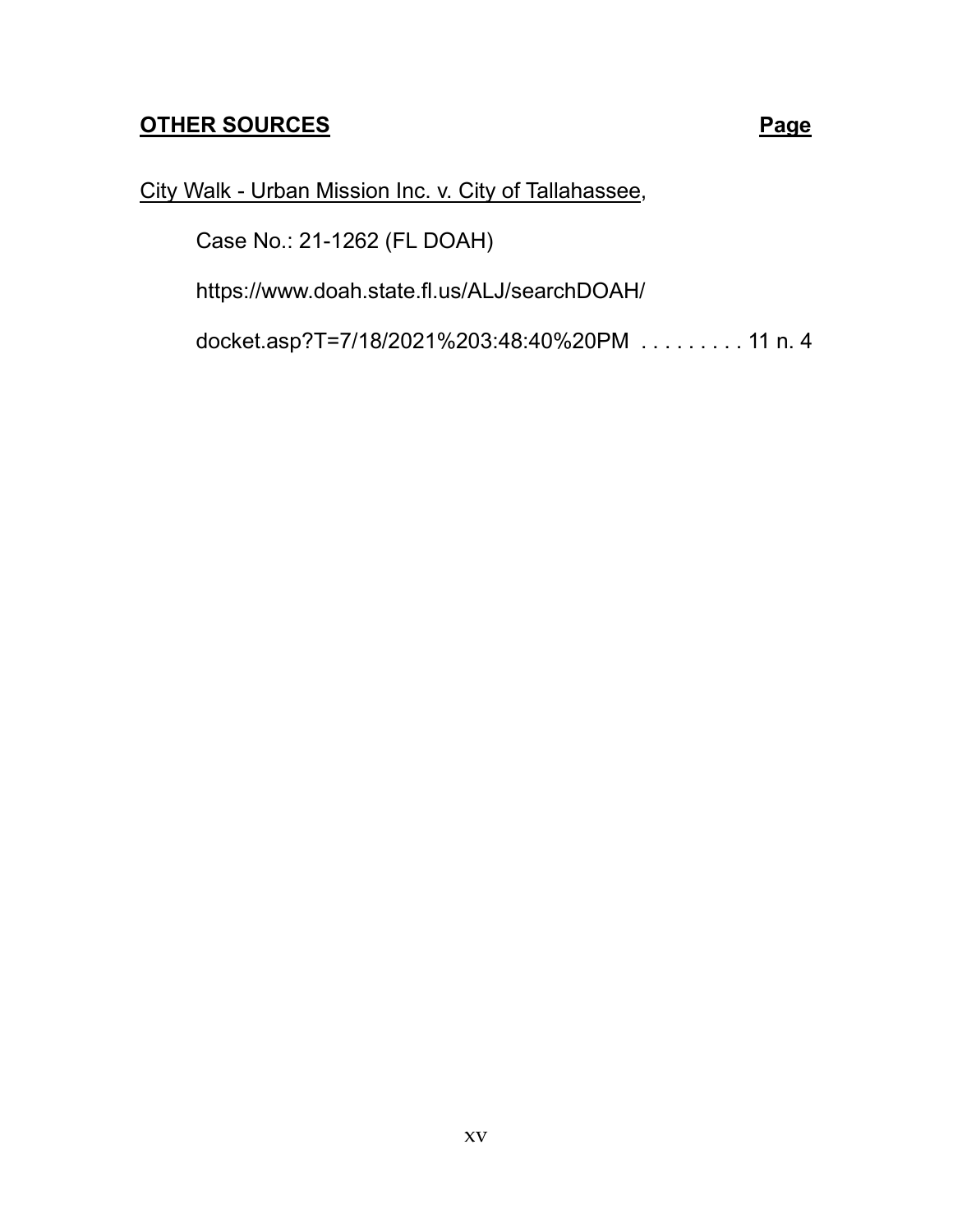**OTHER SOURCES** **Page**

City Walk - Urban Mission Inc. v. City of Tallahassee,

Case No.: 21-1262 (FL DOAH)

https://www.doah.state.fl.us/ALJ/searchDOAH/

docket.asp?T=7/18/2021%203:48:40%20PM . . . . . . . . . 11 n. 4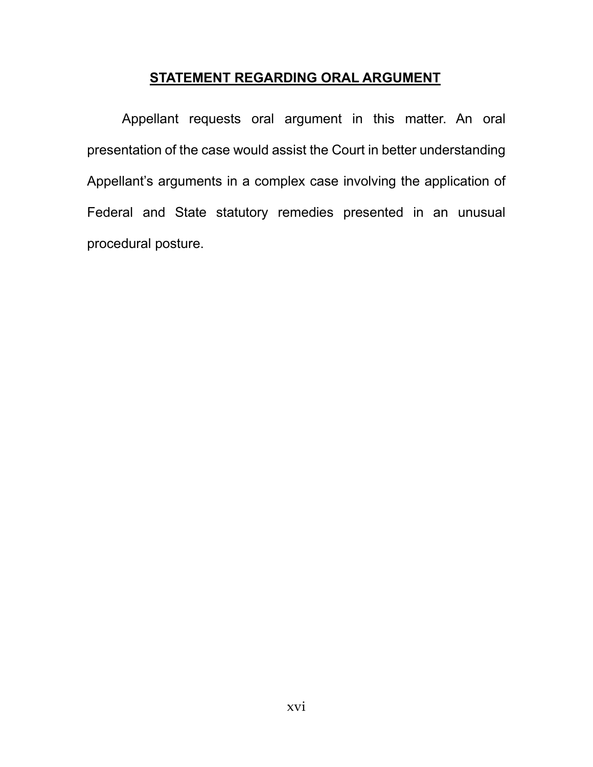## **STATEMENT REGARDING ORAL ARGUMENT**

Appellant requests oral argument in this matter. An oral presentation of the case would assist the Court in better understanding Appellant's arguments in a complex case involving the application of Federal and State statutory remedies presented in an unusual procedural posture.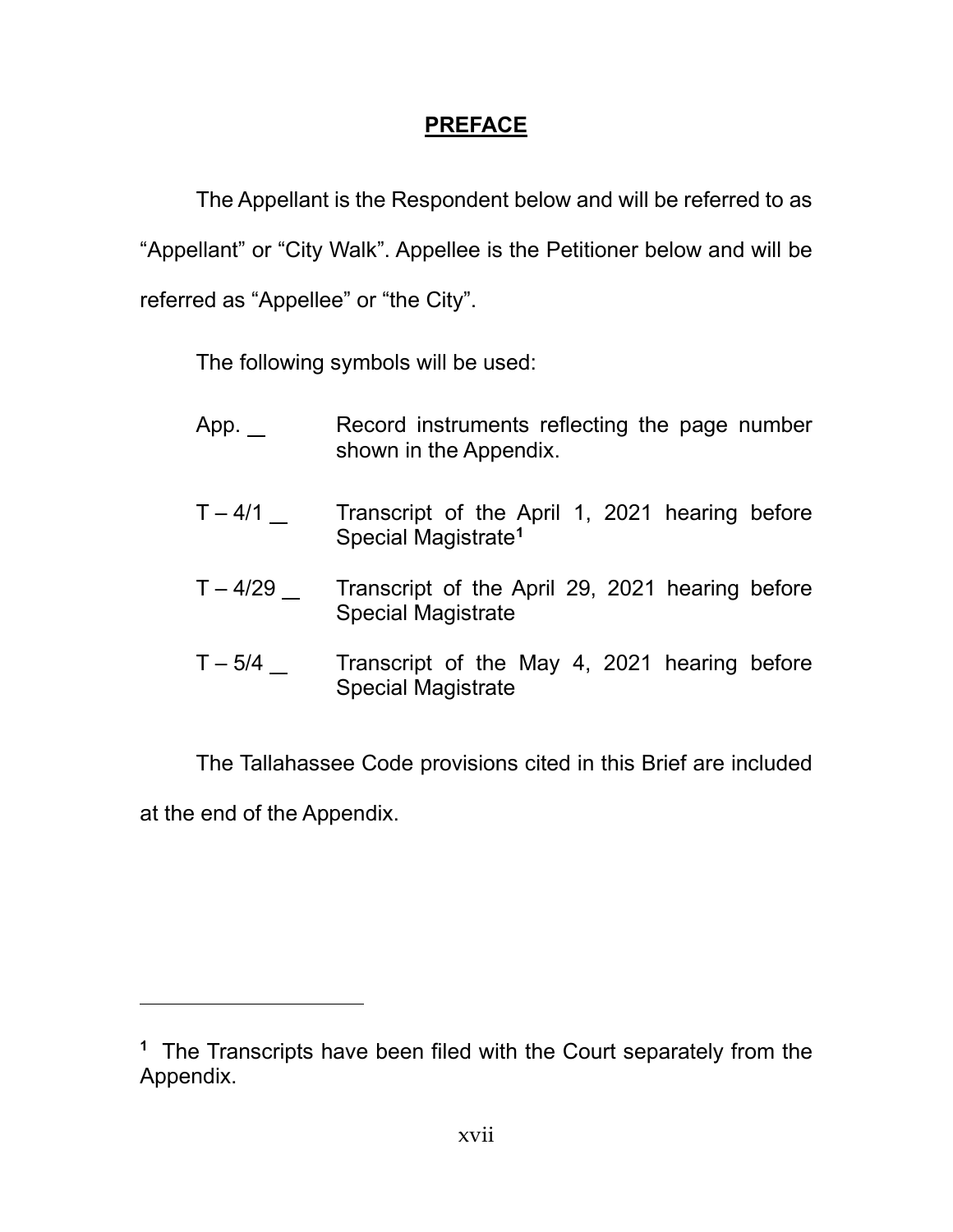# PREFACE

The Appellant is the Respondent below and will be referred to as "Appellant" or "City Walk". Appellee is the Petitioner below and will be referred as "Appellee" or "the City".

The following symbols will be used:

| | |
|---|---|
| App. __ | Record instruments reflecting the page number shown in the Appendix. |
| T – 4/1 __ | Transcript of the April 1, 2021 hearing before Special Magistrate[1] |
| T – 4/29 __ | Transcript of the April 29, 2021 hearing before Special Magistrate |
| T – 5/4 __ | Transcript of the May 4, 2021 hearing before Special Magistrate |

The Tallahassee Code provisions cited in this Brief are included at the end of the Appendix.

---

[1] The Transcripts have been filed with the Court separately from the Appendix.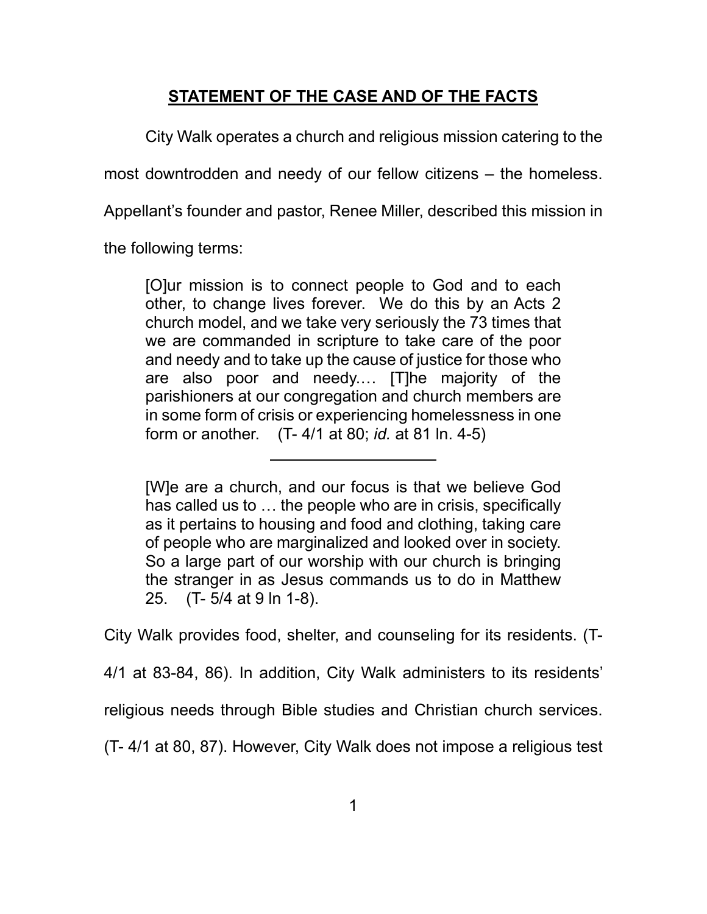## STATEMENT OF THE CASE AND OF THE FACTS

City Walk operates a church and religious mission catering to the most downtrodden and needy of our fellow citizens – the homeless. Appellant's founder and pastor, Renee Miller, described this mission in the following terms:

> [O]ur mission is to connect people to God and to each other, to change lives forever. We do this by an Acts 2 church model, and we take very seriously the 73 times that we are commanded in scripture to take care of the poor and needy and to take up the cause of justice for those who are also poor and needy.… [T]he majority of the parishioners at our congregation and church members are in some form of crisis or experiencing homelessness in one form or another. (T- 4/1 at 80; *id.* at 81 ln. 4-5)

---

> [W]e are a church, and our focus is that we believe God has called us to … the people who are in crisis, specifically as it pertains to housing and food and clothing, taking care of people who are marginalized and looked over in society. So a large part of our worship with our church is bringing the stranger in as Jesus commands us to do in Matthew 25. (T- 5/4 at 9 ln 1-8).

City Walk provides food, shelter, and counseling for its residents. (T- 4/1 at 83-84, 86). In addition, City Walk administers to its residents' religious needs through Bible studies and Christian church services. (T- 4/1 at 80, 87). However, City Walk does not impose a religious test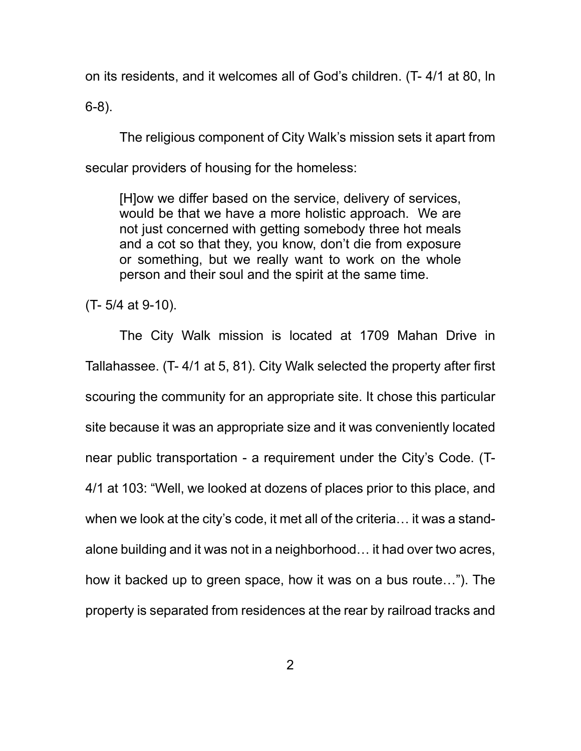on its residents, and it welcomes all of God's children. (T- 4/1 at 80, ln 6-8).

The religious component of City Walk's mission sets it apart from secular providers of housing for the homeless:

> [H]ow we differ based on the service, delivery of services, would be that we have a more holistic approach. We are not just concerned with getting somebody three hot meals and a cot so that they, you know, don't die from exposure or something, but we really want to work on the whole person and their soul and the spirit at the same time.

(T- 5/4 at 9-10).

The City Walk mission is located at 1709 Mahan Drive in Tallahassee. (T- 4/1 at 5, 81). City Walk selected the property after first scouring the community for an appropriate site. It chose this particular site because it was an appropriate size and it was conveniently located near public transportation - a requirement under the City's Code. (T- 4/1 at 103: "Well, we looked at dozens of places prior to this place, and when we look at the city's code, it met all of the criteria… it was a stand-alone building and it was not in a neighborhood… it had over two acres, how it backed up to green space, how it was on a bus route…"). The property is separated from residences at the rear by railroad tracks and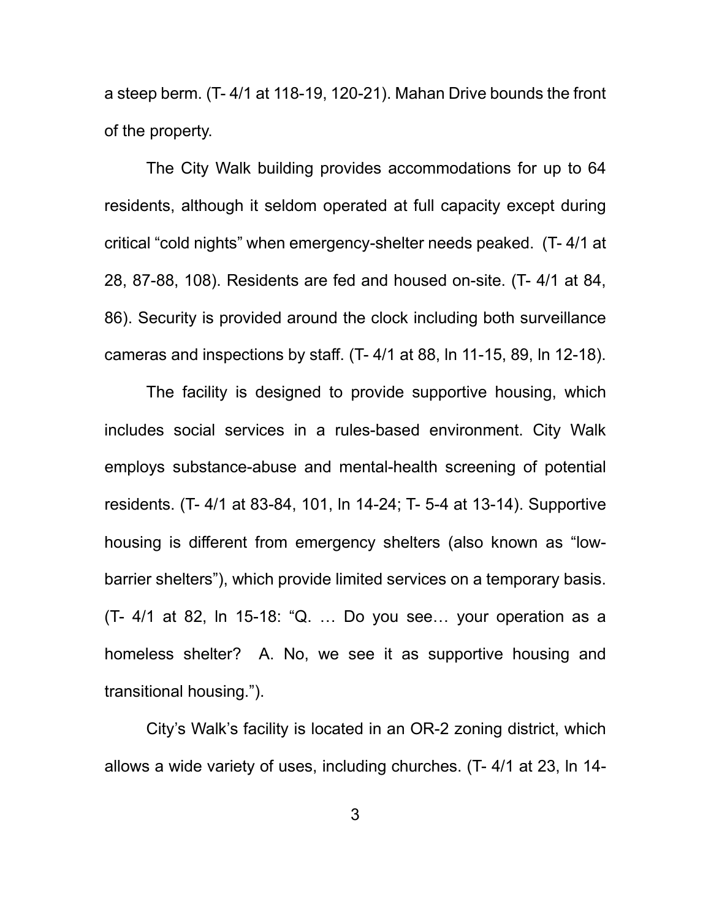a steep berm. (T- 4/1 at 118-19, 120-21). Mahan Drive bounds the front of the property.

The City Walk building provides accommodations for up to 64 residents, although it seldom operated at full capacity except during critical "cold nights" when emergency-shelter needs peaked. (T- 4/1 at 28, 87-88, 108). Residents are fed and housed on-site. (T- 4/1 at 84, 86). Security is provided around the clock including both surveillance cameras and inspections by staff. (T- 4/1 at 88, ln 11-15, 89, ln 12-18).

The facility is designed to provide supportive housing, which includes social services in a rules-based environment. City Walk employs substance-abuse and mental-health screening of potential residents. (T- 4/1 at 83-84, 101, ln 14-24; T- 5-4 at 13-14). Supportive housing is different from emergency shelters (also known as "low-barrier shelters"), which provide limited services on a temporary basis. (T- 4/1 at 82, ln 15-18: "Q. … Do you see… your operation as a homeless shelter? A. No, we see it as supportive housing and transitional housing.").

City's Walk's facility is located in an OR-2 zoning district, which allows a wide variety of uses, including churches. (T- 4/1 at 23, ln 14-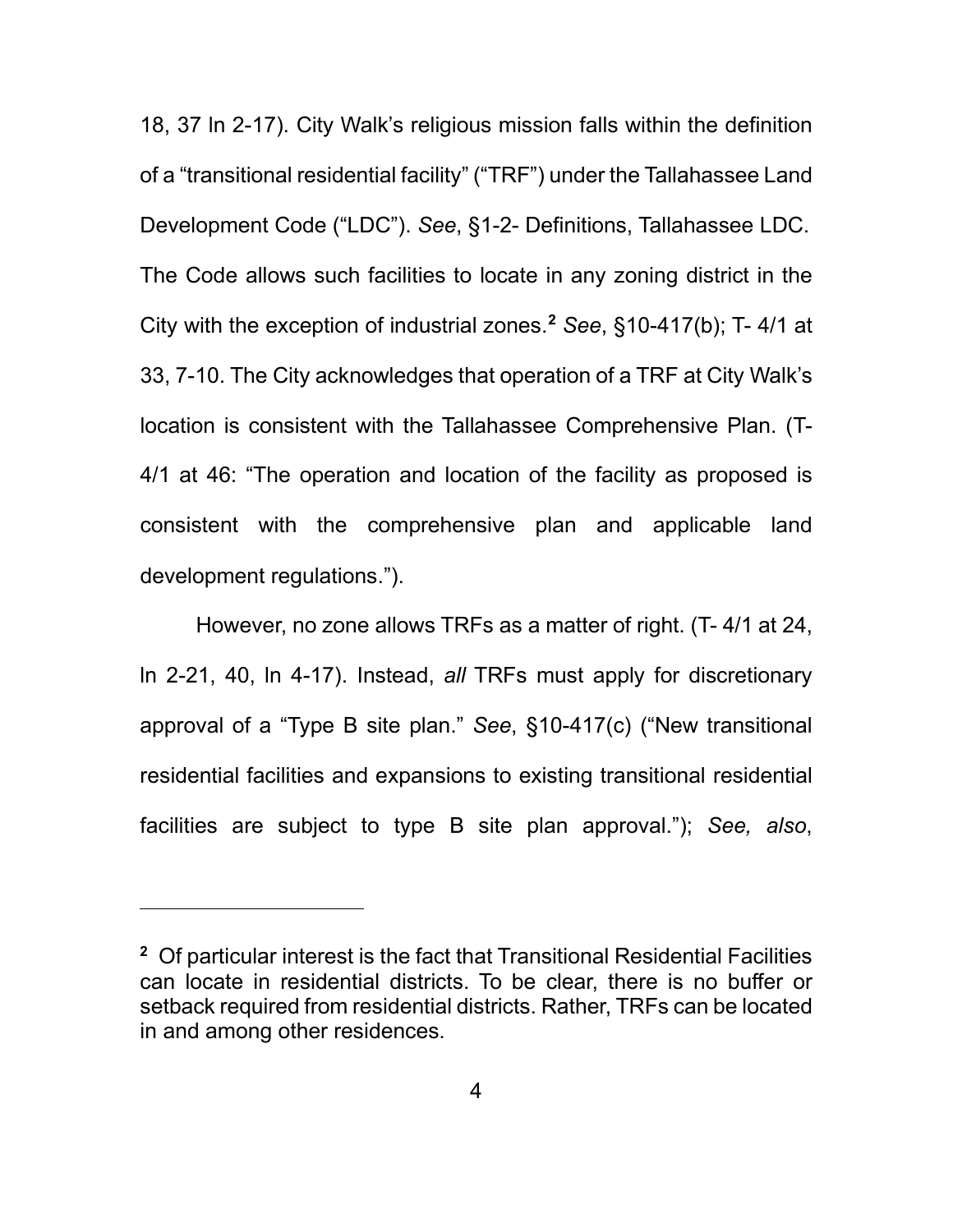18, 37 ln 2-17). City Walk's religious mission falls within the definition of a "transitional residential facility" ("TRF") under the Tallahassee Land Development Code ("LDC"). *See*, §1-2- Definitions, Tallahassee LDC. The Code allows such facilities to locate in any zoning district in the City with the exception of industrial zones.[2] *See*, §10-417(b); T- 4/1 at 33, 7-10. The City acknowledges that operation of a TRF at City Walk's location is consistent with the Tallahassee Comprehensive Plan. (T-4/1 at 46: "The operation and location of the facility as proposed is consistent with the comprehensive plan and applicable land development regulations.").

However, no zone allows TRFs as a matter of right. (T- 4/1 at 24, ln 2-21, 40, ln 4-17). Instead, *all* TRFs must apply for discretionary approval of a "Type B site plan." *See*, §10-417(c) ("New transitional residential facilities and expansions to existing transitional residential facilities are subject to type B site plan approval."); *See, also*,

---

[2] Of particular interest is the fact that Transitional Residential Facilities can locate in residential districts. To be clear, there is no buffer or setback required from residential districts. Rather, TRFs can be located in and among other residences.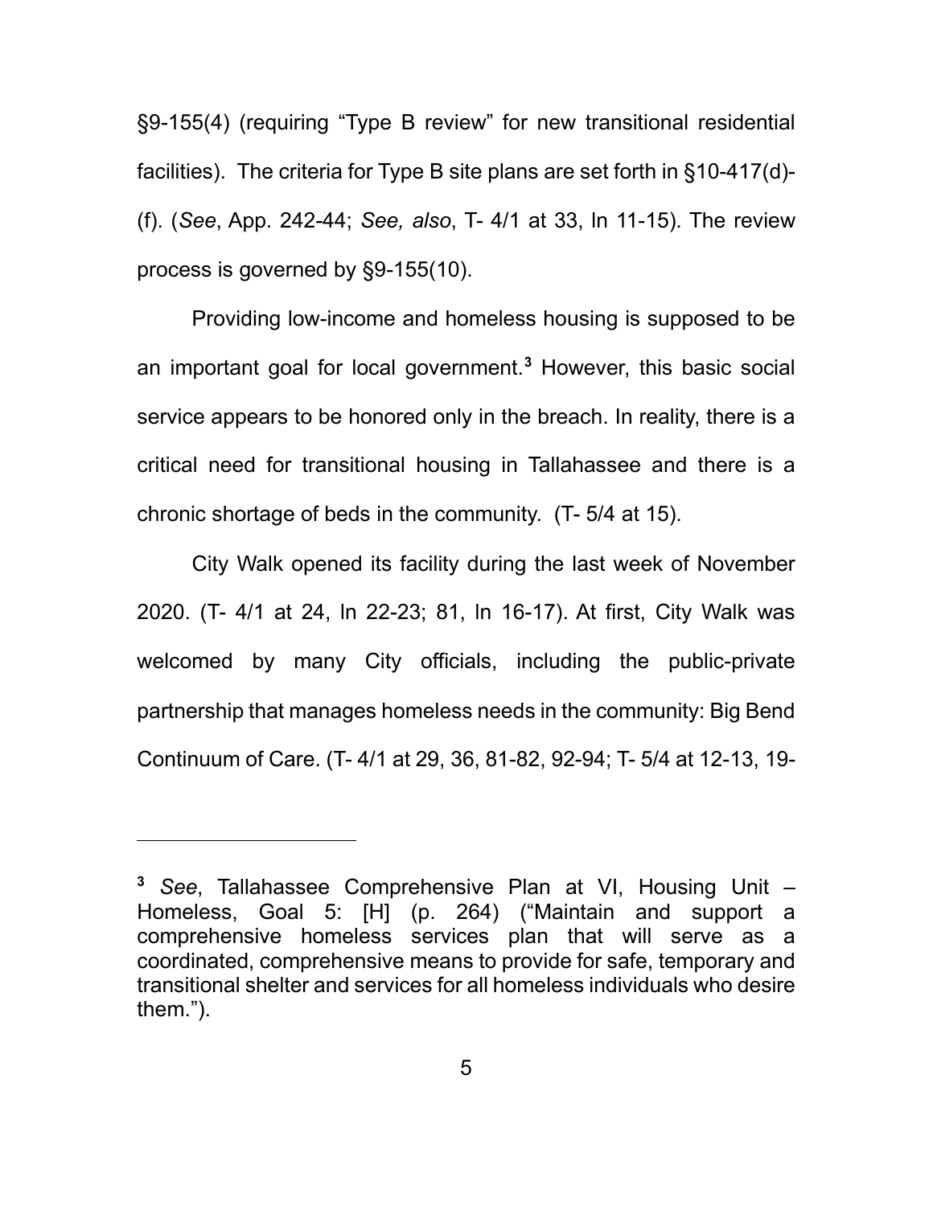§9-155(4) (requiring "Type B review" for new transitional residential facilities). The criteria for Type B site plans are set forth in §10-417(d)-(f). (*See*, App. 242-44; *See, also*, T- 4/1 at 33, ln 11-15). The review process is governed by §9-155(10).

Providing low-income and homeless housing is supposed to be an important goal for local government.[3] However, this basic social service appears to be honored only in the breach. In reality, there is a critical need for transitional housing in Tallahassee and there is a chronic shortage of beds in the community. (T- 5/4 at 15).

City Walk opened its facility during the last week of November 2020. (T- 4/1 at 24, ln 22-23; 81, ln 16-17). At first, City Walk was welcomed by many City officials, including the public-private partnership that manages homeless needs in the community: Big Bend Continuum of Care. (T- 4/1 at 29, 36, 81-82, 92-94; T- 5/4 at 12-13, 19-

---

[3] *See*, Tallahassee Comprehensive Plan at VI, Housing Unit – Homeless, Goal 5: [H] (p. 264) ("Maintain and support a comprehensive homeless services plan that will serve as a coordinated, comprehensive means to provide for safe, temporary and transitional shelter and services for all homeless individuals who desire them.").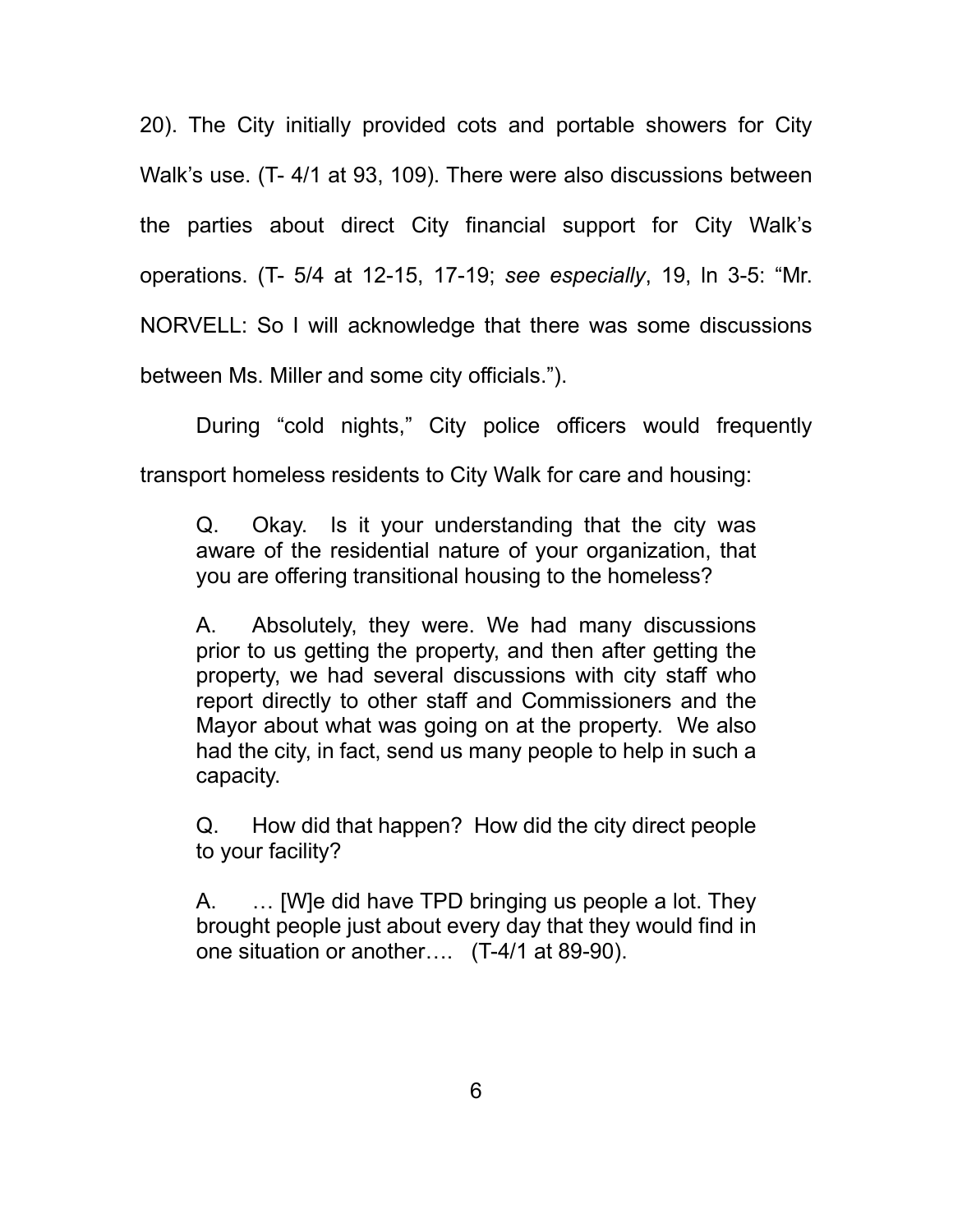20). The City initially provided cots and portable showers for City Walk's use. (T- 4/1 at 93, 109). There were also discussions between the parties about direct City financial support for City Walk's operations. (T- 5/4 at 12-15, 17-19; *see especially*, 19, ln 3-5: "Mr. NORVELL: So I will acknowledge that there was some discussions between Ms. Miller and some city officials.").

During "cold nights," City police officers would frequently transport homeless residents to City Walk for care and housing:

> Q. Okay. Is it your understanding that the city was aware of the residential nature of your organization, that you are offering transitional housing to the homeless?
>
> A. Absolutely, they were. We had many discussions prior to us getting the property, and then after getting the property, we had several discussions with city staff who report directly to other staff and Commissioners and the Mayor about what was going on at the property. We also had the city, in fact, send us many people to help in such a capacity.
>
> Q. How did that happen? How did the city direct people to your facility?
>
> A. … [W]e did have TPD bringing us people a lot. They brought people just about every day that they would find in one situation or another…. (T-4/1 at 89-90).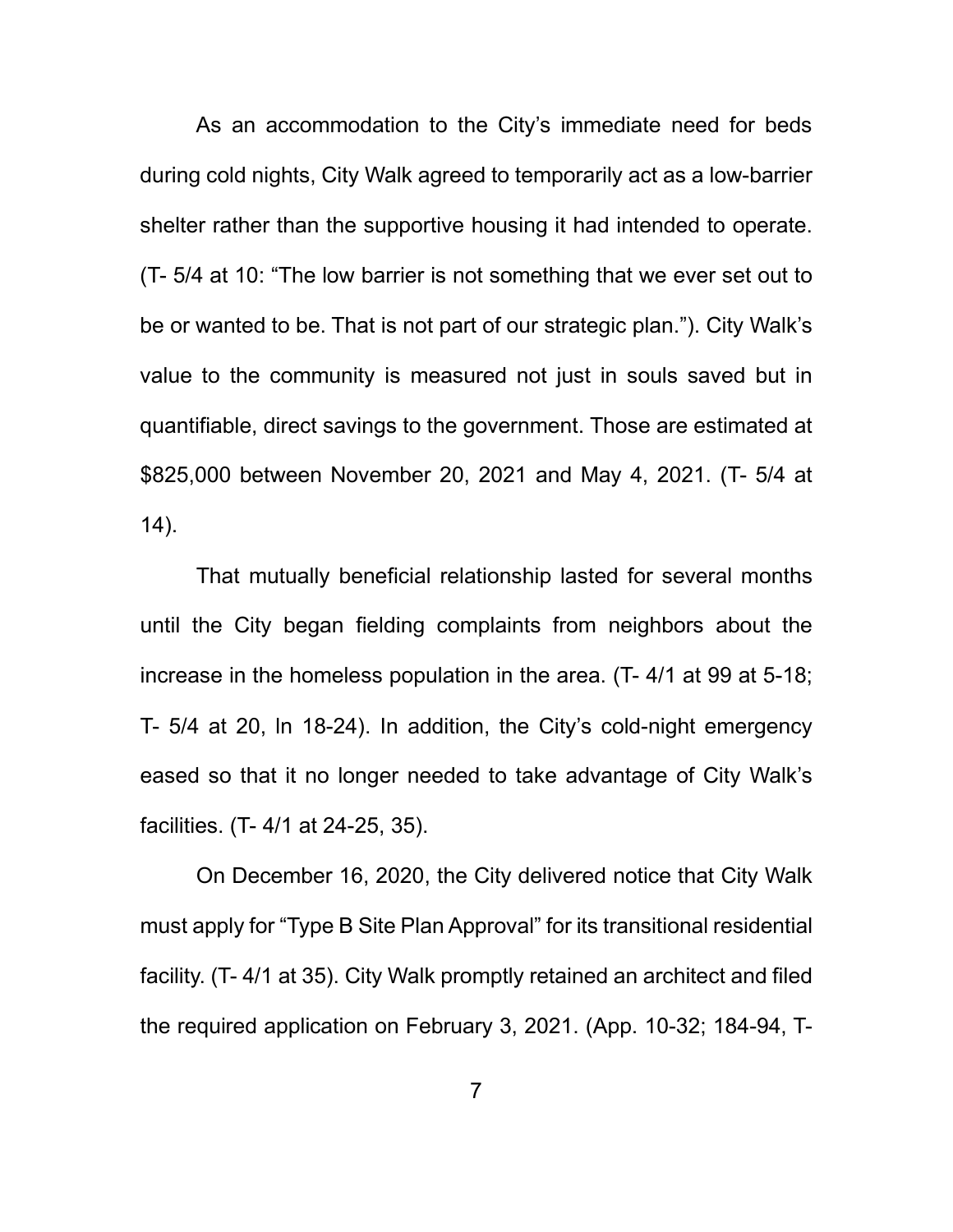As an accommodation to the City's immediate need for beds during cold nights, City Walk agreed to temporarily act as a low-barrier shelter rather than the supportive housing it had intended to operate. (T- 5/4 at 10: "The low barrier is not something that we ever set out to be or wanted to be. That is not part of our strategic plan."). City Walk's value to the community is measured not just in souls saved but in quantifiable, direct savings to the government. Those are estimated at $825,000 between November 20, 2021 and May 4, 2021. (T- 5/4 at 14).

That mutually beneficial relationship lasted for several months until the City began fielding complaints from neighbors about the increase in the homeless population in the area. (T- 4/1 at 99 at 5-18; T- 5/4 at 20, ln 18-24). In addition, the City's cold-night emergency eased so that it no longer needed to take advantage of City Walk's facilities. (T- 4/1 at 24-25, 35).

On December 16, 2020, the City delivered notice that City Walk must apply for "Type B Site Plan Approval" for its transitional residential facility. (T- 4/1 at 35). City Walk promptly retained an architect and filed the required application on February 3, 2021. (App. 10-32; 184-94, T-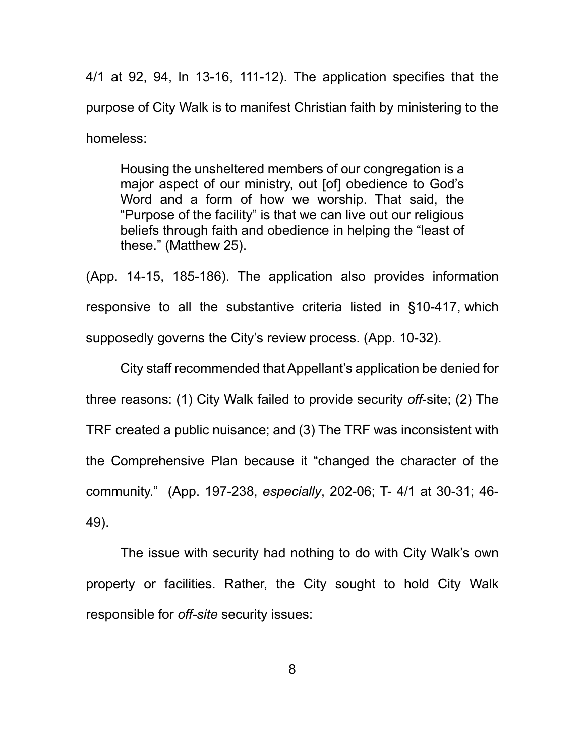4/1 at 92, 94, ln 13-16, 111-12). The application specifies that the purpose of City Walk is to manifest Christian faith by ministering to the homeless:

> Housing the unsheltered members of our congregation is a major aspect of our ministry, out [of] obedience to God's Word and a form of how we worship. That said, the "Purpose of the facility" is that we can live out our religious beliefs through faith and obedience in helping the "least of these." (Matthew 25).

(App. 14-15, 185-186). The application also provides information responsive to all the substantive criteria listed in §10-417, which supposedly governs the City's review process. (App. 10-32).

City staff recommended that Appellant's application be denied for three reasons: (1) City Walk failed to provide security *off*-site; (2) The TRF created a public nuisance; and (3) The TRF was inconsistent with the Comprehensive Plan because it "changed the character of the community." (App. 197-238, *especially*, 202-06; T- 4/1 at 30-31; 46-49).

The issue with security had nothing to do with City Walk's own property or facilities. Rather, the City sought to hold City Walk responsible for *off-site* security issues: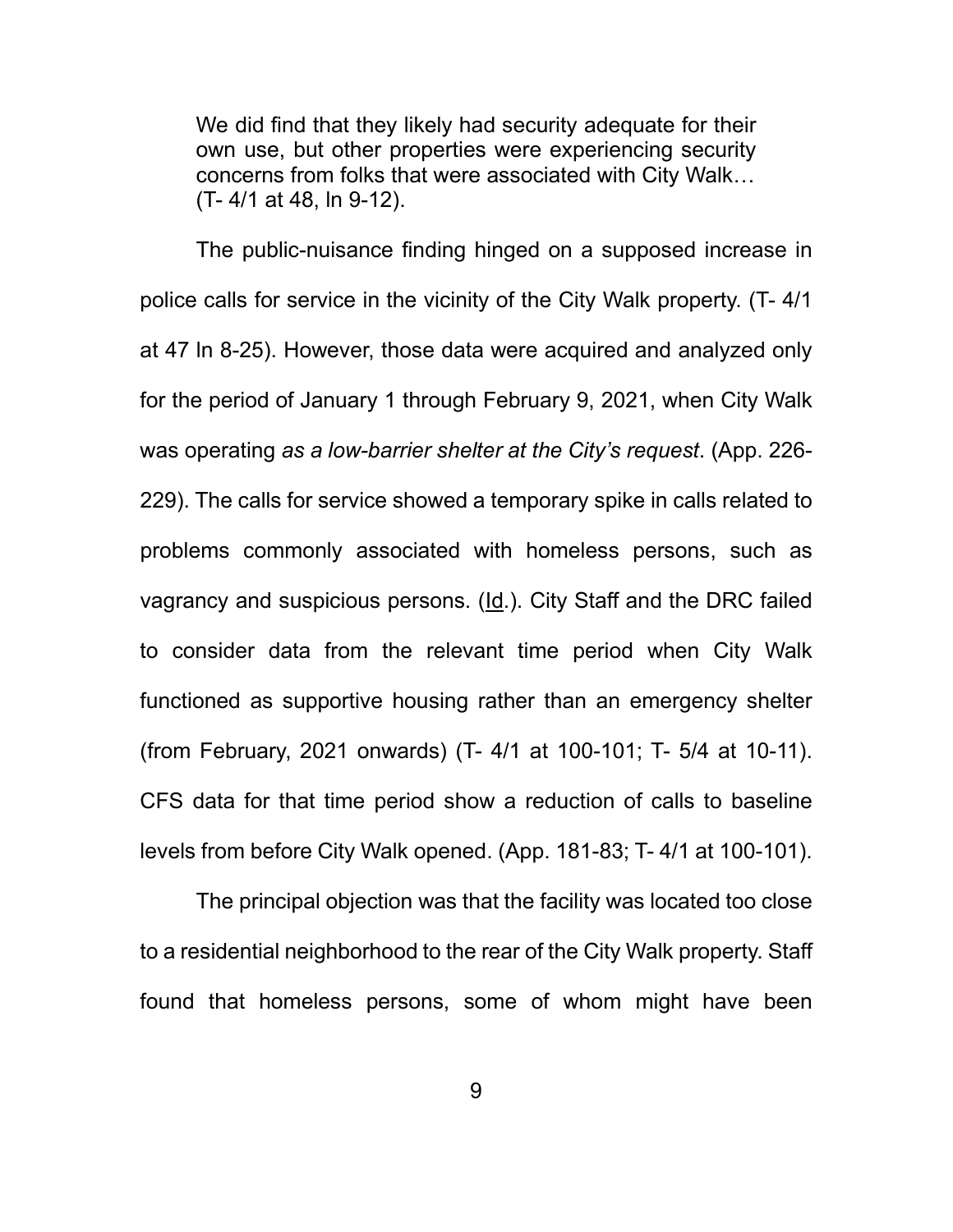> We did find that they likely had security adequate for their own use, but other properties were experiencing security concerns from folks that were associated with City Walk… (T- 4/1 at 48, ln 9-12).

The public-nuisance finding hinged on a supposed increase in police calls for service in the vicinity of the City Walk property. (T- 4/1 at 47 ln 8-25). However, those data were acquired and analyzed only for the period of January 1 through February 9, 2021, when City Walk was operating *as a low-barrier shelter at the City's request*. (App. 226-229). The calls for service showed a temporary spike in calls related to problems commonly associated with homeless persons, such as vagrancy and suspicious persons. (Id.). City Staff and the DRC failed to consider data from the relevant time period when City Walk functioned as supportive housing rather than an emergency shelter (from February, 2021 onwards) (T- 4/1 at 100-101; T- 5/4 at 10-11). CFS data for that time period show a reduction of calls to baseline levels from before City Walk opened. (App. 181-83; T- 4/1 at 100-101).

The principal objection was that the facility was located too close to a residential neighborhood to the rear of the City Walk property. Staff found that homeless persons, some of whom might have been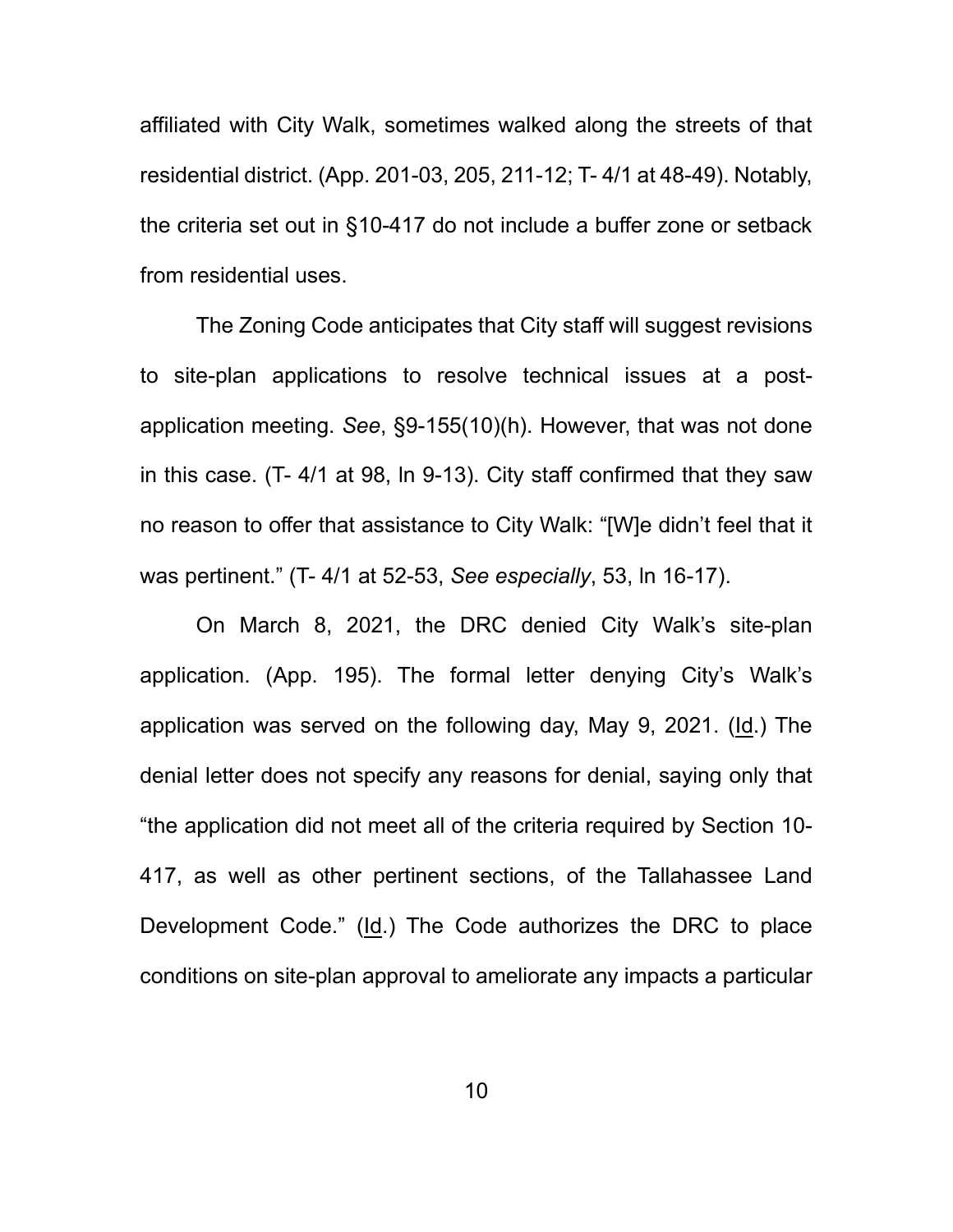affiliated with City Walk, sometimes walked along the streets of that residential district. (App. 201-03, 205, 211-12; T- 4/1 at 48-49). Notably, the criteria set out in §10-417 do not include a buffer zone or setback from residential uses.

The Zoning Code anticipates that City staff will suggest revisions to site-plan applications to resolve technical issues at a post-application meeting. *See*, §9-155(10)(h). However, that was not done in this case. (T- 4/1 at 98, ln 9-13). City staff confirmed that they saw no reason to offer that assistance to City Walk: "[W]e didn't feel that it was pertinent." (T- 4/1 at 52-53, *See especially*, 53, ln 16-17).

On March 8, 2021, the DRC denied City Walk's site-plan application. (App. 195). The formal letter denying City's Walk's application was served on the following day, May 9, 2021. (Id.) The denial letter does not specify any reasons for denial, saying only that "the application did not meet all of the criteria required by Section 10-417, as well as other pertinent sections, of the Tallahassee Land Development Code." (Id.) The Code authorizes the DRC to place conditions on site-plan approval to ameliorate any impacts a particular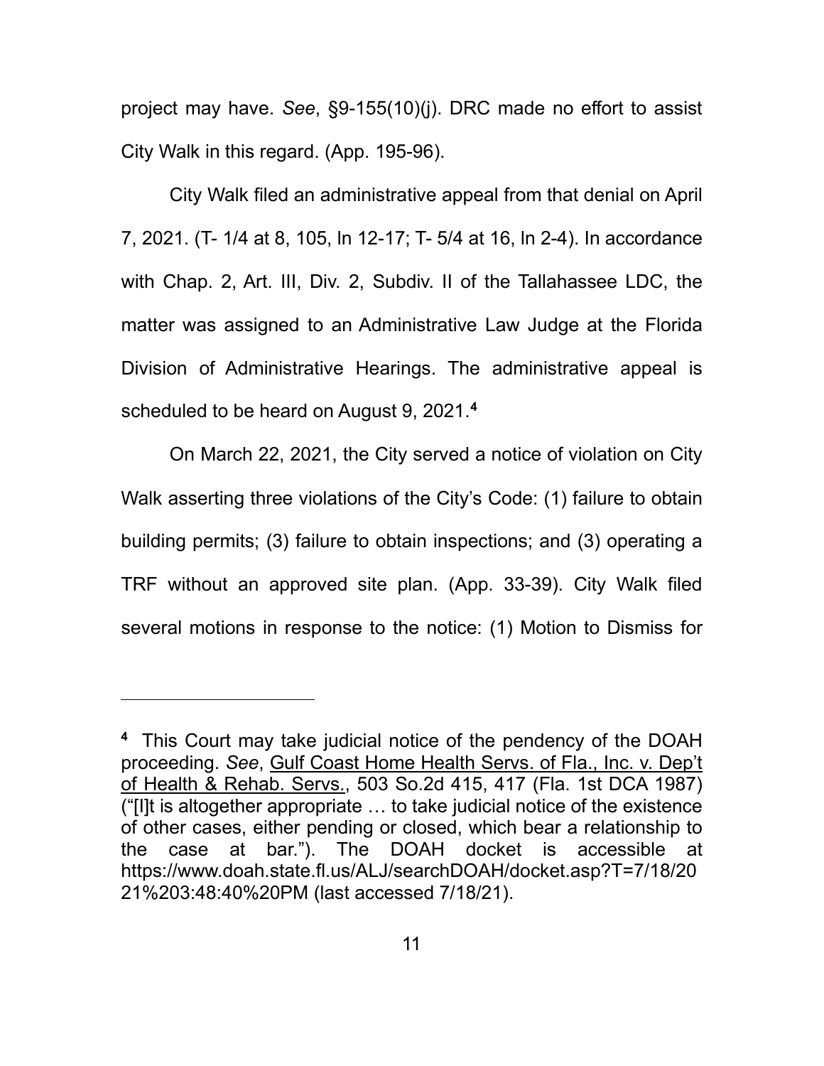project may have. *See*, §9-155(10)(j). DRC made no effort to assist City Walk in this regard. (App. 195-96).

City Walk filed an administrative appeal from that denial on April 7, 2021. (T- 1/4 at 8, 105, ln 12-17; T- 5/4 at 16, ln 2-4). In accordance with Chap. 2, Art. III, Div. 2, Subdiv. II of the Tallahassee LDC, the matter was assigned to an Administrative Law Judge at the Florida Division of Administrative Hearings. The administrative appeal is scheduled to be heard on August 9, 2021.[4]

On March 22, 2021, the City served a notice of violation on City Walk asserting three violations of the City's Code: (1) failure to obtain building permits; (3) failure to obtain inspections; and (3) operating a TRF without an approved site plan. (App. 33-39). City Walk filed several motions in response to the notice: (1) Motion to Dismiss for

---

[4] This Court may take judicial notice of the pendency of the DOAH proceeding. *See*, Gulf Coast Home Health Servs. of Fla., Inc. v. Dep't of Health & Rehab. Servs., 503 So.2d 415, 417 (Fla. 1st DCA 1987) ("[I]t is altogether appropriate … to take judicial notice of the existence of other cases, either pending or closed, which bear a relationship to the case at bar."). The DOAH docket is accessible at https://www.doah.state.fl.us/ALJ/searchDOAH/docket.asp?T=7/18/2021%203:48:40%20PM (last accessed 7/18/21).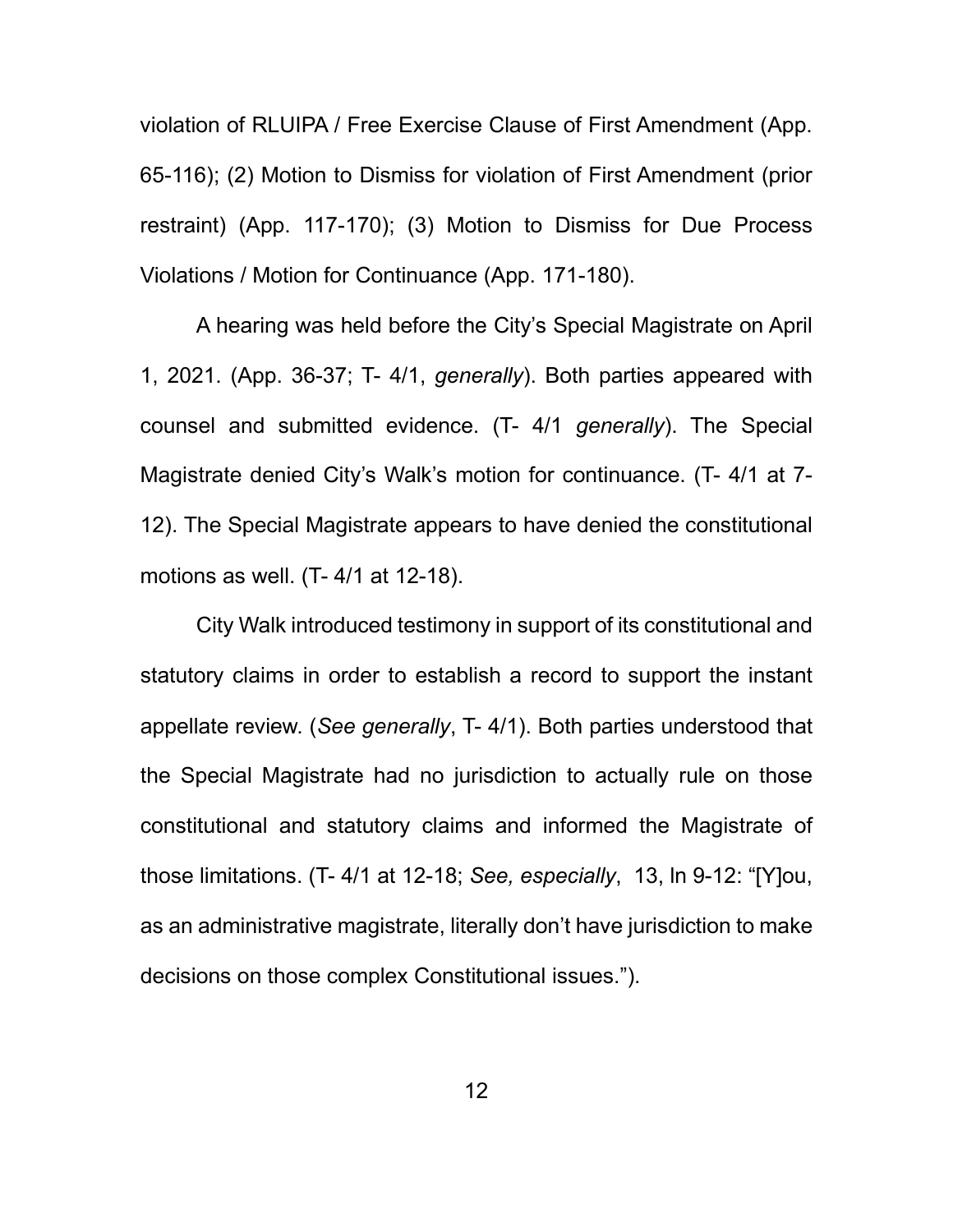violation of RLUIPA / Free Exercise Clause of First Amendment (App. 65-116); (2) Motion to Dismiss for violation of First Amendment (prior restraint) (App. 117-170); (3) Motion to Dismiss for Due Process Violations / Motion for Continuance (App. 171-180).

A hearing was held before the City's Special Magistrate on April 1, 2021. (App. 36-37; T- 4/1, *generally*). Both parties appeared with counsel and submitted evidence. (T- 4/1 *generally*). The Special Magistrate denied City's Walk's motion for continuance. (T- 4/1 at 7-12). The Special Magistrate appears to have denied the constitutional motions as well. (T- 4/1 at 12-18).

City Walk introduced testimony in support of its constitutional and statutory claims in order to establish a record to support the instant appellate review. (*See generally*, T- 4/1). Both parties understood that the Special Magistrate had no jurisdiction to actually rule on those constitutional and statutory claims and informed the Magistrate of those limitations. (T- 4/1 at 12-18; *See, especially*, 13, ln 9-12: "[Y]ou, as an administrative magistrate, literally don't have jurisdiction to make decisions on those complex Constitutional issues.").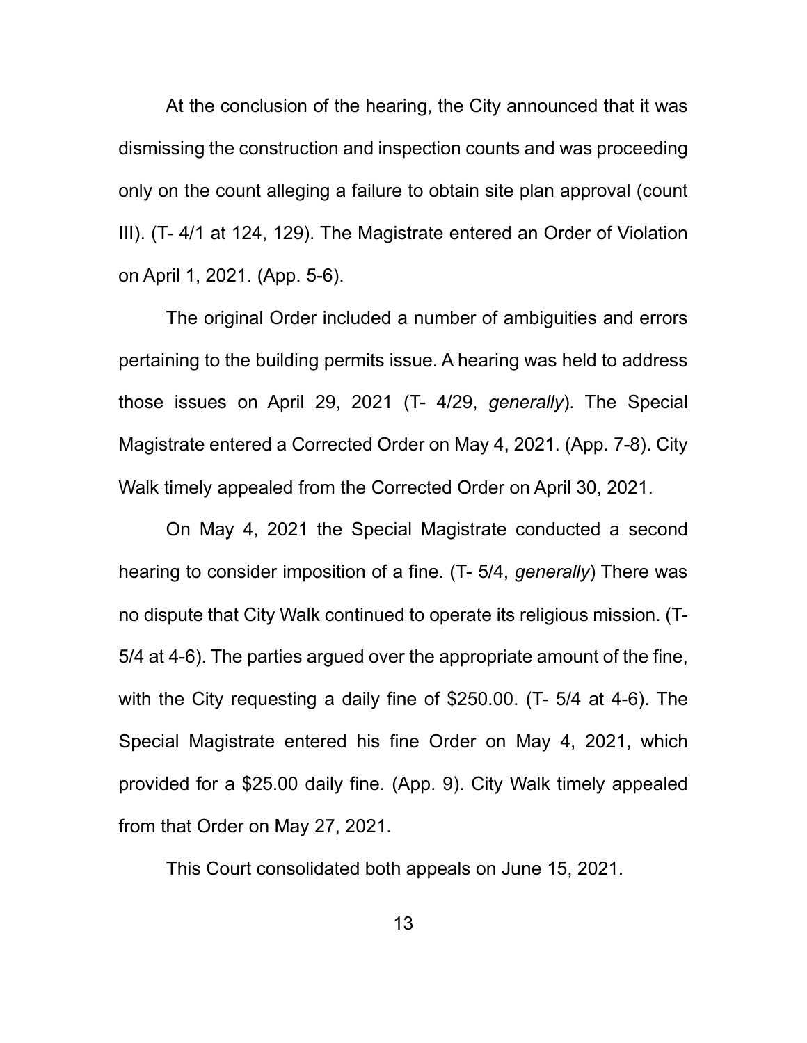At the conclusion of the hearing, the City announced that it was dismissing the construction and inspection counts and was proceeding only on the count alleging a failure to obtain site plan approval (count III). (T- 4/1 at 124, 129). The Magistrate entered an Order of Violation on April 1, 2021. (App. 5-6).

The original Order included a number of ambiguities and errors pertaining to the building permits issue. A hearing was held to address those issues on April 29, 2021 (T- 4/29, *generally*). The Special Magistrate entered a Corrected Order on May 4, 2021. (App. 7-8). City Walk timely appealed from the Corrected Order on April 30, 2021.

On May 4, 2021 the Special Magistrate conducted a second hearing to consider imposition of a fine. (T- 5/4, *generally*) There was no dispute that City Walk continued to operate its religious mission. (T- 5/4 at 4-6). The parties argued over the appropriate amount of the fine, with the City requesting a daily fine of $250.00. (T- 5/4 at 4-6). The Special Magistrate entered his fine Order on May 4, 2021, which provided for a $25.00 daily fine. (App. 9). City Walk timely appealed from that Order on May 27, 2021.

This Court consolidated both appeals on June 15, 2021.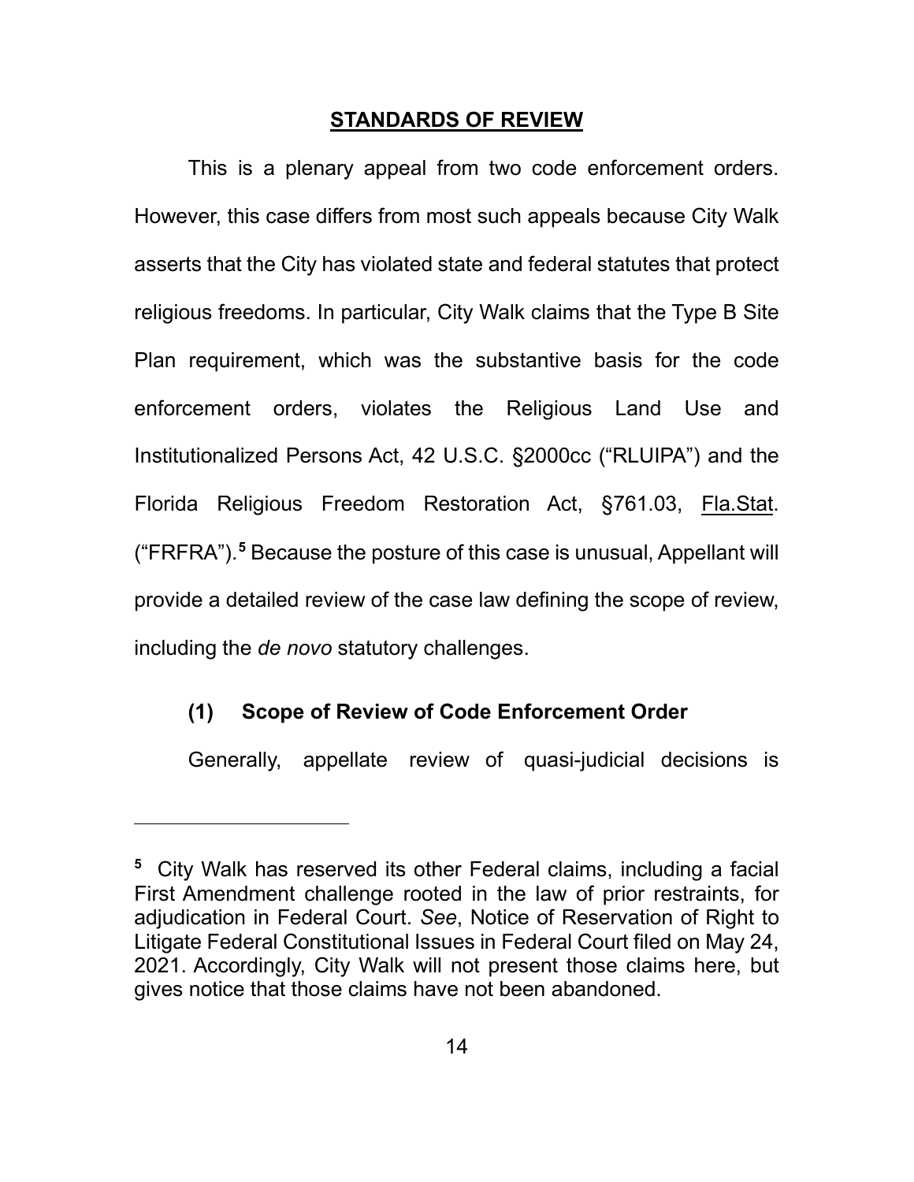## STANDARDS OF REVIEW

This is a plenary appeal from two code enforcement orders. However, this case differs from most such appeals because City Walk asserts that the City has violated state and federal statutes that protect religious freedoms. In particular, City Walk claims that the Type B Site Plan requirement, which was the substantive basis for the code enforcement orders, violates the Religious Land Use and Institutionalized Persons Act, 42 U.S.C. §2000cc ("RLUIPA") and the Florida Religious Freedom Restoration Act, §761.03, Fla.Stat. ("FRFRA").[5] Because the posture of this case is unusual, Appellant will provide a detailed review of the case law defining the scope of review, including the *de novo* statutory challenges.

### (1) Scope of Review of Code Enforcement Order

Generally, appellate review of quasi-judicial decisions is

---

[5] City Walk has reserved its other Federal claims, including a facial First Amendment challenge rooted in the law of prior restraints, for adjudication in Federal Court. *See*, Notice of Reservation of Right to Litigate Federal Constitutional Issues in Federal Court filed on May 24, 2021. Accordingly, City Walk will not present those claims here, but gives notice that those claims have not been abandoned.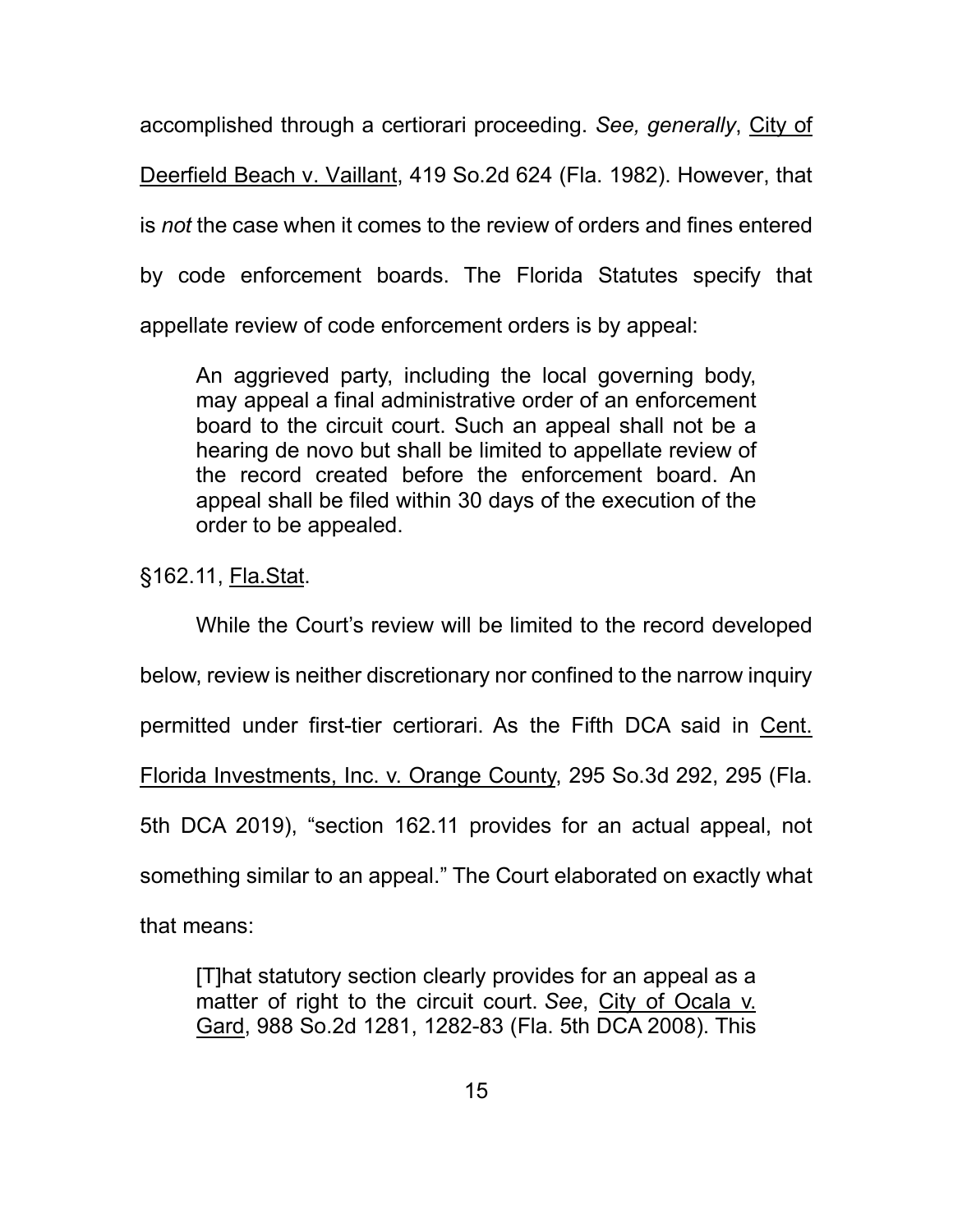accomplished through a certiorari proceeding. *See, generally*, City of Deerfield Beach v. Vaillant, 419 So.2d 624 (Fla. 1982). However, that is *not* the case when it comes to the review of orders and fines entered by code enforcement boards. The Florida Statutes specify that appellate review of code enforcement orders is by appeal:

> An aggrieved party, including the local governing body, may appeal a final administrative order of an enforcement board to the circuit court. Such an appeal shall not be a hearing de novo but shall be limited to appellate review of the record created before the enforcement board. An appeal shall be filed within 30 days of the execution of the order to be appealed.

§162.11, Fla.Stat.

While the Court's review will be limited to the record developed below, review is neither discretionary nor confined to the narrow inquiry permitted under first-tier certiorari. As the Fifth DCA said in Cent. Florida Investments, Inc. v. Orange County, 295 So.3d 292, 295 (Fla. 5th DCA 2019), "section 162.11 provides for an actual appeal, not something similar to an appeal." The Court elaborated on exactly what that means:

> [T]hat statutory section clearly provides for an appeal as a matter of right to the circuit court. *See*, City of Ocala v. Gard, 988 So.2d 1281, 1282-83 (Fla. 5th DCA 2008). This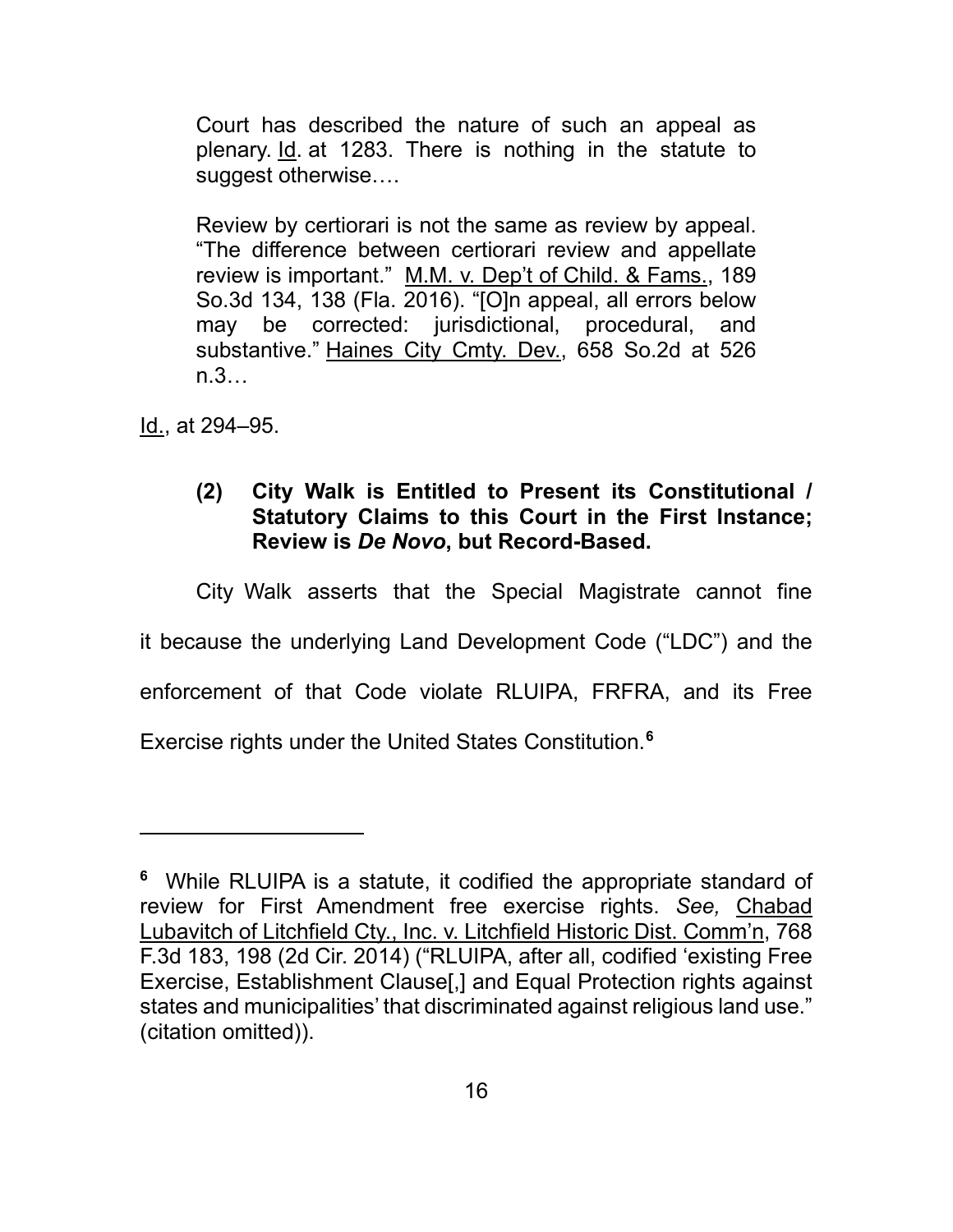> Court has described the nature of such an appeal as plenary. Id. at 1283. There is nothing in the statute to suggest otherwise….
>
> Review by certiorari is not the same as review by appeal. "The difference between certiorari review and appellate review is important." M.M. v. Dep't of Child. & Fams., 189 So.3d 134, 138 (Fla. 2016). "[O]n appeal, all errors below may be corrected: jurisdictional, procedural, and substantive." Haines City Cmty. Dev., 658 So.2d at 526 n.3…

Id., at 294–95.

### (2) City Walk is Entitled to Present its Constitutional / Statutory Claims to this Court in the First Instance; Review is *De Novo*, but Record-Based.

City Walk asserts that the Special Magistrate cannot fine it because the underlying Land Development Code ("LDC") and the enforcement of that Code violate RLUIPA, FRFRA, and its Free Exercise rights under the United States Constitution.[6]

---

[6] While RLUIPA is a statute, it codified the appropriate standard of review for First Amendment free exercise rights. *See,* Chabad Lubavitch of Litchfield Cty., Inc. v. Litchfield Historic Dist. Comm'n, 768 F.3d 183, 198 (2d Cir. 2014) ("RLUIPA, after all, codified 'existing Free Exercise, Establishment Clause[,] and Equal Protection rights against states and municipalities' that discriminated against religious land use." (citation omitted)).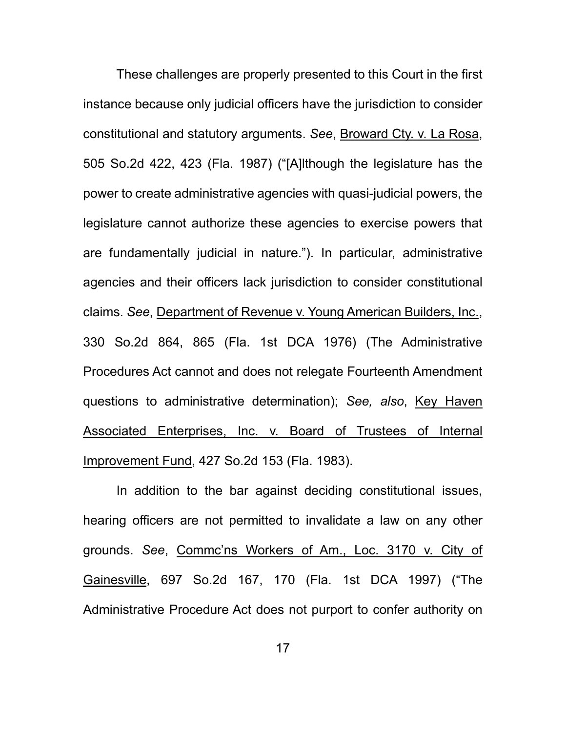These challenges are properly presented to this Court in the first instance because only judicial officers have the jurisdiction to consider constitutional and statutory arguments. *See*, <u>Broward Cty. v. La Rosa</u>, 505 So.2d 422, 423 (Fla. 1987) ("[A]lthough the legislature has the power to create administrative agencies with quasi-judicial powers, the legislature cannot authorize these agencies to exercise powers that are fundamentally judicial in nature."). In particular, administrative agencies and their officers lack jurisdiction to consider constitutional claims. *See*, <u>Department of Revenue v. Young American Builders, Inc.</u>, 330 So.2d 864, 865 (Fla. 1st DCA 1976) (The Administrative Procedures Act cannot and does not relegate Fourteenth Amendment questions to administrative determination); *See, also*, <u>Key Haven Associated Enterprises, Inc. v. Board of Trustees of Internal Improvement Fund</u>, 427 So.2d 153 (Fla. 1983).

In addition to the bar against deciding constitutional issues, hearing officers are not permitted to invalidate a law on any other grounds. *See*, <u>Commc'ns Workers of Am., Loc. 3170 v. City of Gainesville</u>, 697 So.2d 167, 170 (Fla. 1st DCA 1997) ("The Administrative Procedure Act does not purport to confer authority on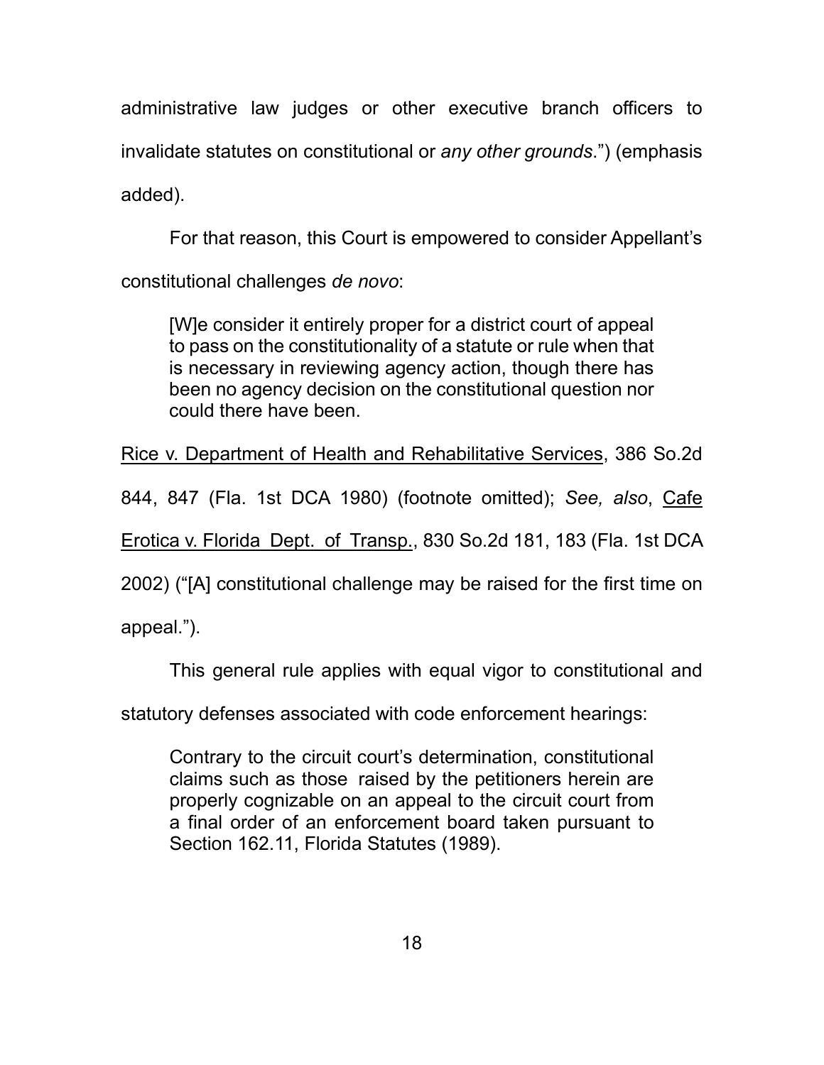administrative law judges or other executive branch officers to invalidate statutes on constitutional or *any other grounds*.") (emphasis added).

For that reason, this Court is empowered to consider Appellant's constitutional challenges *de novo*:

> [W]e consider it entirely proper for a district court of appeal to pass on the constitutionality of a statute or rule when that is necessary in reviewing agency action, though there has been no agency decision on the constitutional question nor could there have been.

Rice v. Department of Health and Rehabilitative Services, 386 So.2d 844, 847 (Fla. 1st DCA 1980) (footnote omitted); *See, also*, Cafe Erotica v. Florida Dept. of Transp., 830 So.2d 181, 183 (Fla. 1st DCA 2002) ("[A] constitutional challenge may be raised for the first time on appeal.").

This general rule applies with equal vigor to constitutional and statutory defenses associated with code enforcement hearings:

> Contrary to the circuit court's determination, constitutional claims such as those raised by the petitioners herein are properly cognizable on an appeal to the circuit court from a final order of an enforcement board taken pursuant to Section 162.11, Florida Statutes (1989).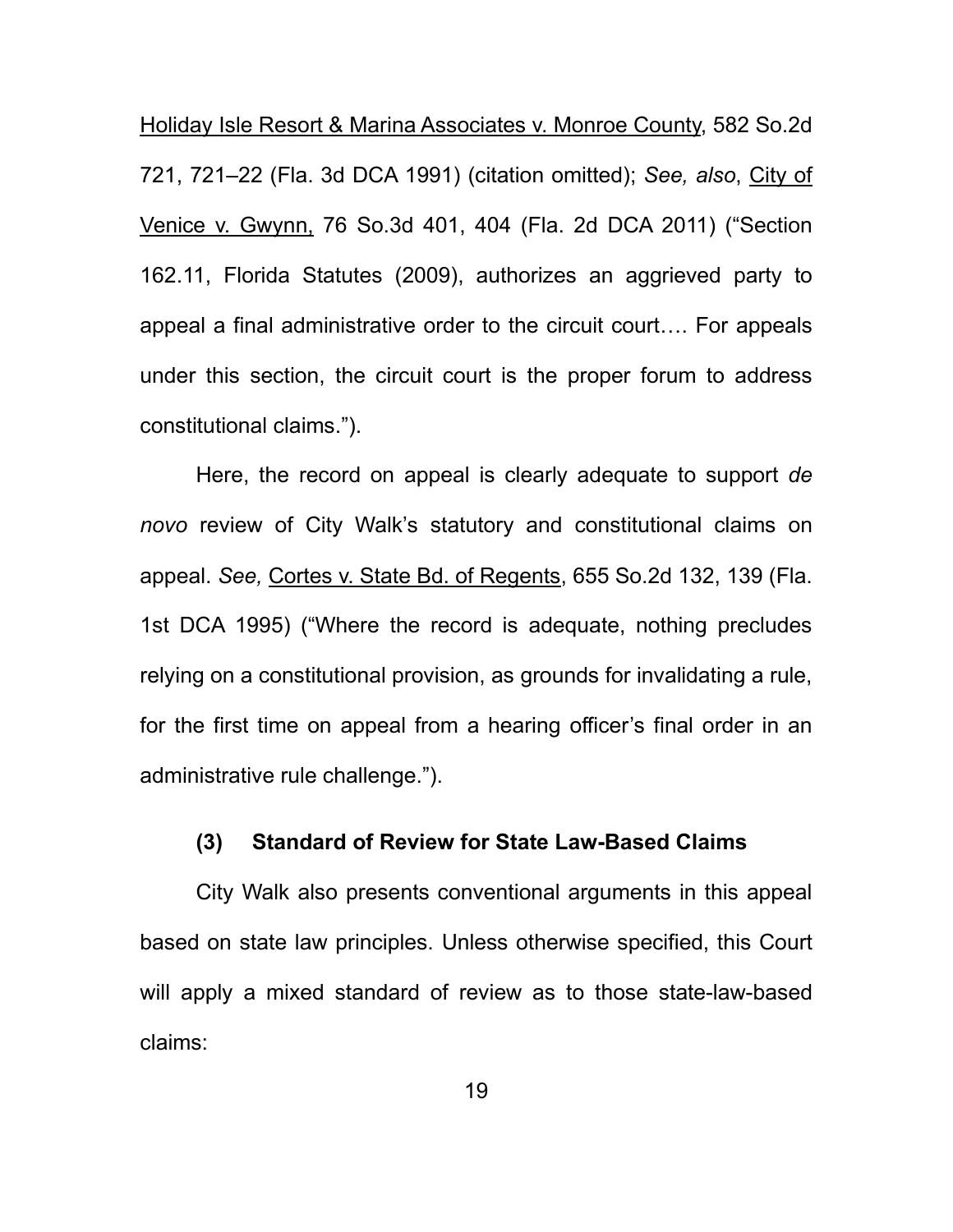Holiday Isle Resort & Marina Associates v. Monroe County, 582 So.2d 721, 721–22 (Fla. 3d DCA 1991) (citation omitted); *See, also*, City of Venice v. Gwynn, 76 So.3d 401, 404 (Fla. 2d DCA 2011) ("Section 162.11, Florida Statutes (2009), authorizes an aggrieved party to appeal a final administrative order to the circuit court…. For appeals under this section, the circuit court is the proper forum to address constitutional claims.").

Here, the record on appeal is clearly adequate to support *de novo* review of City Walk's statutory and constitutional claims on appeal. *See,* Cortes v. State Bd. of Regents, 655 So.2d 132, 139 (Fla. 1st DCA 1995) ("Where the record is adequate, nothing precludes relying on a constitutional provision, as grounds for invalidating a rule, for the first time on appeal from a hearing officer's final order in an administrative rule challenge.").

**(3) Standard of Review for State Law-Based Claims**

City Walk also presents conventional arguments in this appeal based on state law principles. Unless otherwise specified, this Court will apply a mixed standard of review as to those state-law-based claims: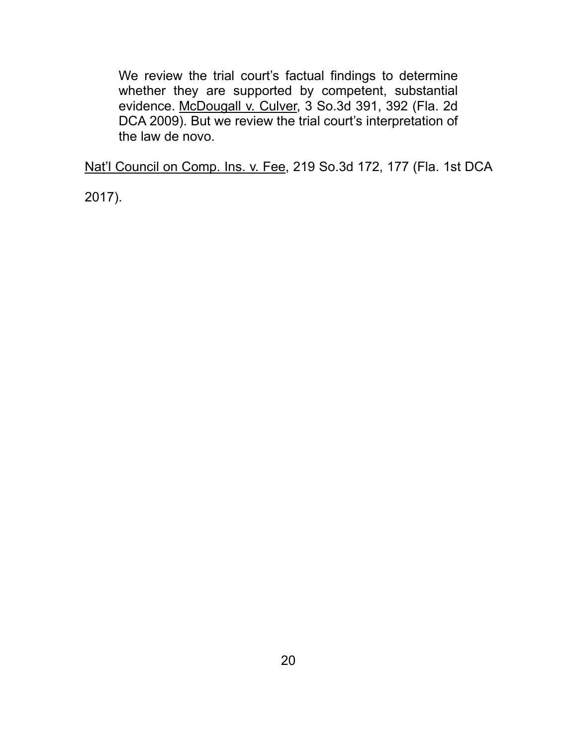> We review the trial court's factual findings to determine whether they are supported by competent, substantial evidence. McDougall v. Culver, 3 So.3d 391, 392 (Fla. 2d DCA 2009). But we review the trial court's interpretation of the law de novo.

Nat'l Council on Comp. Ins. v. Fee, 219 So.3d 172, 177 (Fla. 1st DCA 2017).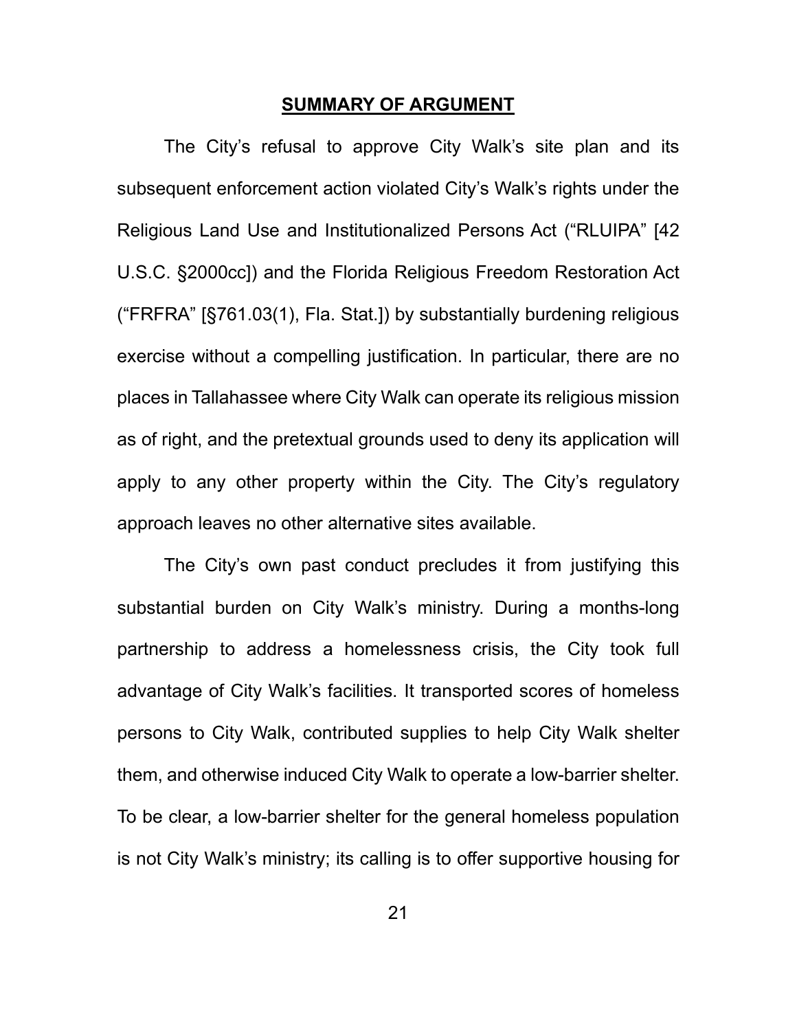## SUMMARY OF ARGUMENT

The City's refusal to approve City Walk's site plan and its subsequent enforcement action violated City's Walk's rights under the Religious Land Use and Institutionalized Persons Act ("RLUIPA" [42 U.S.C. §2000cc]) and the Florida Religious Freedom Restoration Act ("FRFRA" [§761.03(1), Fla. Stat.]) by substantially burdening religious exercise without a compelling justification. In particular, there are no places in Tallahassee where City Walk can operate its religious mission as of right, and the pretextual grounds used to deny its application will apply to any other property within the City. The City's regulatory approach leaves no other alternative sites available.

The City's own past conduct precludes it from justifying this substantial burden on City Walk's ministry. During a months-long partnership to address a homelessness crisis, the City took full advantage of City Walk's facilities. It transported scores of homeless persons to City Walk, contributed supplies to help City Walk shelter them, and otherwise induced City Walk to operate a low-barrier shelter. To be clear, a low-barrier shelter for the general homeless population is not City Walk's ministry; its calling is to offer supportive housing for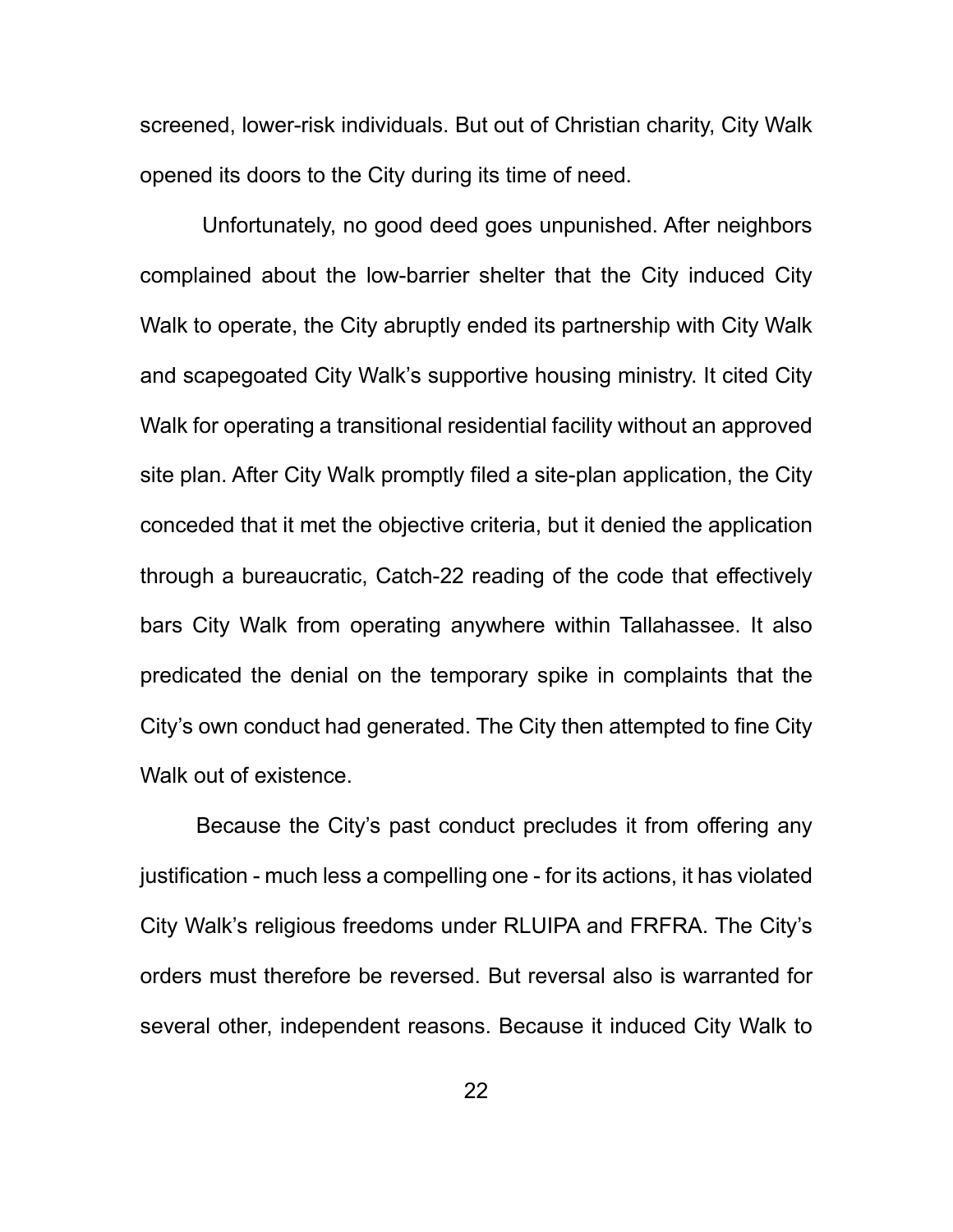screened, lower-risk individuals. But out of Christian charity, City Walk opened its doors to the City during its time of need.

Unfortunately, no good deed goes unpunished. After neighbors complained about the low-barrier shelter that the City induced City Walk to operate, the City abruptly ended its partnership with City Walk and scapegoated City Walk's supportive housing ministry. It cited City Walk for operating a transitional residential facility without an approved site plan. After City Walk promptly filed a site-plan application, the City conceded that it met the objective criteria, but it denied the application through a bureaucratic, Catch-22 reading of the code that effectively bars City Walk from operating anywhere within Tallahassee. It also predicated the denial on the temporary spike in complaints that the City's own conduct had generated. The City then attempted to fine City Walk out of existence.

Because the City's past conduct precludes it from offering any justification - much less a compelling one - for its actions, it has violated City Walk's religious freedoms under RLUIPA and FRFRA. The City's orders must therefore be reversed. But reversal also is warranted for several other, independent reasons. Because it induced City Walk to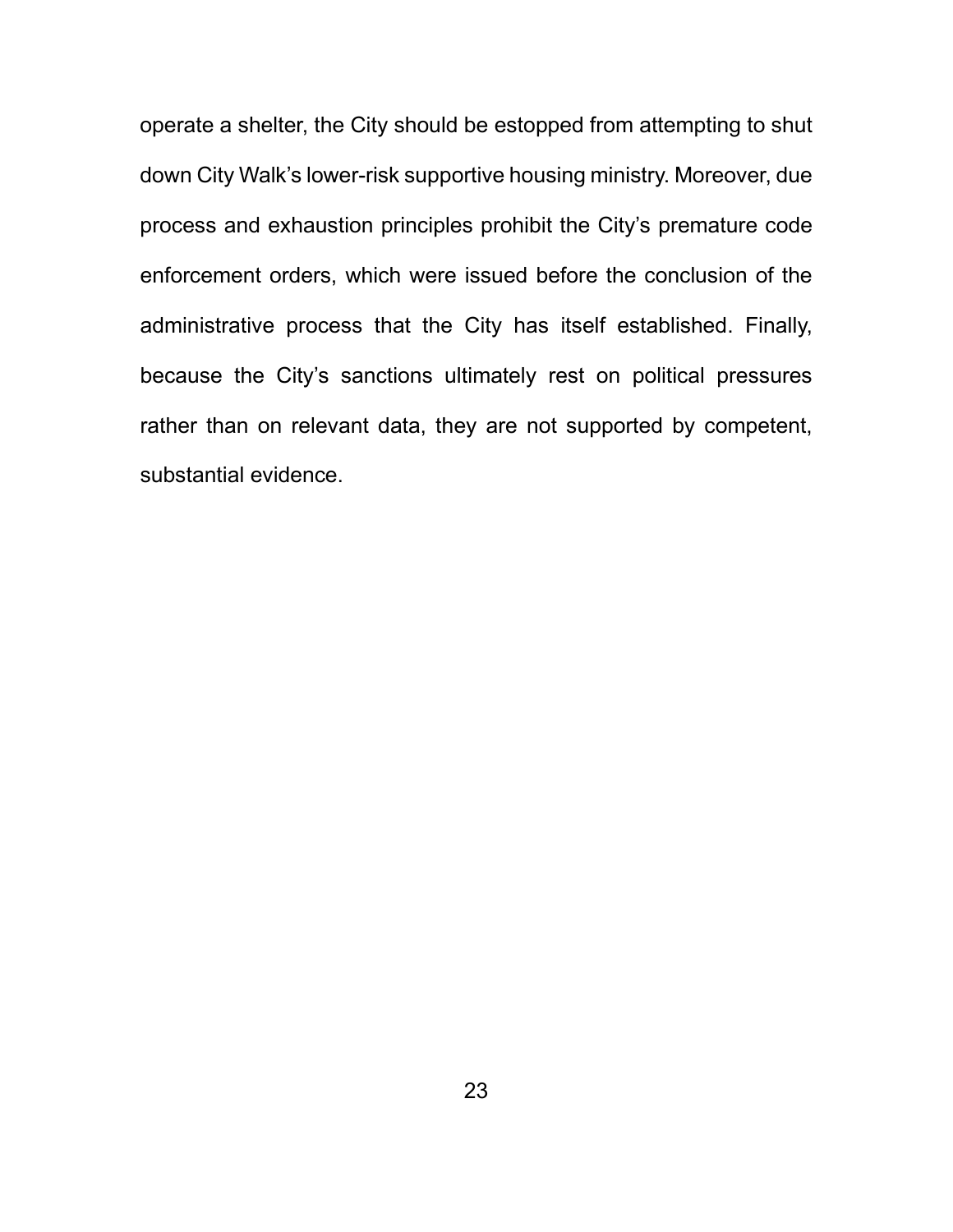operate a shelter, the City should be estopped from attempting to shut down City Walk's lower-risk supportive housing ministry. Moreover, due process and exhaustion principles prohibit the City's premature code enforcement orders, which were issued before the conclusion of the administrative process that the City has itself established. Finally, because the City's sanctions ultimately rest on political pressures rather than on relevant data, they are not supported by competent, substantial evidence.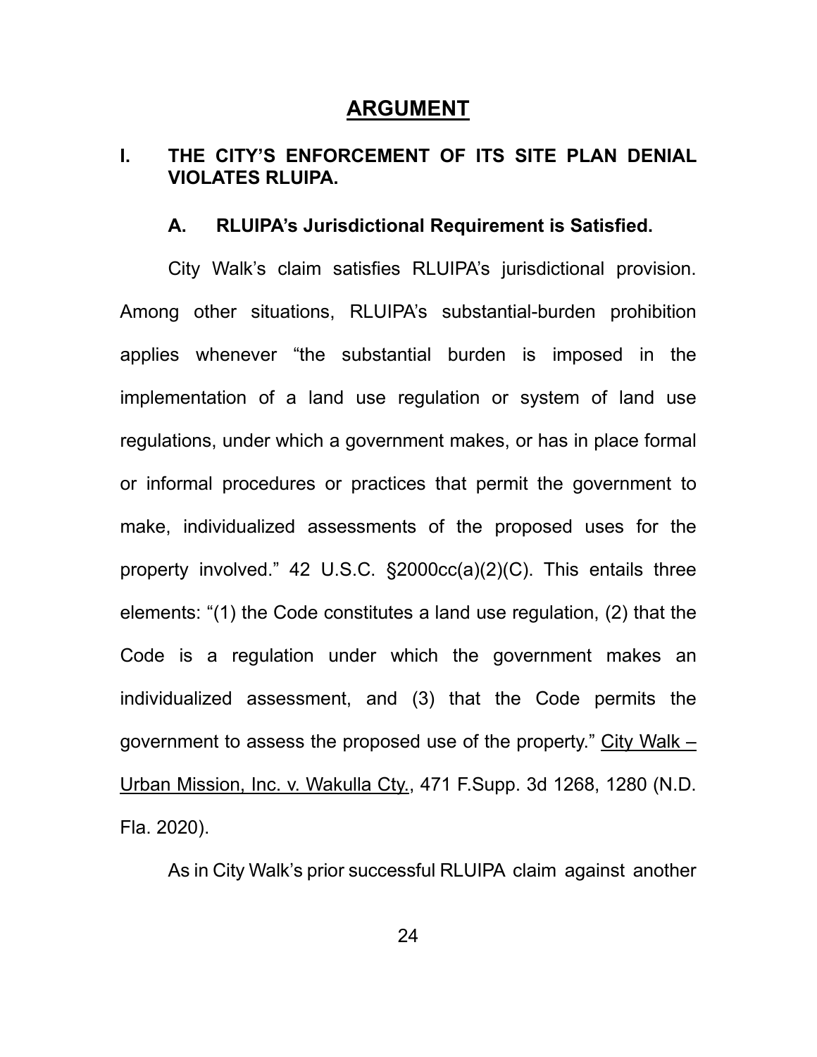# ARGUMENT

## I. THE CITY'S ENFORCEMENT OF ITS SITE PLAN DENIAL VIOLATES RLUIPA.

### A. RLUIPA's Jurisdictional Requirement is Satisfied.

City Walk's claim satisfies RLUIPA's jurisdictional provision. Among other situations, RLUIPA's substantial-burden prohibition applies whenever "the substantial burden is imposed in the implementation of a land use regulation or system of land use regulations, under which a government makes, or has in place formal or informal procedures or practices that permit the government to make, individualized assessments of the proposed uses for the property involved." 42 U.S.C. §2000cc(a)(2)(C). This entails three elements: "(1) the Code constitutes a land use regulation, (2) that the Code is a regulation under which the government makes an individualized assessment, and (3) that the Code permits the government to assess the proposed use of the property." City Walk – Urban Mission, Inc. v. Wakulla Cty., 471 F.Supp. 3d 1268, 1280 (N.D. Fla. 2020).

As in City Walk's prior successful RLUIPA claim against another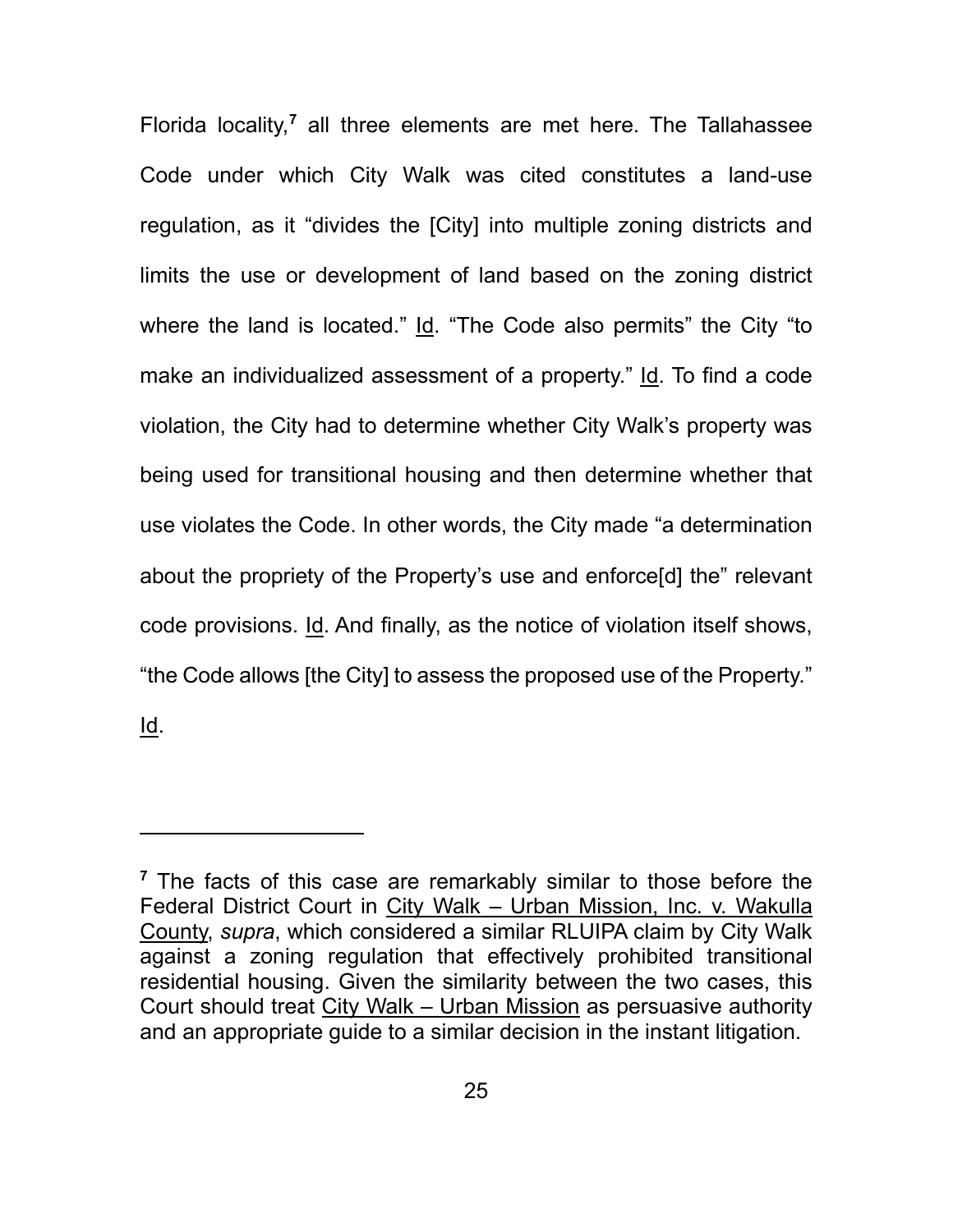Florida locality,[7] all three elements are met here. The Tallahassee Code under which City Walk was cited constitutes a land-use regulation, as it "divides the [City] into multiple zoning districts and limits the use or development of land based on the zoning district where the land is located." Id. "The Code also permits" the City "to make an individualized assessment of a property." Id. To find a code violation, the City had to determine whether City Walk's property was being used for transitional housing and then determine whether that use violates the Code. In other words, the City made "a determination about the propriety of the Property's use and enforce[d] the" relevant code provisions. Id. And finally, as the notice of violation itself shows, "the Code allows [the City] to assess the proposed use of the Property." Id.

---

[7] The facts of this case are remarkably similar to those before the Federal District Court in City Walk – Urban Mission, Inc. v. Wakulla County, *supra*, which considered a similar RLUIPA claim by City Walk against a zoning regulation that effectively prohibited transitional residential housing. Given the similarity between the two cases, this Court should treat City Walk – Urban Mission as persuasive authority and an appropriate guide to a similar decision in the instant litigation.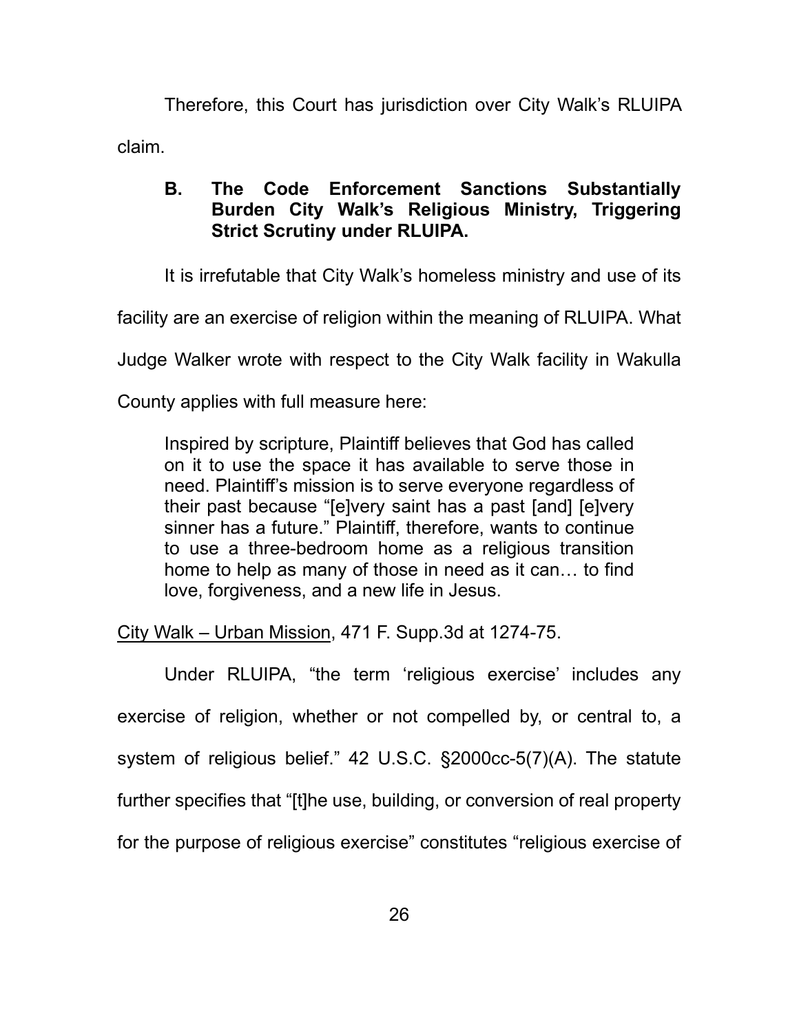Therefore, this Court has jurisdiction over City Walk's RLUIPA claim.

### B. The Code Enforcement Sanctions Substantially Burden City Walk's Religious Ministry, Triggering Strict Scrutiny under RLUIPA.

It is irrefutable that City Walk's homeless ministry and use of its facility are an exercise of religion within the meaning of RLUIPA. What Judge Walker wrote with respect to the City Walk facility in Wakulla County applies with full measure here:

> Inspired by scripture, Plaintiff believes that God has called on it to use the space it has available to serve those in need. Plaintiff's mission is to serve everyone regardless of their past because "[e]very saint has a past [and] [e]very sinner has a future." Plaintiff, therefore, wants to continue to use a three-bedroom home as a religious transition home to help as many of those in need as it can… to find love, forgiveness, and a new life in Jesus.

City Walk – Urban Mission, 471 F. Supp.3d at 1274-75.

Under RLUIPA, "the term 'religious exercise' includes any exercise of religion, whether or not compelled by, or central to, a system of religious belief." 42 U.S.C. §2000cc-5(7)(A). The statute further specifies that "[t]he use, building, or conversion of real property for the purpose of religious exercise" constitutes "religious exercise of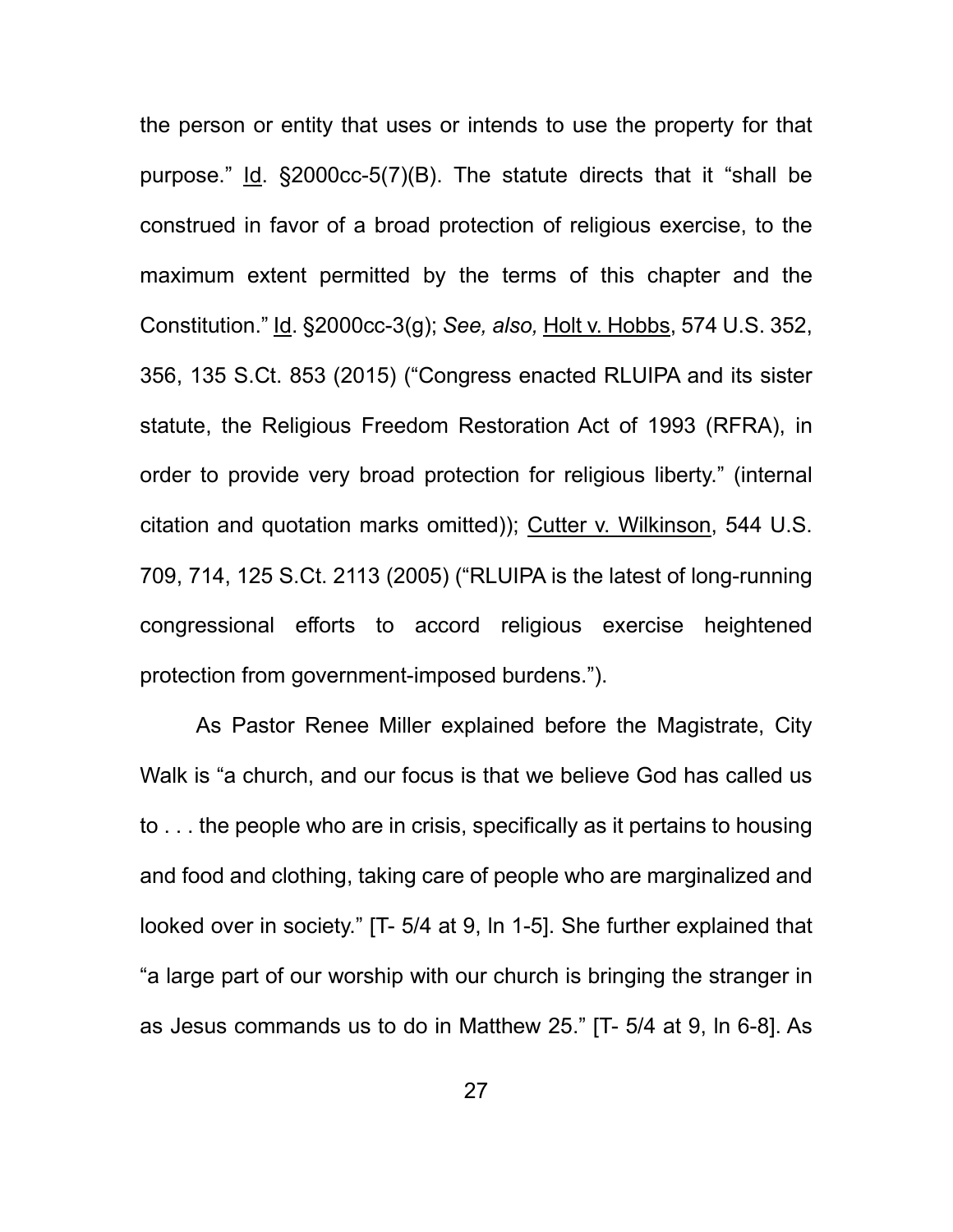the person or entity that uses or intends to use the property for that purpose." Id. §2000cc-5(7)(B). The statute directs that it "shall be construed in favor of a broad protection of religious exercise, to the maximum extent permitted by the terms of this chapter and the Constitution." Id. §2000cc-3(g); *See, also,* Holt v. Hobbs, 574 U.S. 352, 356, 135 S.Ct. 853 (2015) ("Congress enacted RLUIPA and its sister statute, the Religious Freedom Restoration Act of 1993 (RFRA), in order to provide very broad protection for religious liberty." (internal citation and quotation marks omitted)); Cutter v. Wilkinson, 544 U.S. 709, 714, 125 S.Ct. 2113 (2005) ("RLUIPA is the latest of long-running congressional efforts to accord religious exercise heightened protection from government-imposed burdens.").

As Pastor Renee Miller explained before the Magistrate, City Walk is "a church, and our focus is that we believe God has called us to . . . the people who are in crisis, specifically as it pertains to housing and food and clothing, taking care of people who are marginalized and looked over in society." [T- 5/4 at 9, ln 1-5]. She further explained that "a large part of our worship with our church is bringing the stranger in as Jesus commands us to do in Matthew 25." [T- 5/4 at 9, ln 6-8]. As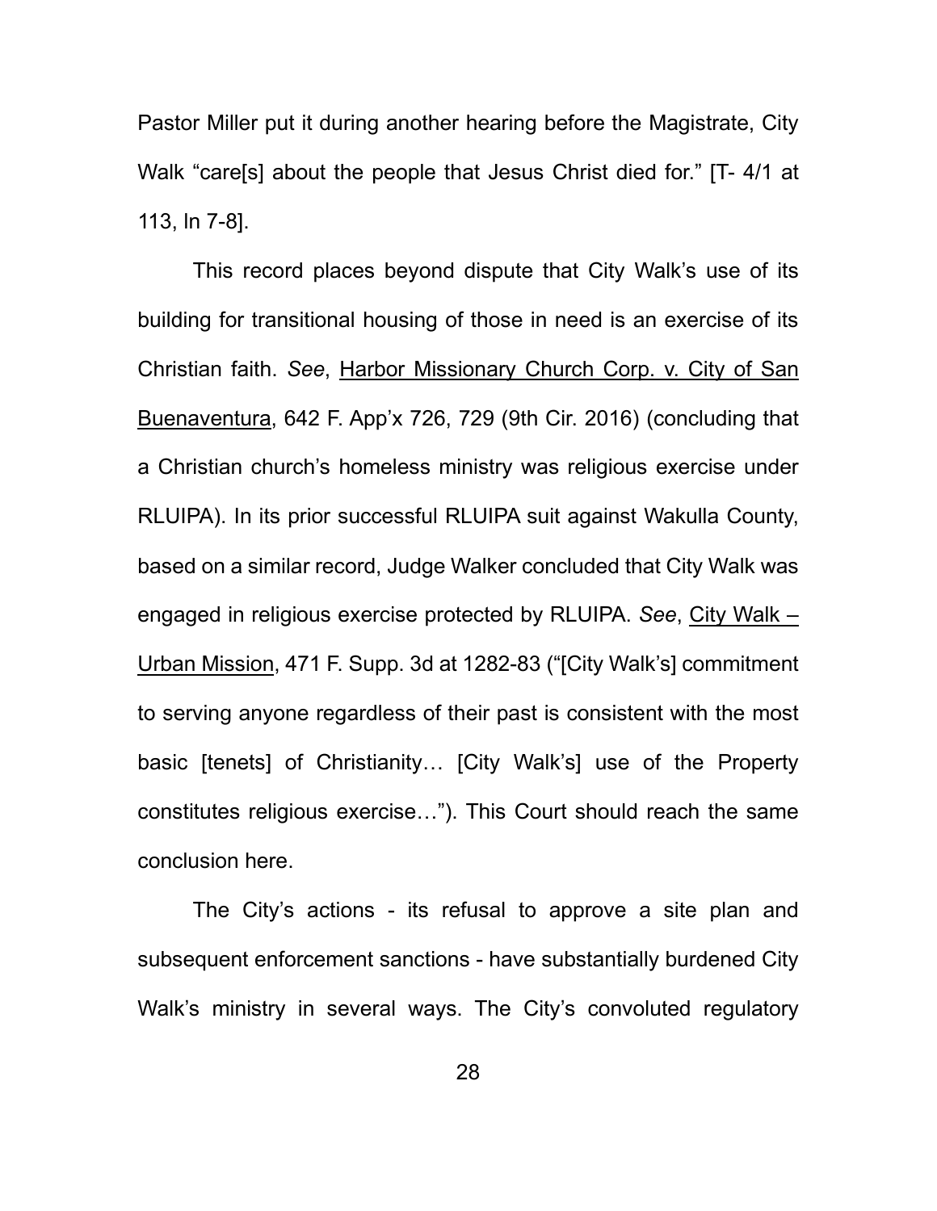Pastor Miller put it during another hearing before the Magistrate, City Walk "care[s] about the people that Jesus Christ died for." [T- 4/1 at 113, ln 7-8].

This record places beyond dispute that City Walk's use of its building for transitional housing of those in need is an exercise of its Christian faith. *See*, Harbor Missionary Church Corp. v. City of San Buenaventura, 642 F. App'x 726, 729 (9th Cir. 2016) (concluding that a Christian church's homeless ministry was religious exercise under RLUIPA). In its prior successful RLUIPA suit against Wakulla County, based on a similar record, Judge Walker concluded that City Walk was engaged in religious exercise protected by RLUIPA. *See*, City Walk – Urban Mission, 471 F. Supp. 3d at 1282-83 ("[City Walk's] commitment to serving anyone regardless of their past is consistent with the most basic [tenets] of Christianity… [City Walk's] use of the Property constitutes religious exercise…"). This Court should reach the same conclusion here.

The City's actions - its refusal to approve a site plan and subsequent enforcement sanctions - have substantially burdened City Walk's ministry in several ways. The City's convoluted regulatory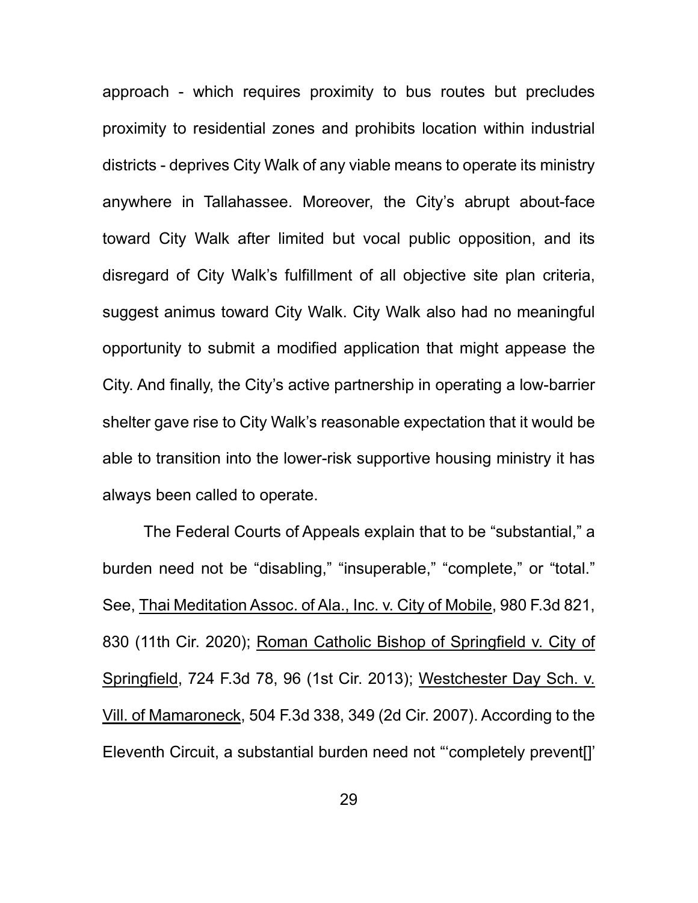approach - which requires proximity to bus routes but precludes proximity to residential zones and prohibits location within industrial districts - deprives City Walk of any viable means to operate its ministry anywhere in Tallahassee. Moreover, the City's abrupt about-face toward City Walk after limited but vocal public opposition, and its disregard of City Walk's fulfillment of all objective site plan criteria, suggest animus toward City Walk. City Walk also had no meaningful opportunity to submit a modified application that might appease the City. And finally, the City's active partnership in operating a low-barrier shelter gave rise to City Walk's reasonable expectation that it would be able to transition into the lower-risk supportive housing ministry it has always been called to operate.

The Federal Courts of Appeals explain that to be "substantial," a burden need not be "disabling," "insuperable," "complete," or "total." See, <u>Thai Meditation Assoc. of Ala., Inc. v. City of Mobile</u>, 980 F.3d 821, 830 (11th Cir. 2020); <u>Roman Catholic Bishop of Springfield v. City of Springfield</u>, 724 F.3d 78, 96 (1st Cir. 2013); <u>Westchester Day Sch. v. Vill. of Mamaroneck</u>, 504 F.3d 338, 349 (2d Cir. 2007). According to the Eleventh Circuit, a substantial burden need not "'completely prevent[]'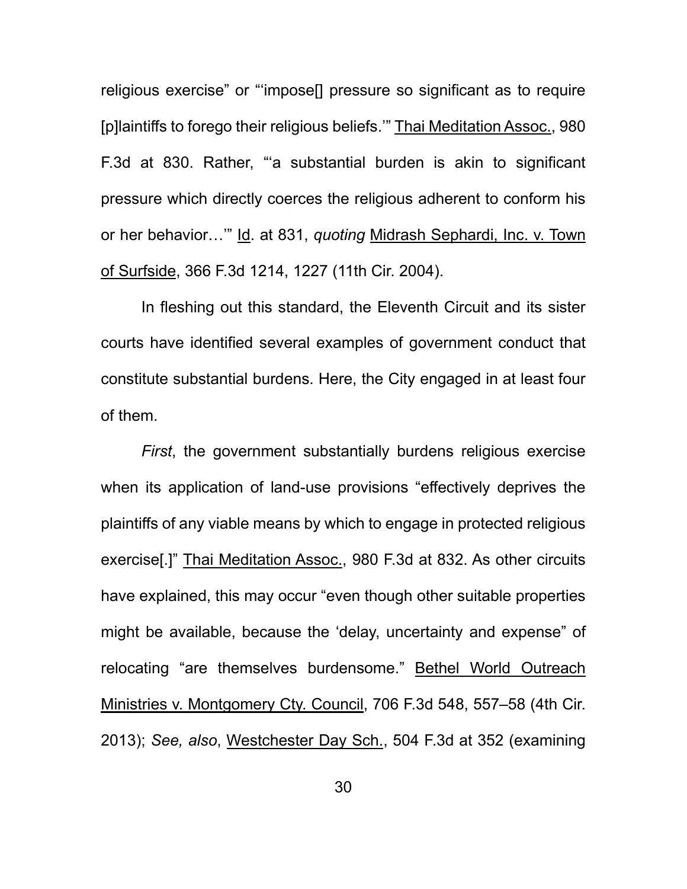religious exercise" or "'impose[] pressure so significant as to require [p]laintiffs to forego their religious beliefs.'" Thai Meditation Assoc., 980 F.3d at 830. Rather, "'a substantial burden is akin to significant pressure which directly coerces the religious adherent to conform his or her behavior…'" Id. at 831, *quoting* Midrash Sephardi, Inc. v. Town of Surfside, 366 F.3d 1214, 1227 (11th Cir. 2004).

In fleshing out this standard, the Eleventh Circuit and its sister courts have identified several examples of government conduct that constitute substantial burdens. Here, the City engaged in at least four of them.

*First*, the government substantially burdens religious exercise when its application of land-use provisions "effectively deprives the plaintiffs of any viable means by which to engage in protected religious exercise[.]" Thai Meditation Assoc., 980 F.3d at 832. As other circuits have explained, this may occur "even though other suitable properties might be available, because the 'delay, uncertainty and expense" of relocating "are themselves burdensome." Bethel World Outreach Ministries v. Montgomery Cty. Council, 706 F.3d 548, 557–58 (4th Cir. 2013); *See, also*, Westchester Day Sch., 504 F.3d at 352 (examining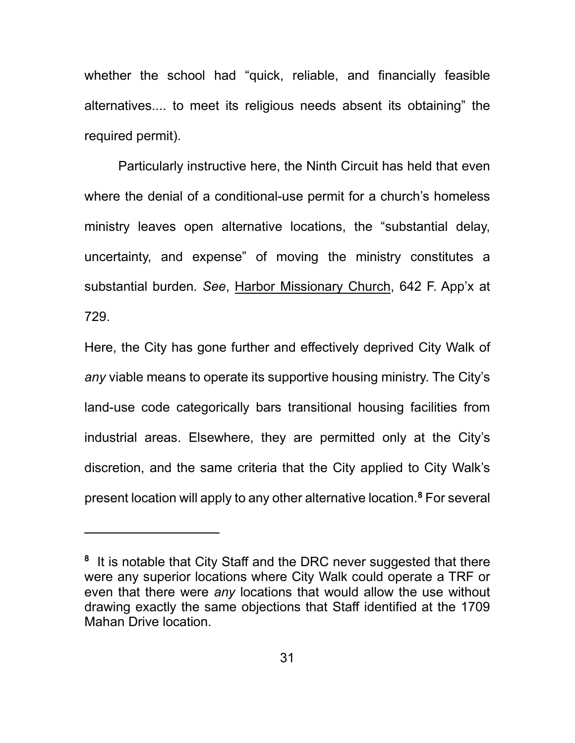whether the school had "quick, reliable, and financially feasible alternatives.... to meet its religious needs absent its obtaining" the required permit).

Particularly instructive here, the Ninth Circuit has held that even where the denial of a conditional-use permit for a church's homeless ministry leaves open alternative locations, the "substantial delay, uncertainty, and expense" of moving the ministry constitutes a substantial burden. *See*, Harbor Missionary Church, 642 F. App'x at 729.

Here, the City has gone further and effectively deprived City Walk of *any* viable means to operate its supportive housing ministry. The City's land-use code categorically bars transitional housing facilities from industrial areas. Elsewhere, they are permitted only at the City's discretion, and the same criteria that the City applied to City Walk's present location will apply to any other alternative location.[8] For several

[8] It is notable that City Staff and the DRC never suggested that there were any superior locations where City Walk could operate a TRF or even that there were *any* locations that would allow the use without drawing exactly the same objections that Staff identified at the 1709 Mahan Drive location.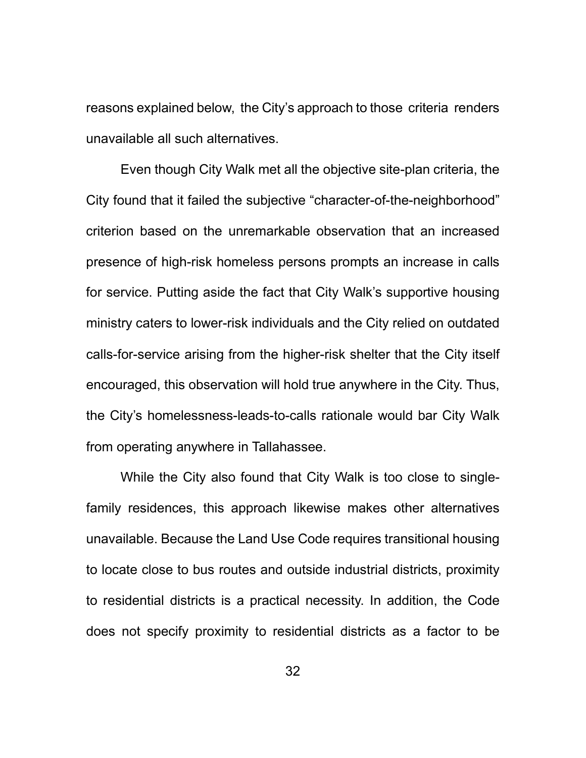reasons explained below, the City's approach to those criteria renders unavailable all such alternatives.

Even though City Walk met all the objective site-plan criteria, the City found that it failed the subjective "character-of-the-neighborhood" criterion based on the unremarkable observation that an increased presence of high-risk homeless persons prompts an increase in calls for service. Putting aside the fact that City Walk's supportive housing ministry caters to lower-risk individuals and the City relied on outdated calls-for-service arising from the higher-risk shelter that the City itself encouraged, this observation will hold true anywhere in the City. Thus, the City's homelessness-leads-to-calls rationale would bar City Walk from operating anywhere in Tallahassee.

While the City also found that City Walk is too close to single-family residences, this approach likewise makes other alternatives unavailable. Because the Land Use Code requires transitional housing to locate close to bus routes and outside industrial districts, proximity to residential districts is a practical necessity. In addition, the Code does not specify proximity to residential districts as a factor to be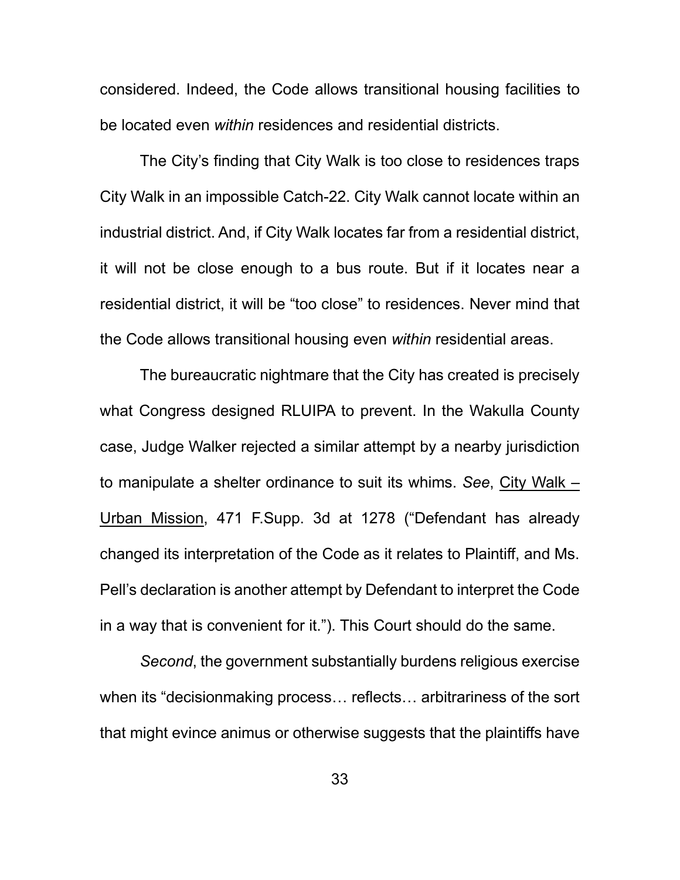considered. Indeed, the Code allows transitional housing facilities to be located even *within* residences and residential districts.

The City's finding that City Walk is too close to residences traps City Walk in an impossible Catch-22. City Walk cannot locate within an industrial district. And, if City Walk locates far from a residential district, it will not be close enough to a bus route. But if it locates near a residential district, it will be "too close" to residences. Never mind that the Code allows transitional housing even *within* residential areas.

The bureaucratic nightmare that the City has created is precisely what Congress designed RLUIPA to prevent. In the Wakulla County case, Judge Walker rejected a similar attempt by a nearby jurisdiction to manipulate a shelter ordinance to suit its whims. *See*, City Walk – Urban Mission, 471 F.Supp. 3d at 1278 ("Defendant has already changed its interpretation of the Code as it relates to Plaintiff, and Ms. Pell's declaration is another attempt by Defendant to interpret the Code in a way that is convenient for it."). This Court should do the same.

*Second*, the government substantially burdens religious exercise when its "decisionmaking process… reflects… arbitrariness of the sort that might evince animus or otherwise suggests that the plaintiffs have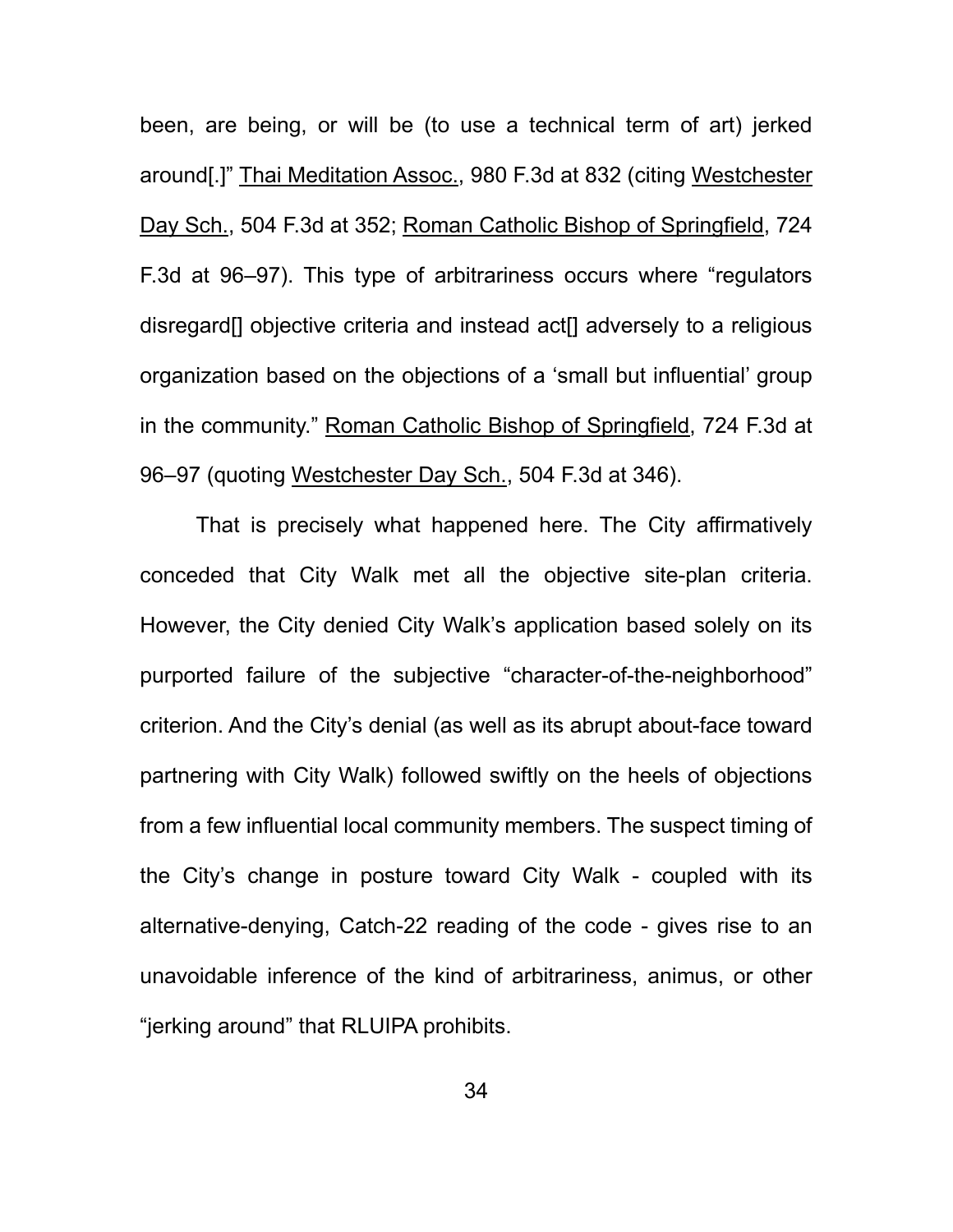been, are being, or will be (to use a technical term of art) jerked around[.]" Thai Meditation Assoc., 980 F.3d at 832 (citing Westchester Day Sch., 504 F.3d at 352; Roman Catholic Bishop of Springfield, 724 F.3d at 96–97). This type of arbitrariness occurs where "regulators disregard[] objective criteria and instead act[] adversely to a religious organization based on the objections of a 'small but influential' group in the community." Roman Catholic Bishop of Springfield, 724 F.3d at 96–97 (quoting Westchester Day Sch., 504 F.3d at 346).

That is precisely what happened here. The City affirmatively conceded that City Walk met all the objective site-plan criteria. However, the City denied City Walk's application based solely on its purported failure of the subjective "character-of-the-neighborhood" criterion. And the City's denial (as well as its abrupt about-face toward partnering with City Walk) followed swiftly on the heels of objections from a few influential local community members. The suspect timing of the City's change in posture toward City Walk - coupled with its alternative-denying, Catch-22 reading of the code - gives rise to an unavoidable inference of the kind of arbitrariness, animus, or other "jerking around" that RLUIPA prohibits.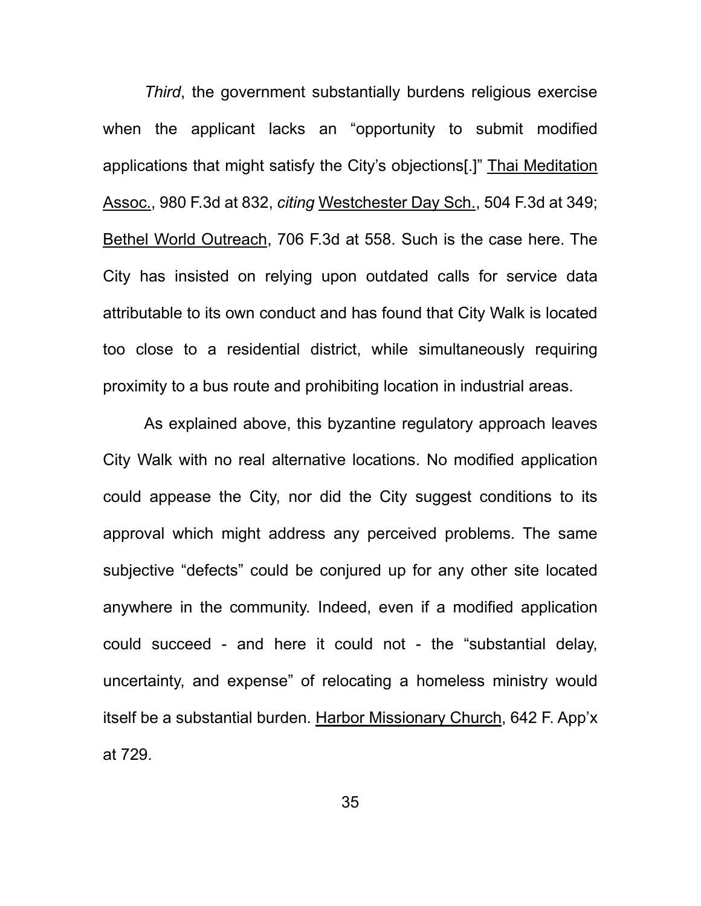*Third*, the government substantially burdens religious exercise when the applicant lacks an "opportunity to submit modified applications that might satisfy the City's objections[.]" Thai Meditation Assoc., 980 F.3d at 832, *citing* Westchester Day Sch., 504 F.3d at 349; Bethel World Outreach, 706 F.3d at 558. Such is the case here. The City has insisted on relying upon outdated calls for service data attributable to its own conduct and has found that City Walk is located too close to a residential district, while simultaneously requiring proximity to a bus route and prohibiting location in industrial areas.

As explained above, this byzantine regulatory approach leaves City Walk with no real alternative locations. No modified application could appease the City, nor did the City suggest conditions to its approval which might address any perceived problems. The same subjective "defects" could be conjured up for any other site located anywhere in the community. Indeed, even if a modified application could succeed - and here it could not - the "substantial delay, uncertainty, and expense" of relocating a homeless ministry would itself be a substantial burden. Harbor Missionary Church, 642 F. App'x at 729.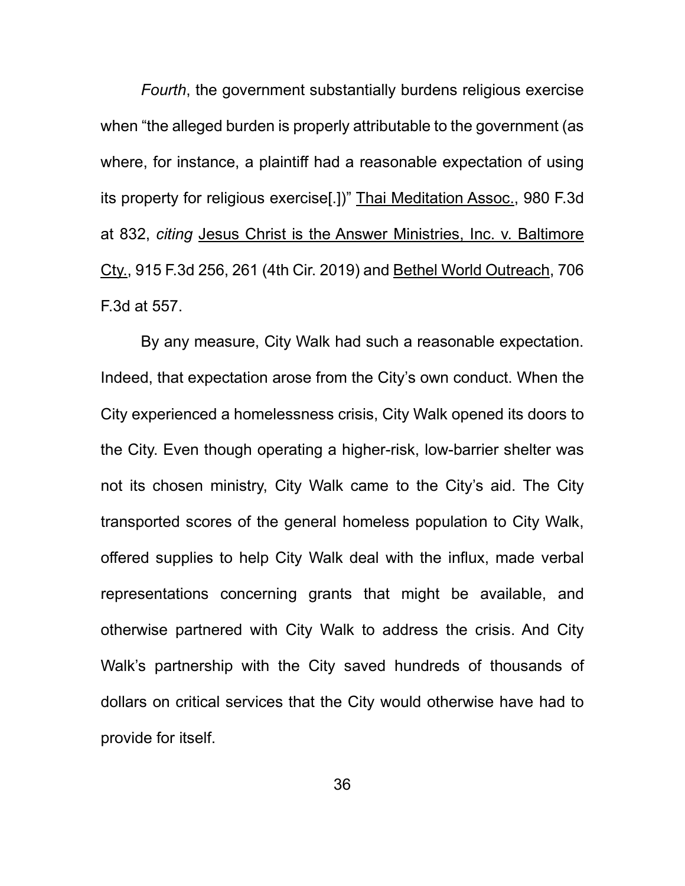*Fourth*, the government substantially burdens religious exercise when "the alleged burden is properly attributable to the government (as where, for instance, a plaintiff had a reasonable expectation of using its property for religious exercise[.])" Thai Meditation Assoc., 980 F.3d at 832, *citing* Jesus Christ is the Answer Ministries, Inc. v. Baltimore Cty., 915 F.3d 256, 261 (4th Cir. 2019) and Bethel World Outreach, 706 F.3d at 557.

By any measure, City Walk had such a reasonable expectation. Indeed, that expectation arose from the City's own conduct. When the City experienced a homelessness crisis, City Walk opened its doors to the City. Even though operating a higher-risk, low-barrier shelter was not its chosen ministry, City Walk came to the City's aid. The City transported scores of the general homeless population to City Walk, offered supplies to help City Walk deal with the influx, made verbal representations concerning grants that might be available, and otherwise partnered with City Walk to address the crisis. And City Walk's partnership with the City saved hundreds of thousands of dollars on critical services that the City would otherwise have had to provide for itself.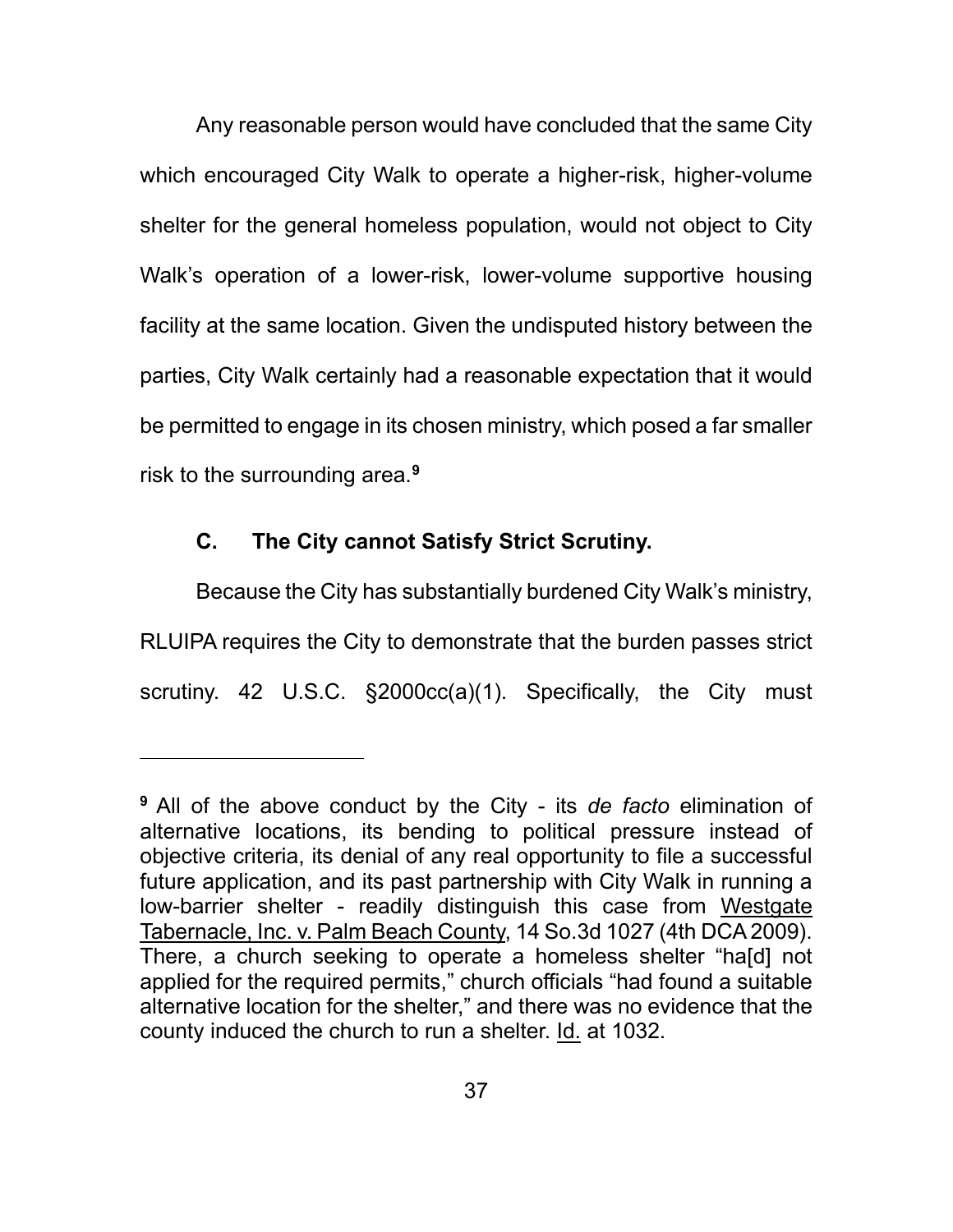Any reasonable person would have concluded that the same City which encouraged City Walk to operate a higher-risk, higher-volume shelter for the general homeless population, would not object to City Walk's operation of a lower-risk, lower-volume supportive housing facility at the same location. Given the undisputed history between the parties, City Walk certainly had a reasonable expectation that it would be permitted to engage in its chosen ministry, which posed a far smaller risk to the surrounding area.[9]

### C. The City cannot Satisfy Strict Scrutiny.

Because the City has substantially burdened City Walk's ministry, RLUIPA requires the City to demonstrate that the burden passes strict scrutiny. 42 U.S.C. §2000cc(a)(1). Specifically, the City must

---

[9] All of the above conduct by the City - its *de facto* elimination of alternative locations, its bending to political pressure instead of objective criteria, its denial of any real opportunity to file a successful future application, and its past partnership with City Walk in running a low-barrier shelter - readily distinguish this case from Westgate Tabernacle, Inc. v. Palm Beach County, 14 So.3d 1027 (4th DCA 2009). There, a church seeking to operate a homeless shelter "ha[d] not applied for the required permits," church officials "had found a suitable alternative location for the shelter," and there was no evidence that the county induced the church to run a shelter. Id. at 1032.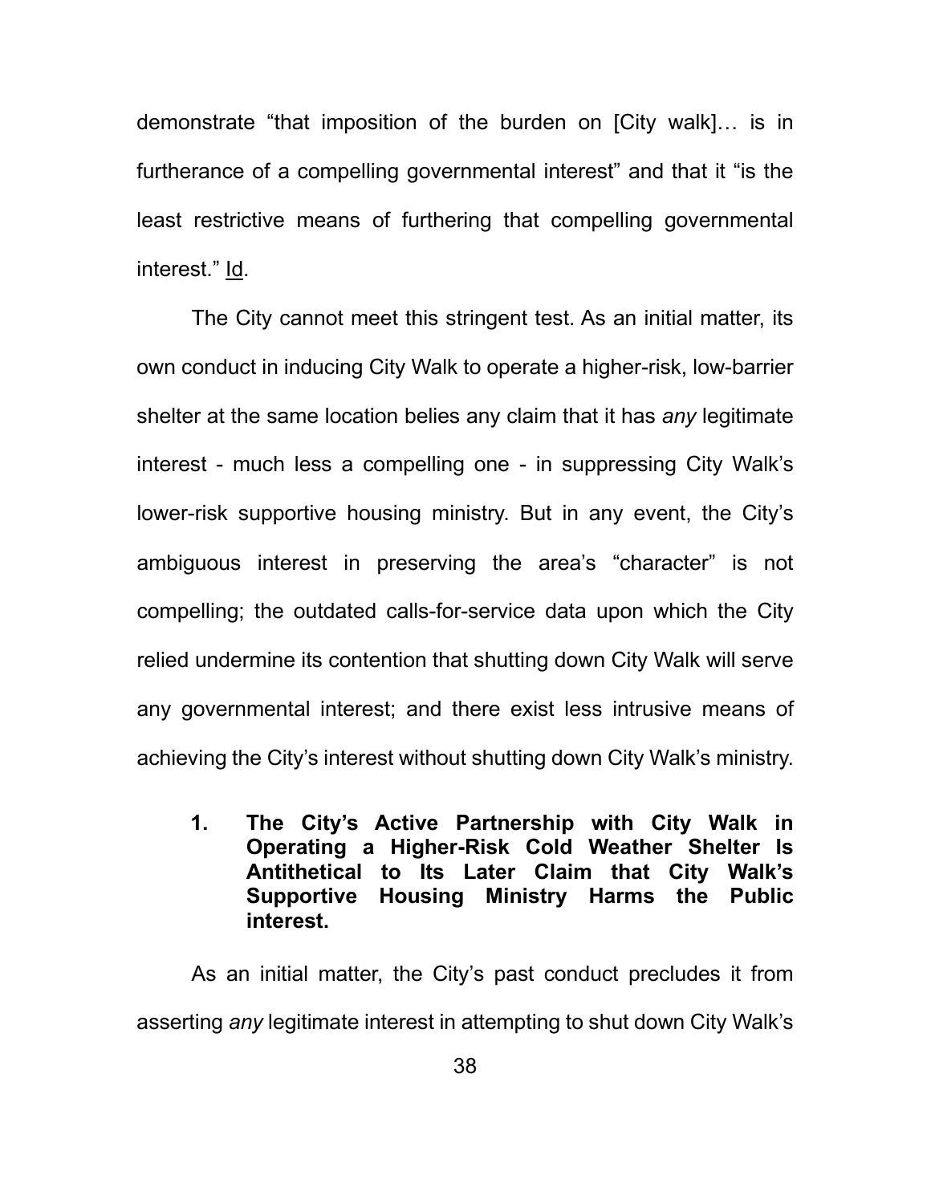demonstrate "that imposition of the burden on [City walk]… is in furtherance of a compelling governmental interest" and that it "is the least restrictive means of furthering that compelling governmental interest." Id.

The City cannot meet this stringent test. As an initial matter, its own conduct in inducing City Walk to operate a higher-risk, low-barrier shelter at the same location belies any claim that it has *any* legitimate interest - much less a compelling one - in suppressing City Walk's lower-risk supportive housing ministry. But in any event, the City's ambiguous interest in preserving the area's "character" is not compelling; the outdated calls-for-service data upon which the City relied undermine its contention that shutting down City Walk will serve any governmental interest; and there exist less intrusive means of achieving the City's interest without shutting down City Walk's ministry.

**1. The City's Active Partnership with City Walk in Operating a Higher-Risk Cold Weather Shelter Is Antithetical to Its Later Claim that City Walk's Supportive Housing Ministry Harms the Public interest.**

As an initial matter, the City's past conduct precludes it from asserting *any* legitimate interest in attempting to shut down City Walk's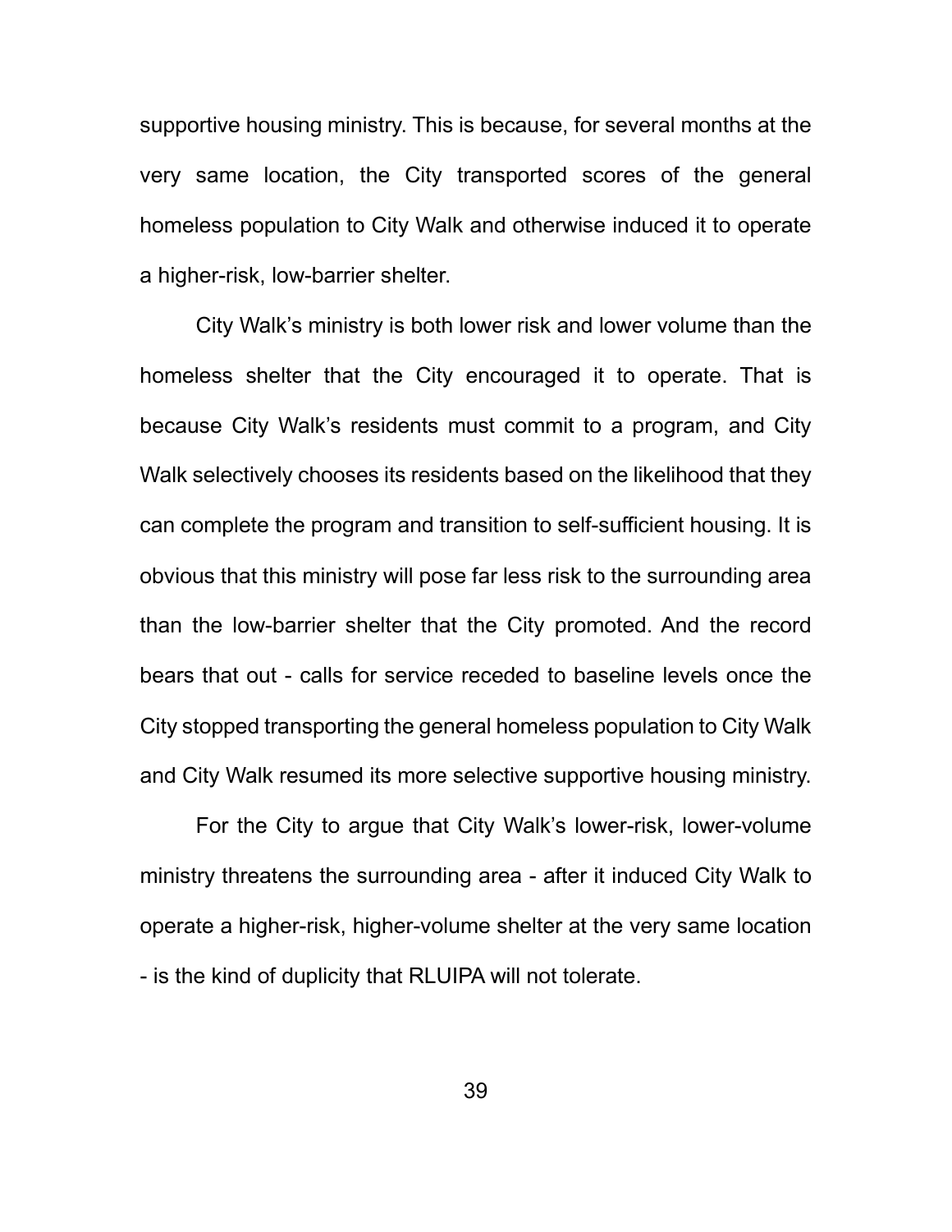supportive housing ministry. This is because, for several months at the very same location, the City transported scores of the general homeless population to City Walk and otherwise induced it to operate a higher-risk, low-barrier shelter.

City Walk's ministry is both lower risk and lower volume than the homeless shelter that the City encouraged it to operate. That is because City Walk's residents must commit to a program, and City Walk selectively chooses its residents based on the likelihood that they can complete the program and transition to self-sufficient housing. It is obvious that this ministry will pose far less risk to the surrounding area than the low-barrier shelter that the City promoted. And the record bears that out - calls for service receded to baseline levels once the City stopped transporting the general homeless population to City Walk and City Walk resumed its more selective supportive housing ministry.

For the City to argue that City Walk's lower-risk, lower-volume ministry threatens the surrounding area - after it induced City Walk to operate a higher-risk, higher-volume shelter at the very same location - is the kind of duplicity that RLUIPA will not tolerate.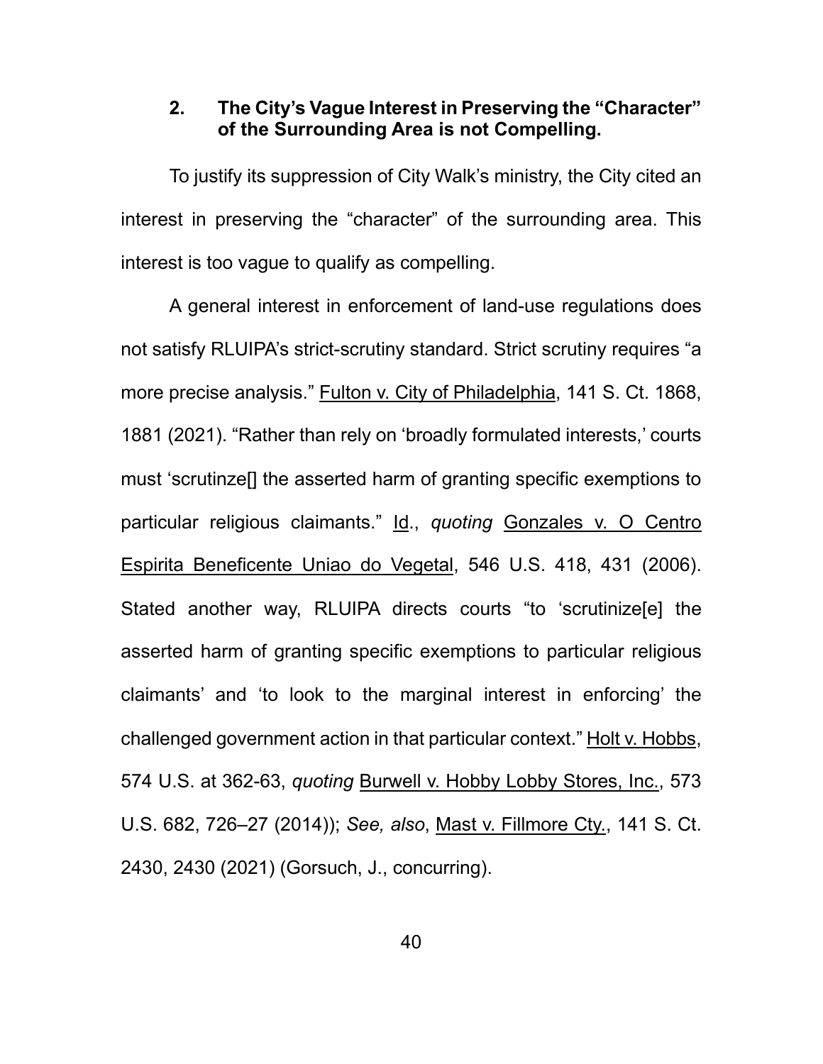### 2. The City's Vague Interest in Preserving the "Character" of the Surrounding Area is not Compelling.

To justify its suppression of City Walk's ministry, the City cited an interest in preserving the "character" of the surrounding area. This interest is too vague to qualify as compelling.

A general interest in enforcement of land-use regulations does not satisfy RLUIPA's strict-scrutiny standard. Strict scrutiny requires "a more precise analysis." Fulton v. City of Philadelphia, 141 S. Ct. 1868, 1881 (2021). "Rather than rely on 'broadly formulated interests,' courts must 'scrutinze[] the asserted harm of granting specific exemptions to particular religious claimants." Id., *quoting* Gonzales v. O Centro Espirita Beneficente Uniao do Vegetal, 546 U.S. 418, 431 (2006). Stated another way, RLUIPA directs courts "to 'scrutinize[e] the asserted harm of granting specific exemptions to particular religious claimants' and 'to look to the marginal interest in enforcing' the challenged government action in that particular context." Holt v. Hobbs, 574 U.S. at 362-63, *quoting* Burwell v. Hobby Lobby Stores, Inc., 573 U.S. 682, 726–27 (2014)); *See, also*, Mast v. Fillmore Cty., 141 S. Ct. 2430, 2430 (2021) (Gorsuch, J., concurring).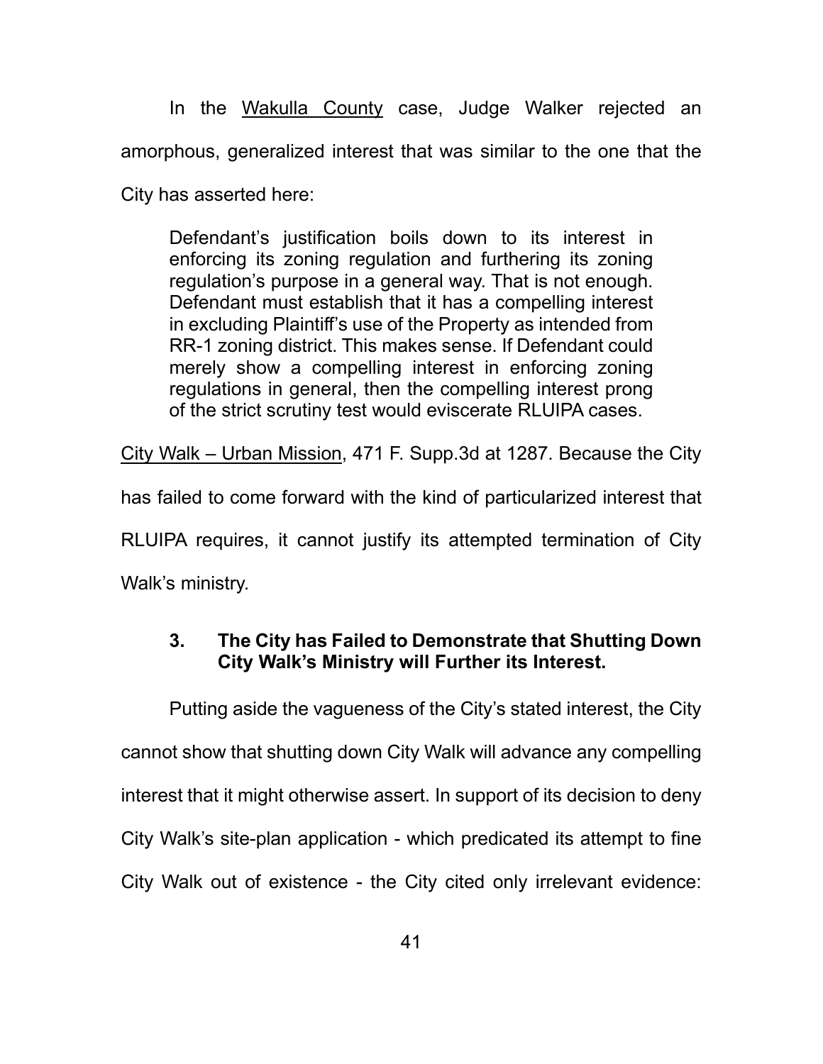In the Wakulla County case, Judge Walker rejected an amorphous, generalized interest that was similar to the one that the City has asserted here:

> Defendant's justification boils down to its interest in enforcing its zoning regulation and furthering its zoning regulation's purpose in a general way. That is not enough. Defendant must establish that it has a compelling interest in excluding Plaintiff's use of the Property as intended from RR-1 zoning district. This makes sense. If Defendant could merely show a compelling interest in enforcing zoning regulations in general, then the compelling interest prong of the strict scrutiny test would eviscerate RLUIPA cases.

City Walk – Urban Mission, 471 F. Supp.3d at 1287. Because the City has failed to come forward with the kind of particularized interest that RLUIPA requires, it cannot justify its attempted termination of City Walk's ministry.

### 3. The City has Failed to Demonstrate that Shutting Down City Walk's Ministry will Further its Interest.

Putting aside the vagueness of the City's stated interest, the City cannot show that shutting down City Walk will advance any compelling interest that it might otherwise assert. In support of its decision to deny City Walk's site-plan application - which predicated its attempt to fine City Walk out of existence - the City cited only irrelevant evidence: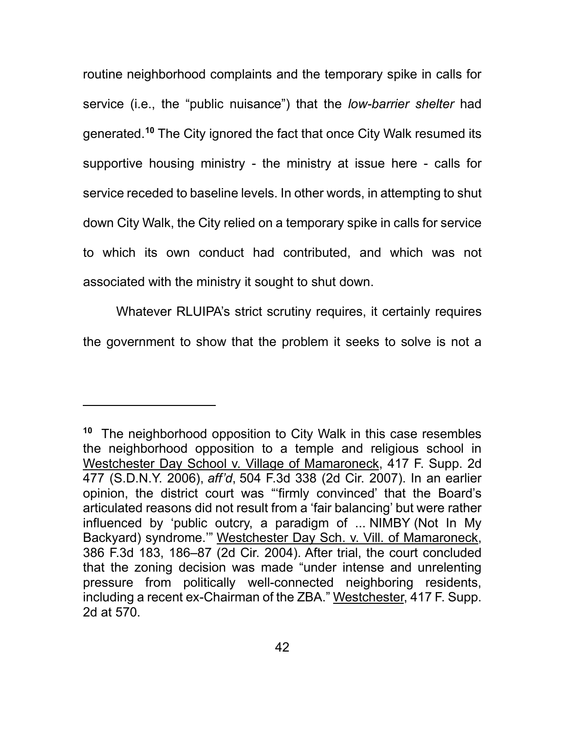routine neighborhood complaints and the temporary spike in calls for service (i.e., the "public nuisance") that the *low-barrier shelter* had generated.[10] The City ignored the fact that once City Walk resumed its supportive housing ministry - the ministry at issue here - calls for service receded to baseline levels. In other words, in attempting to shut down City Walk, the City relied on a temporary spike in calls for service to which its own conduct had contributed, and which was not associated with the ministry it sought to shut down.

Whatever RLUIPA's strict scrutiny requires, it certainly requires the government to show that the problem it seeks to solve is not a

---

[10] The neighborhood opposition to City Walk in this case resembles the neighborhood opposition to a temple and religious school in Westchester Day School v. Village of Mamaroneck, 417 F. Supp. 2d 477 (S.D.N.Y. 2006), *aff'd*, 504 F.3d 338 (2d Cir. 2007). In an earlier opinion, the district court was "'firmly convinced' that the Board's articulated reasons did not result from a 'fair balancing' but were rather influenced by 'public outcry, a paradigm of ... NIMBY (Not In My Backyard) syndrome.'" Westchester Day Sch. v. Vill. of Mamaroneck, 386 F.3d 183, 186–87 (2d Cir. 2004). After trial, the court concluded that the zoning decision was made "under intense and unrelenting pressure from politically well-connected neighboring residents, including a recent ex-Chairman of the ZBA." Westchester, 417 F. Supp. 2d at 570.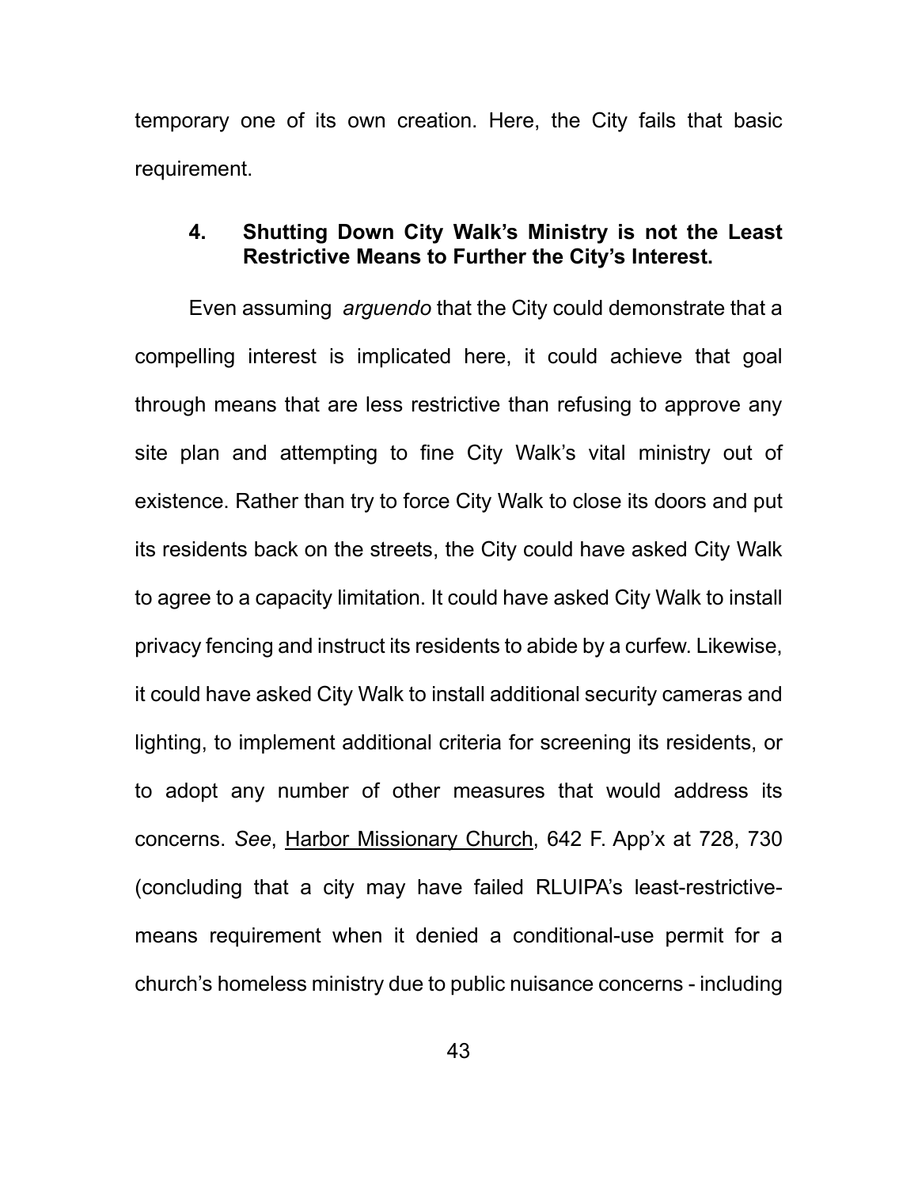temporary one of its own creation. Here, the City fails that basic requirement.

### 4. Shutting Down City Walk's Ministry is not the Least Restrictive Means to Further the City's Interest.

Even assuming *arguendo* that the City could demonstrate that a compelling interest is implicated here, it could achieve that goal through means that are less restrictive than refusing to approve any site plan and attempting to fine City Walk's vital ministry out of existence. Rather than try to force City Walk to close its doors and put its residents back on the streets, the City could have asked City Walk to agree to a capacity limitation. It could have asked City Walk to install privacy fencing and instruct its residents to abide by a curfew. Likewise, it could have asked City Walk to install additional security cameras and lighting, to implement additional criteria for screening its residents, or to adopt any number of other measures that would address its concerns. *See*, <u>Harbor Missionary Church</u>, 642 F. App'x at 728, 730 (concluding that a city may have failed RLUIPA's least-restrictive-means requirement when it denied a conditional-use permit for a church's homeless ministry due to public nuisance concerns - including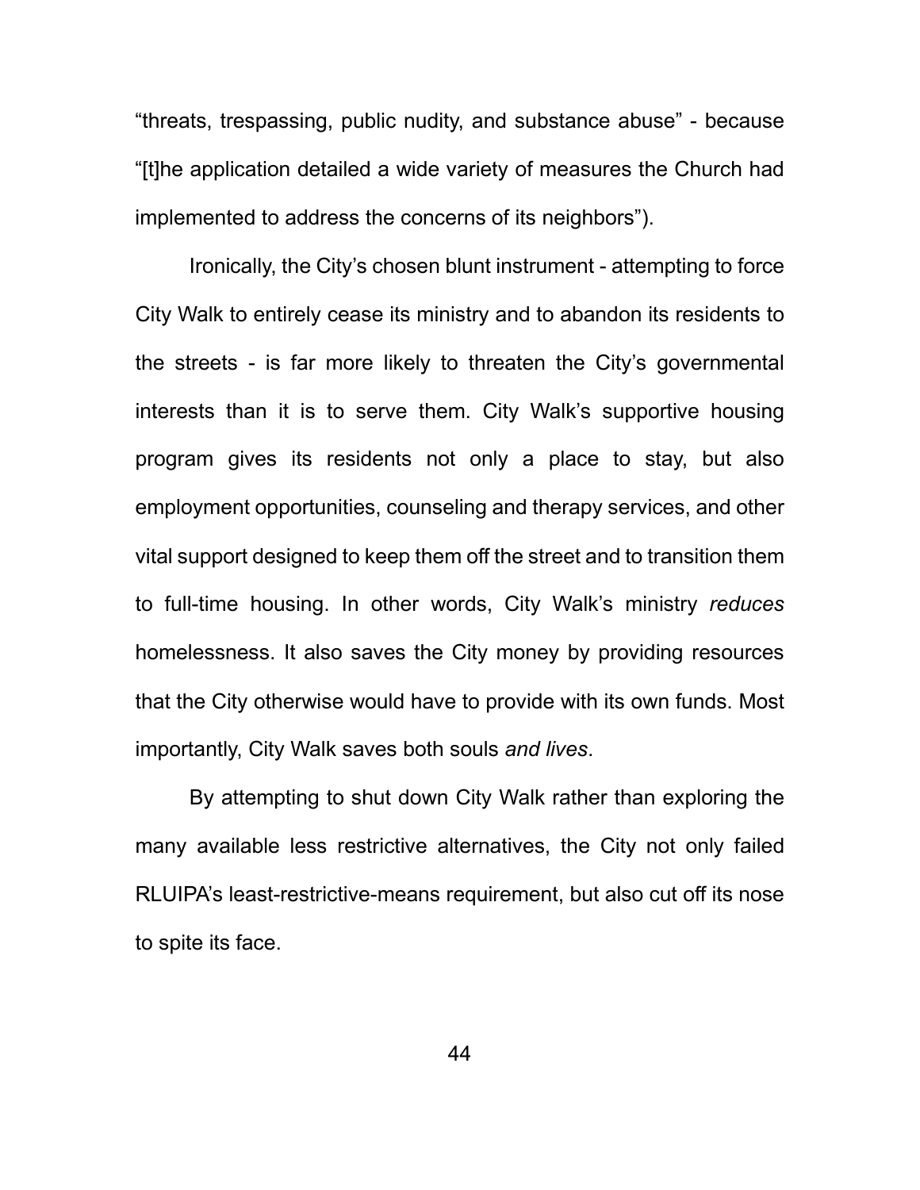"threats, trespassing, public nudity, and substance abuse" - because "[t]he application detailed a wide variety of measures the Church had implemented to address the concerns of its neighbors").

Ironically, the City's chosen blunt instrument - attempting to force City Walk to entirely cease its ministry and to abandon its residents to the streets - is far more likely to threaten the City's governmental interests than it is to serve them. City Walk's supportive housing program gives its residents not only a place to stay, but also employment opportunities, counseling and therapy services, and other vital support designed to keep them off the street and to transition them to full-time housing. In other words, City Walk's ministry *reduces* homelessness. It also saves the City money by providing resources that the City otherwise would have to provide with its own funds. Most importantly, City Walk saves both souls *and lives*.

By attempting to shut down City Walk rather than exploring the many available less restrictive alternatives, the City not only failed RLUIPA's least-restrictive-means requirement, but also cut off its nose to spite its face.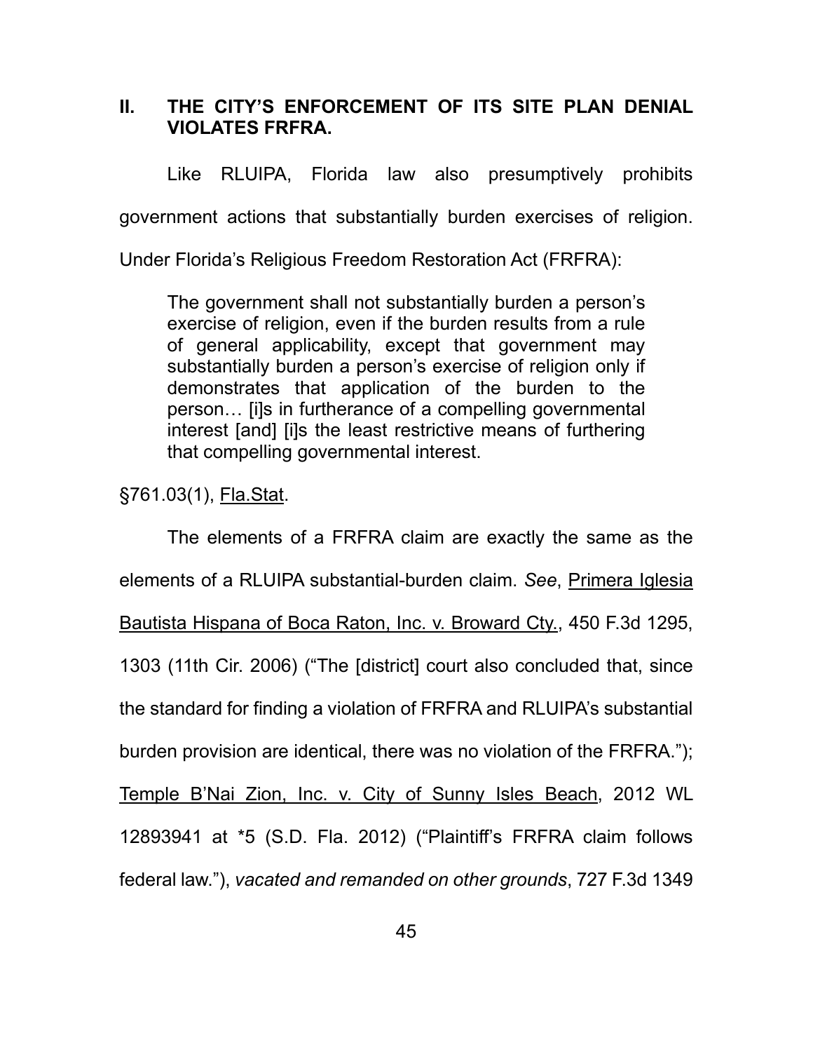## II. THE CITY'S ENFORCEMENT OF ITS SITE PLAN DENIAL VIOLATES FRFRA.

Like RLUIPA, Florida law also presumptively prohibits government actions that substantially burden exercises of religion. Under Florida's Religious Freedom Restoration Act (FRFRA):

> The government shall not substantially burden a person's exercise of religion, even if the burden results from a rule of general applicability, except that government may substantially burden a person's exercise of religion only if demonstrates that application of the burden to the person… [i]s in furtherance of a compelling governmental interest [and] [i]s the least restrictive means of furthering that compelling governmental interest.

§761.03(1), Fla.Stat.

The elements of a FRFRA claim are exactly the same as the elements of a RLUIPA substantial-burden claim. *See*, Primera Iglesia Bautista Hispana of Boca Raton, Inc. v. Broward Cty., 450 F.3d 1295, 1303 (11th Cir. 2006) ("The [district] court also concluded that, since the standard for finding a violation of FRFRA and RLUIPA's substantial burden provision are identical, there was no violation of the FRFRA."); Temple B'Nai Zion, Inc. v. City of Sunny Isles Beach, 2012 WL 12893941 at *5 (S.D. Fla. 2012) ("Plaintiff's FRFRA claim follows federal law."), *vacated and remanded on other grounds*, 727 F.3d 1349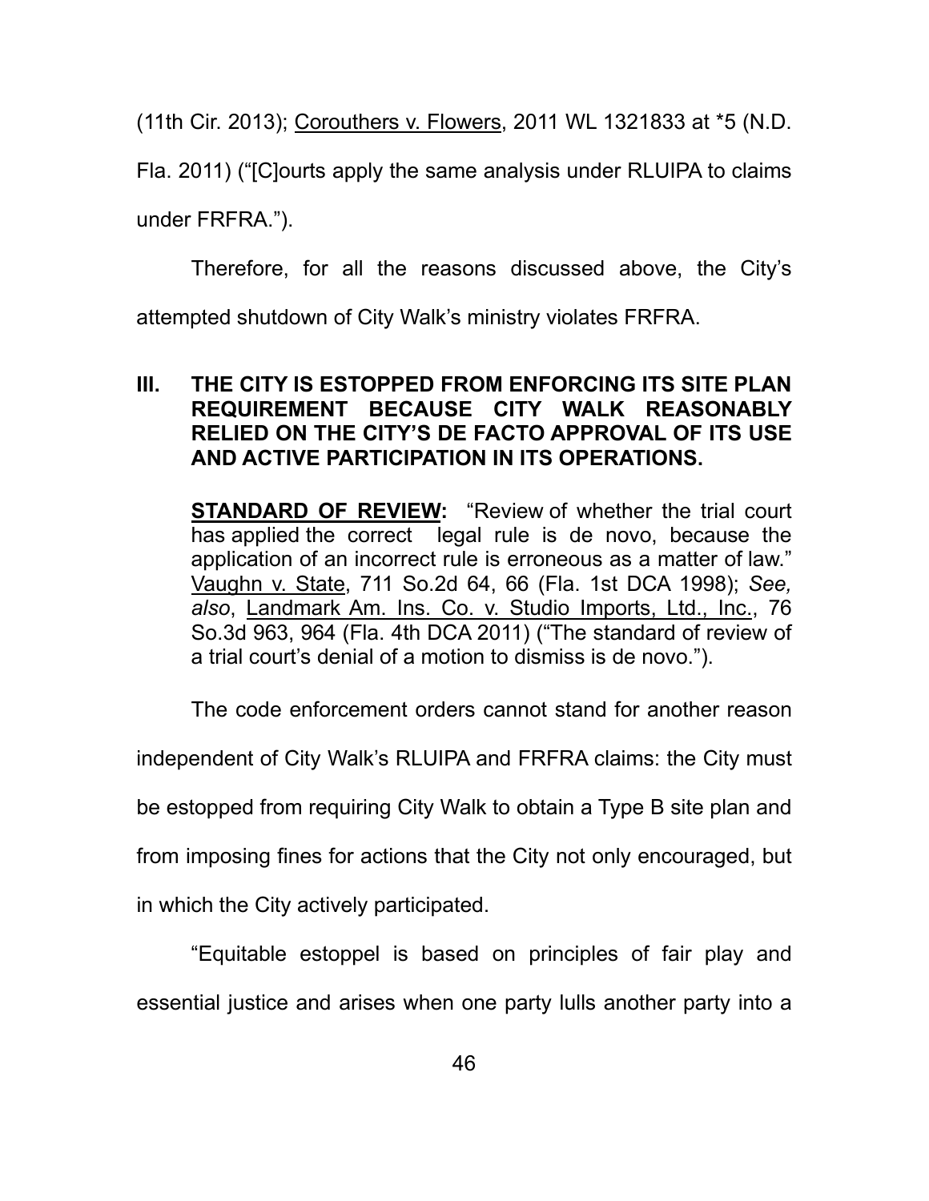(11th Cir. 2013); Corouthers v. Flowers, 2011 WL 1321833 at *5 (N.D. Fla. 2011) ("[C]ourts apply the same analysis under RLUIPA to claims under FRFRA.").

Therefore, for all the reasons discussed above, the City's attempted shutdown of City Walk's ministry violates FRFRA.

## III. THE CITY IS ESTOPPED FROM ENFORCING ITS SITE PLAN REQUIREMENT BECAUSE CITY WALK REASONABLY RELIED ON THE CITY'S DE FACTO APPROVAL OF ITS USE AND ACTIVE PARTICIPATION IN ITS OPERATIONS.

> **STANDARD OF REVIEW:** "Review of whether the trial court has applied the correct legal rule is de novo, because the application of an incorrect rule is erroneous as a matter of law." Vaughn v. State, 711 So.2d 64, 66 (Fla. 1st DCA 1998); *See, also*, Landmark Am. Ins. Co. v. Studio Imports, Ltd., Inc., 76 So.3d 963, 964 (Fla. 4th DCA 2011) ("The standard of review of a trial court's denial of a motion to dismiss is de novo.").

The code enforcement orders cannot stand for another reason independent of City Walk's RLUIPA and FRFRA claims: the City must be estopped from requiring City Walk to obtain a Type B site plan and from imposing fines for actions that the City not only encouraged, but in which the City actively participated.

"Equitable estoppel is based on principles of fair play and essential justice and arises when one party lulls another party into a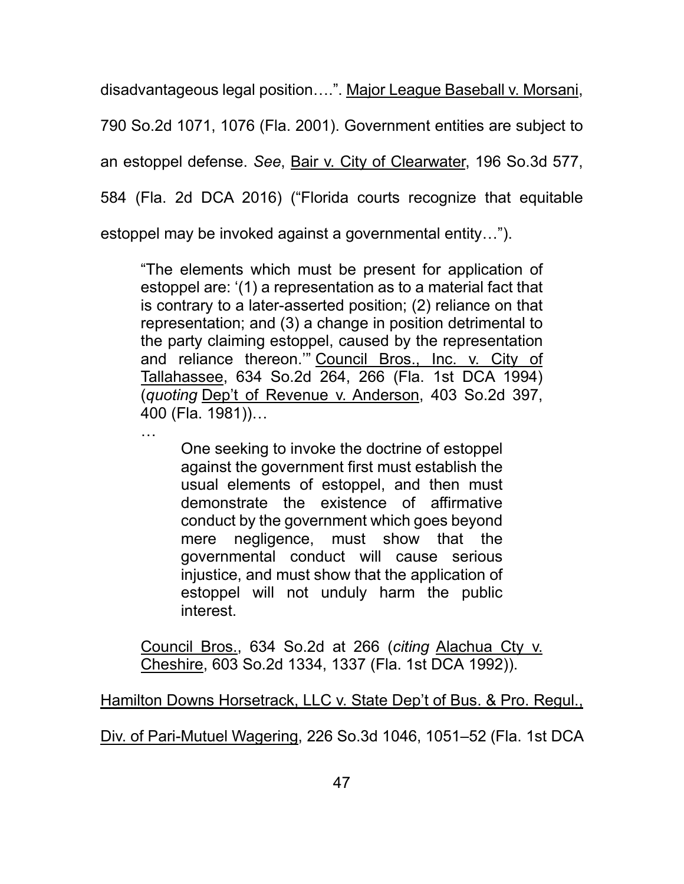disadvantageous legal position….". Major League Baseball v. Morsani, 790 So.2d 1071, 1076 (Fla. 2001). Government entities are subject to an estoppel defense. *See*, Bair v. City of Clearwater, 196 So.3d 577, 584 (Fla. 2d DCA 2016) ("Florida courts recognize that equitable estoppel may be invoked against a governmental entity…").

> "The elements which must be present for application of estoppel are: '(1) a representation as to a material fact that is contrary to a later-asserted position; (2) reliance on that representation; and (3) a change in position detrimental to the party claiming estoppel, caused by the representation and reliance thereon.'" Council Bros., Inc. v. City of Tallahassee, 634 So.2d 264, 266 (Fla. 1st DCA 1994) (*quoting* Dep't of Revenue v. Anderson, 403 So.2d 397, 400 (Fla. 1981))…
>
> …
>
> > One seeking to invoke the doctrine of estoppel against the government first must establish the usual elements of estoppel, and then must demonstrate the existence of affirmative conduct by the government which goes beyond mere negligence, must show that the governmental conduct will cause serious injustice, and must show that the application of estoppel will not unduly harm the public interest.
>
> Council Bros., 634 So.2d at 266 (*citing* Alachua Cty v. Cheshire, 603 So.2d 1334, 1337 (Fla. 1st DCA 1992)).

Hamilton Downs Horsetrack, LLC v. State Dep't of Bus. & Pro. Regul., Div. of Pari-Mutuel Wagering, 226 So.3d 1046, 1051–52 (Fla. 1st DCA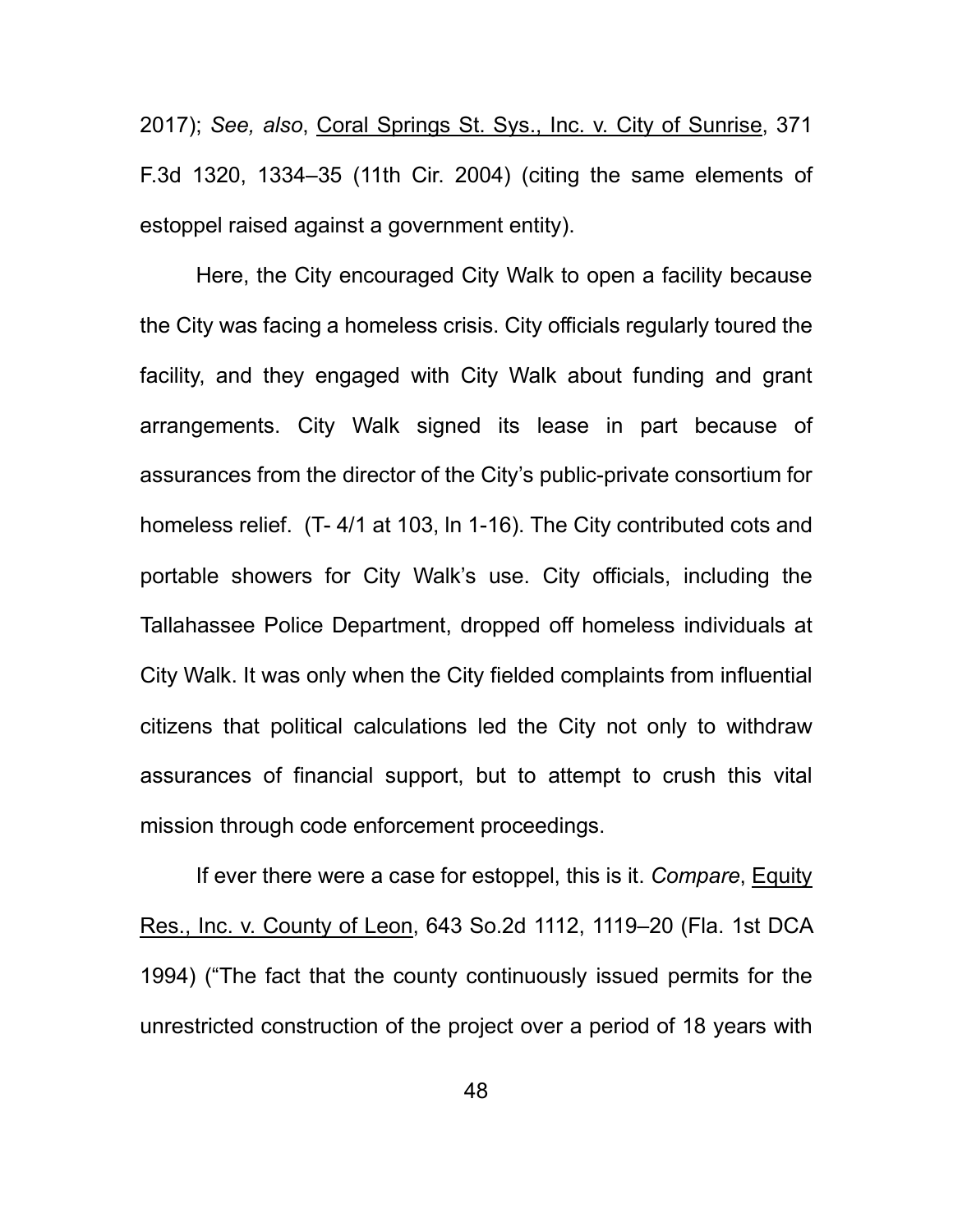2017); *See, also*, Coral Springs St. Sys., Inc. v. City of Sunrise, 371 F.3d 1320, 1334–35 (11th Cir. 2004) (citing the same elements of estoppel raised against a government entity).

Here, the City encouraged City Walk to open a facility because the City was facing a homeless crisis. City officials regularly toured the facility, and they engaged with City Walk about funding and grant arrangements. City Walk signed its lease in part because of assurances from the director of the City's public-private consortium for homeless relief. (T- 4/1 at 103, ln 1-16). The City contributed cots and portable showers for City Walk's use. City officials, including the Tallahassee Police Department, dropped off homeless individuals at City Walk. It was only when the City fielded complaints from influential citizens that political calculations led the City not only to withdraw assurances of financial support, but to attempt to crush this vital mission through code enforcement proceedings.

If ever there were a case for estoppel, this is it. *Compare*, Equity Res., Inc. v. County of Leon, 643 So.2d 1112, 1119–20 (Fla. 1st DCA 1994) ("The fact that the county continuously issued permits for the unrestricted construction of the project over a period of 18 years with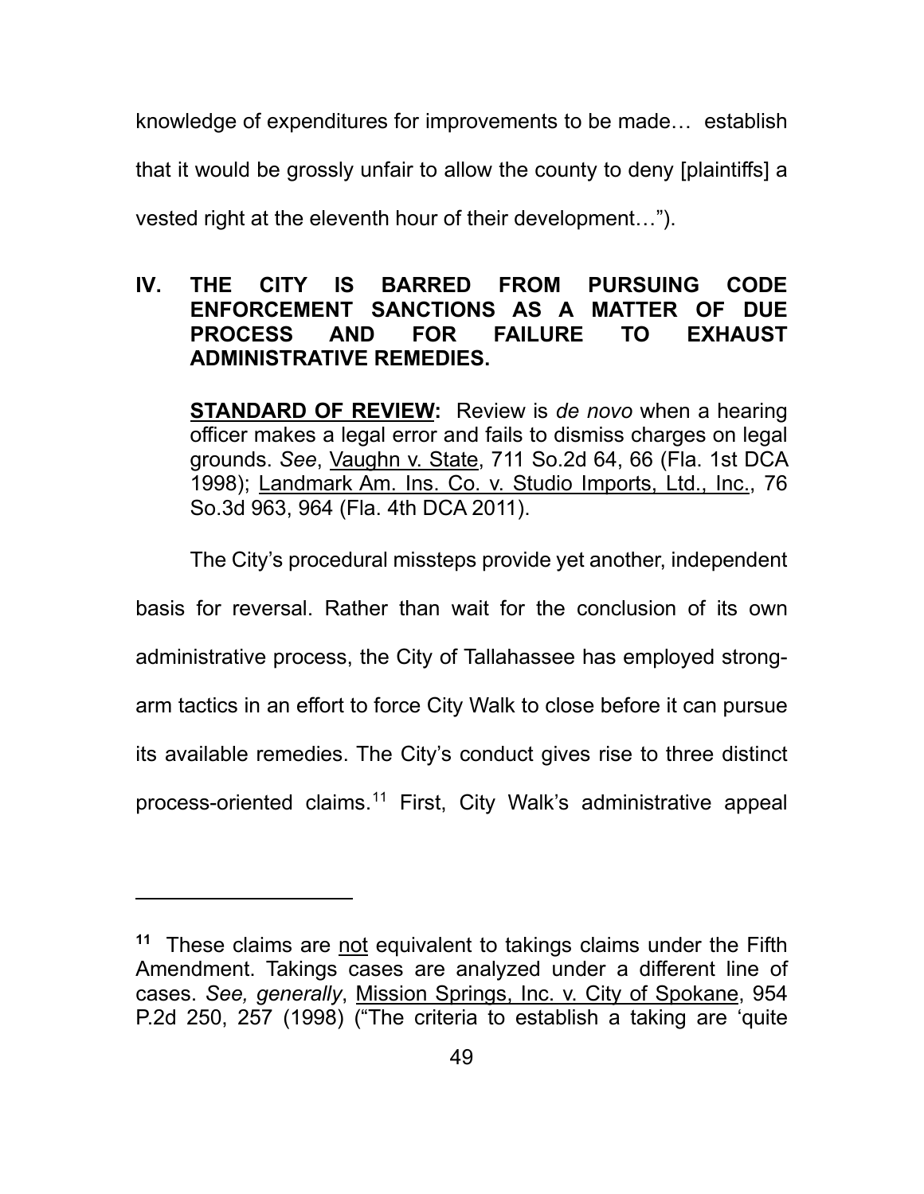knowledge of expenditures for improvements to be made… establish that it would be grossly unfair to allow the county to deny [plaintiffs] a vested right at the eleventh hour of their development…").

## IV. THE CITY IS BARRED FROM PURSUING CODE ENFORCEMENT SANCTIONS AS A MATTER OF DUE PROCESS AND FOR FAILURE TO EXHAUST ADMINISTRATIVE REMEDIES.

> **STANDARD OF REVIEW:** Review is *de novo* when a hearing officer makes a legal error and fails to dismiss charges on legal grounds. *See*, Vaughn v. State, 711 So.2d 64, 66 (Fla. 1st DCA 1998); Landmark Am. Ins. Co. v. Studio Imports, Ltd., Inc., 76 So.3d 963, 964 (Fla. 4th DCA 2011).

The City's procedural missteps provide yet another, independent basis for reversal. Rather than wait for the conclusion of its own administrative process, the City of Tallahassee has employed strong-arm tactics in an effort to force City Walk to close before it can pursue its available remedies. The City's conduct gives rise to three distinct process-oriented claims.[11] First, City Walk's administrative appeal

---

[11] These claims are not equivalent to takings claims under the Fifth Amendment. Takings cases are analyzed under a different line of cases. *See, generally*, Mission Springs, Inc. v. City of Spokane, 954 P.2d 250, 257 (1998) ("The criteria to establish a taking are 'quite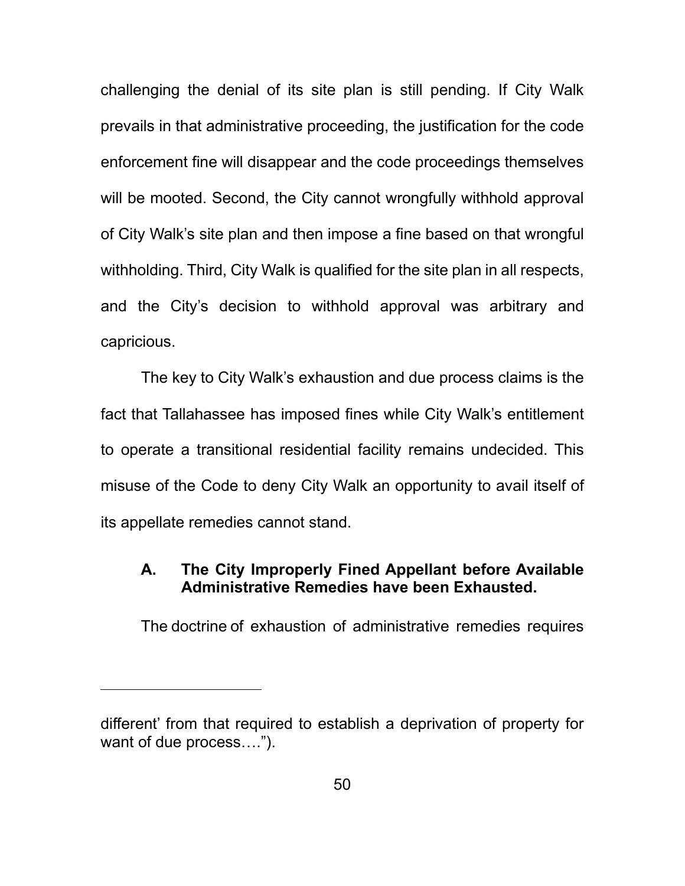challenging the denial of its site plan is still pending. If City Walk prevails in that administrative proceeding, the justification for the code enforcement fine will disappear and the code proceedings themselves will be mooted. Second, the City cannot wrongfully withhold approval of City Walk's site plan and then impose a fine based on that wrongful withholding. Third, City Walk is qualified for the site plan in all respects, and the City's decision to withhold approval was arbitrary and capricious.

The key to City Walk's exhaustion and due process claims is the fact that Tallahassee has imposed fines while City Walk's entitlement to operate a transitional residential facility remains undecided. This misuse of the Code to deny City Walk an opportunity to avail itself of its appellate remedies cannot stand.

### A. The City Improperly Fined Appellant before Available Administrative Remedies have been Exhausted.

The doctrine of exhaustion of administrative remedies requires

---

different' from that required to establish a deprivation of property for want of due process….").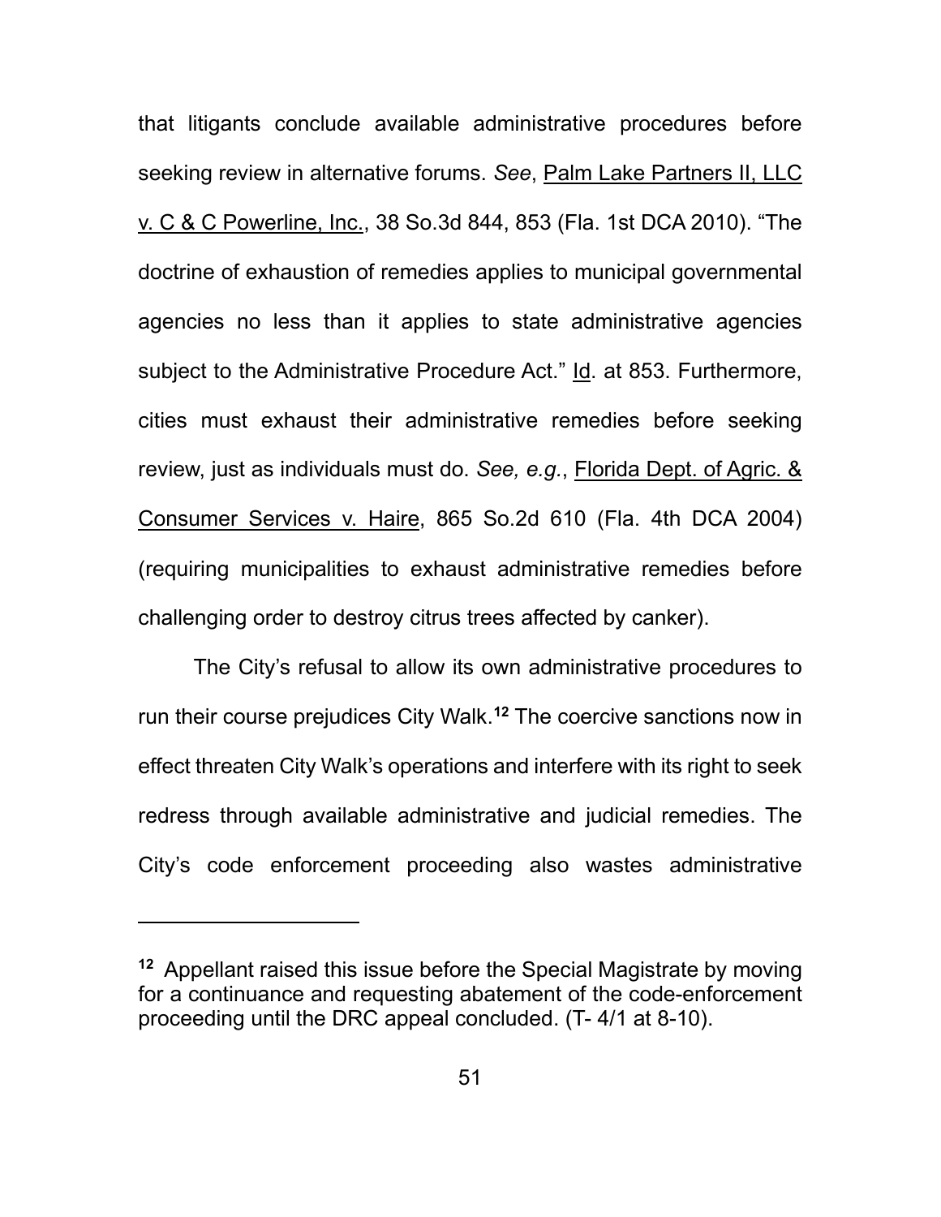that litigants conclude available administrative procedures before seeking review in alternative forums. *See*, Palm Lake Partners II, LLC v. C & C Powerline, Inc., 38 So.3d 844, 853 (Fla. 1st DCA 2010). "The doctrine of exhaustion of remedies applies to municipal governmental agencies no less than it applies to state administrative agencies subject to the Administrative Procedure Act." Id. at 853. Furthermore, cities must exhaust their administrative remedies before seeking review, just as individuals must do. *See, e.g.*, Florida Dept. of Agric. & Consumer Services v. Haire, 865 So.2d 610 (Fla. 4th DCA 2004) (requiring municipalities to exhaust administrative remedies before challenging order to destroy citrus trees affected by canker).

The City's refusal to allow its own administrative procedures to run their course prejudices City Walk.[12] The coercive sanctions now in effect threaten City Walk's operations and interfere with its right to seek redress through available administrative and judicial remedies. The City's code enforcement proceeding also wastes administrative

---

[12] Appellant raised this issue before the Special Magistrate by moving for a continuance and requesting abatement of the code-enforcement proceeding until the DRC appeal concluded. (T- 4/1 at 8-10).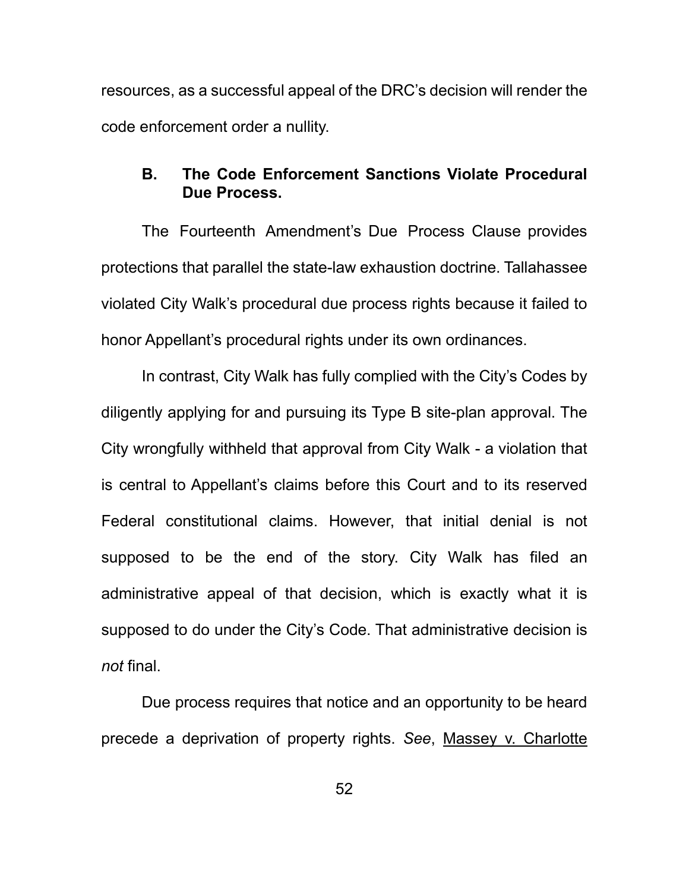resources, as a successful appeal of the DRC's decision will render the code enforcement order a nullity.

### B. The Code Enforcement Sanctions Violate Procedural Due Process.

The Fourteenth Amendment's Due Process Clause provides protections that parallel the state-law exhaustion doctrine. Tallahassee violated City Walk's procedural due process rights because it failed to honor Appellant's procedural rights under its own ordinances.

In contrast, City Walk has fully complied with the City's Codes by diligently applying for and pursuing its Type B site-plan approval. The City wrongfully withheld that approval from City Walk - a violation that is central to Appellant's claims before this Court and to its reserved Federal constitutional claims. However, that initial denial is not supposed to be the end of the story. City Walk has filed an administrative appeal of that decision, which is exactly what it is supposed to do under the City's Code. That administrative decision is *not* final.

Due process requires that notice and an opportunity to be heard precede a deprivation of property rights. *See*, Massey v. Charlotte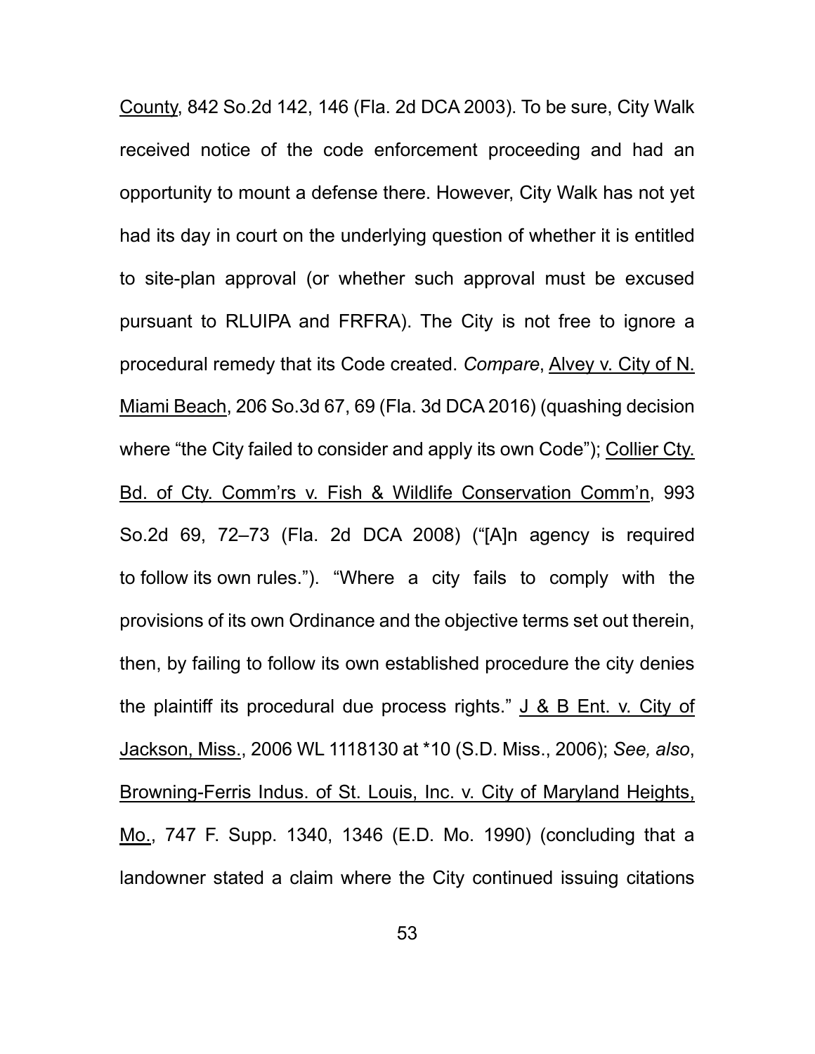County, 842 So.2d 142, 146 (Fla. 2d DCA 2003). To be sure, City Walk received notice of the code enforcement proceeding and had an opportunity to mount a defense there. However, City Walk has not yet had its day in court on the underlying question of whether it is entitled to site-plan approval (or whether such approval must be excused pursuant to RLUIPA and FRFRA). The City is not free to ignore a procedural remedy that its Code created. *Compare*, Alvey v. City of N. Miami Beach, 206 So.3d 67, 69 (Fla. 3d DCA 2016) (quashing decision where "the City failed to consider and apply its own Code"); Collier Cty. Bd. of Cty. Comm'rs v. Fish & Wildlife Conservation Comm'n, 993 So.2d 69, 72–73 (Fla. 2d DCA 2008) ("[A]n agency is required to follow its own rules."). "Where a city fails to comply with the provisions of its own Ordinance and the objective terms set out therein, then, by failing to follow its own established procedure the city denies the plaintiff its procedural due process rights." J & B Ent. v. City of Jackson, Miss., 2006 WL 1118130 at *10 (S.D. Miss., 2006); *See, also*, Browning-Ferris Indus. of St. Louis, Inc. v. City of Maryland Heights, Mo., 747 F. Supp. 1340, 1346 (E.D. Mo. 1990) (concluding that a landowner stated a claim where the City continued issuing citations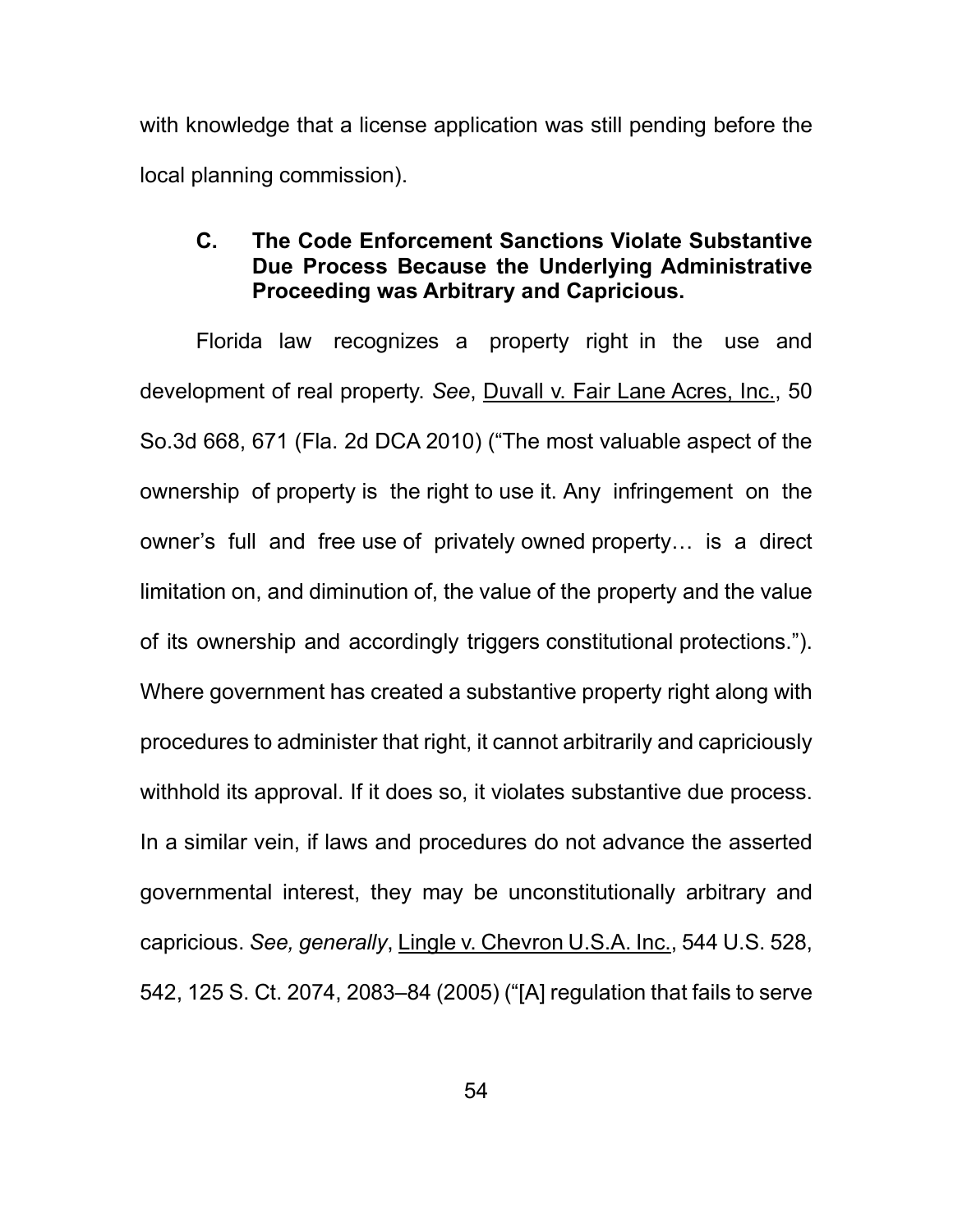with knowledge that a license application was still pending before the local planning commission).

### C. The Code Enforcement Sanctions Violate Substantive Due Process Because the Underlying Administrative Proceeding was Arbitrary and Capricious.

Florida law recognizes a property right in the use and development of real property. *See*, Duvall v. Fair Lane Acres, Inc., 50 So.3d 668, 671 (Fla. 2d DCA 2010) ("The most valuable aspect of the ownership of property is the right to use it. Any infringement on the owner's full and free use of privately owned property… is a direct limitation on, and diminution of, the value of the property and the value of its ownership and accordingly triggers constitutional protections."). Where government has created a substantive property right along with procedures to administer that right, it cannot arbitrarily and capriciously withhold its approval. If it does so, it violates substantive due process. In a similar vein, if laws and procedures do not advance the asserted governmental interest, they may be unconstitutionally arbitrary and capricious. *See, generally*, Lingle v. Chevron U.S.A. Inc., 544 U.S. 528, 542, 125 S. Ct. 2074, 2083–84 (2005) ("[A] regulation that fails to serve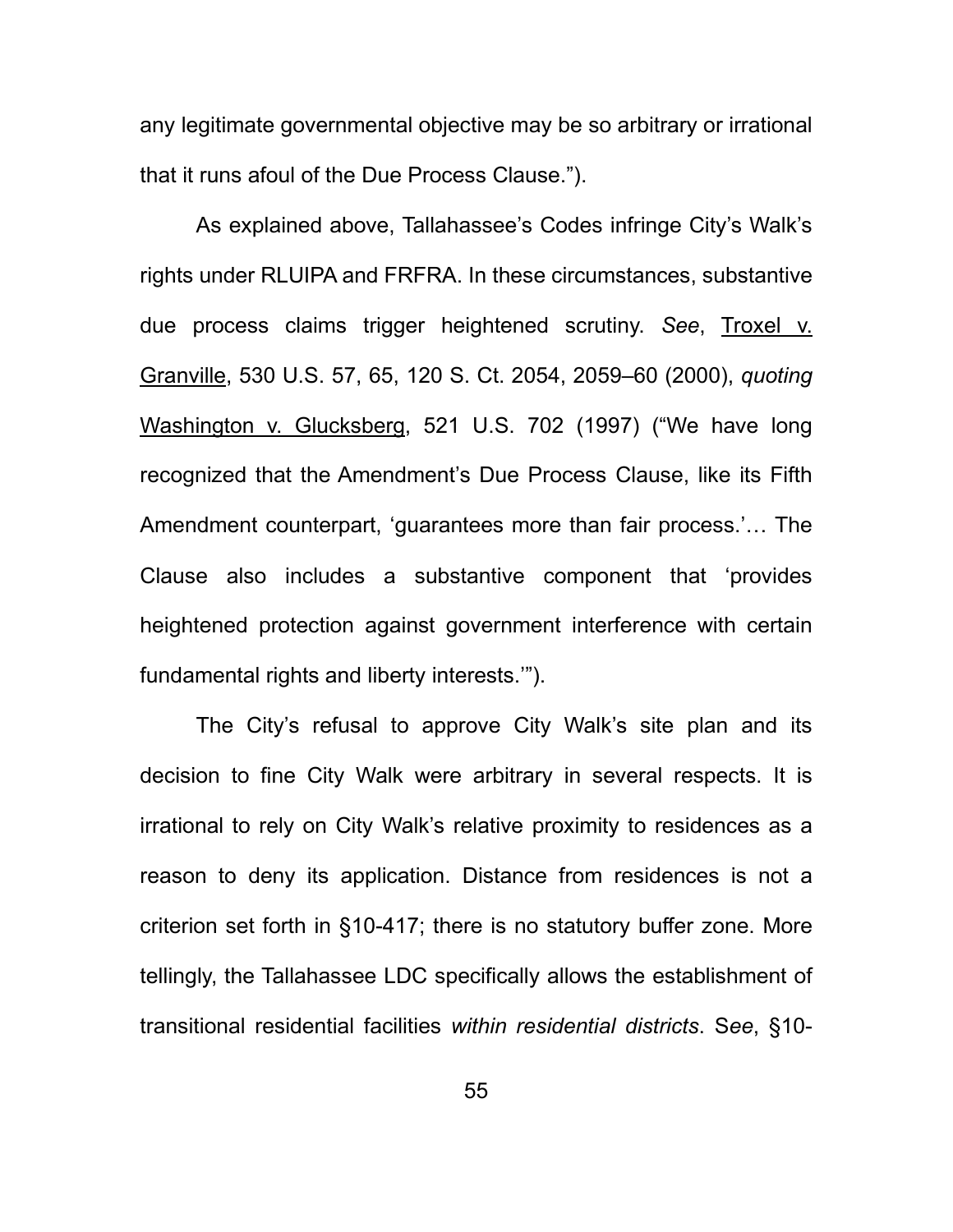any legitimate governmental objective may be so arbitrary or irrational that it runs afoul of the Due Process Clause.").

As explained above, Tallahassee's Codes infringe City's Walk's rights under RLUIPA and FRFRA. In these circumstances, substantive due process claims trigger heightened scrutiny. *See*, Troxel v. Granville, 530 U.S. 57, 65, 120 S. Ct. 2054, 2059–60 (2000), *quoting* Washington v. Glucksberg, 521 U.S. 702 (1997) ("We have long recognized that the Amendment's Due Process Clause, like its Fifth Amendment counterpart, 'guarantees more than fair process.'… The Clause also includes a substantive component that 'provides heightened protection against government interference with certain fundamental rights and liberty interests.'").

The City's refusal to approve City Walk's site plan and its decision to fine City Walk were arbitrary in several respects. It is irrational to rely on City Walk's relative proximity to residences as a reason to deny its application. Distance from residences is not a criterion set forth in §10-417; there is no statutory buffer zone. More tellingly, the Tallahassee LDC specifically allows the establishment of transitional residential facilities *within residential districts*. *See*, §10-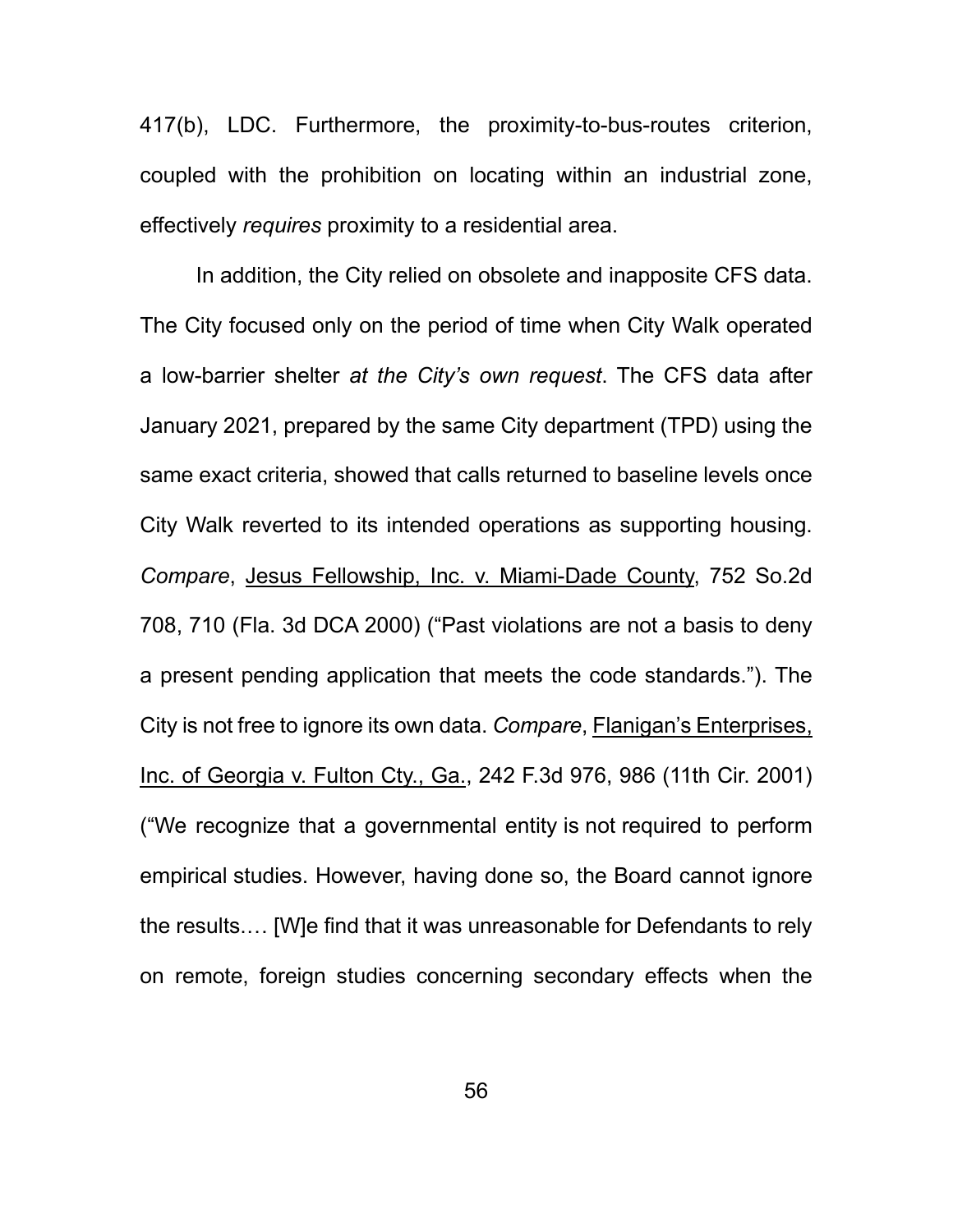417(b), LDC. Furthermore, the proximity-to-bus-routes criterion, coupled with the prohibition on locating within an industrial zone, effectively *requires* proximity to a residential area.

In addition, the City relied on obsolete and inapposite CFS data. The City focused only on the period of time when City Walk operated a low-barrier shelter *at the City's own request*. The CFS data after January 2021, prepared by the same City department (TPD) using the same exact criteria, showed that calls returned to baseline levels once City Walk reverted to its intended operations as supporting housing. *Compare*, Jesus Fellowship, Inc. v. Miami-Dade County, 752 So.2d 708, 710 (Fla. 3d DCA 2000) ("Past violations are not a basis to deny a present pending application that meets the code standards."). The City is not free to ignore its own data. *Compare*, Flanigan's Enterprises, Inc. of Georgia v. Fulton Cty., Ga., 242 F.3d 976, 986 (11th Cir. 2001) ("We recognize that a governmental entity is not required to perform empirical studies. However, having done so, the Board cannot ignore the results.… [W]e find that it was unreasonable for Defendants to rely on remote, foreign studies concerning secondary effects when the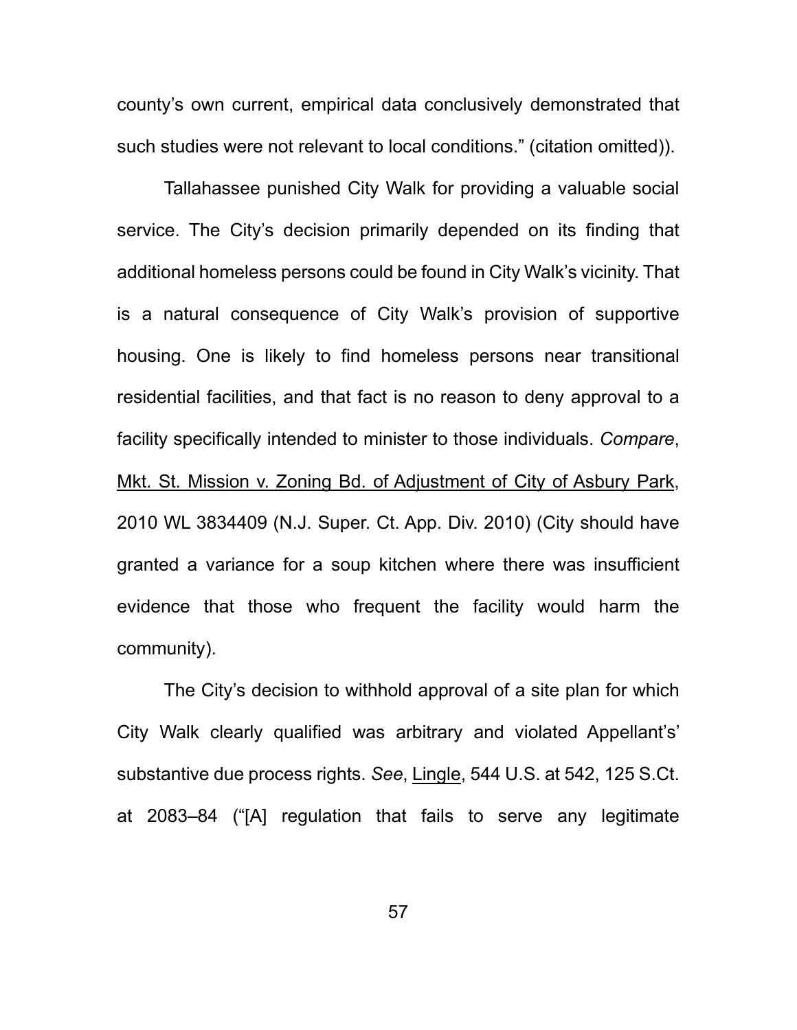county's own current, empirical data conclusively demonstrated that such studies were not relevant to local conditions." (citation omitted)).

Tallahassee punished City Walk for providing a valuable social service. The City's decision primarily depended on its finding that additional homeless persons could be found in City Walk's vicinity. That is a natural consequence of City Walk's provision of supportive housing. One is likely to find homeless persons near transitional residential facilities, and that fact is no reason to deny approval to a facility specifically intended to minister to those individuals. *Compare*, Mkt. St. Mission v. Zoning Bd. of Adjustment of City of Asbury Park, 2010 WL 3834409 (N.J. Super. Ct. App. Div. 2010) (City should have granted a variance for a soup kitchen where there was insufficient evidence that those who frequent the facility would harm the community).

The City's decision to withhold approval of a site plan for which City Walk clearly qualified was arbitrary and violated Appellant's' substantive due process rights. *See*, Lingle, 544 U.S. at 542, 125 S.Ct. at 2083–84 ("[A] regulation that fails to serve any legitimate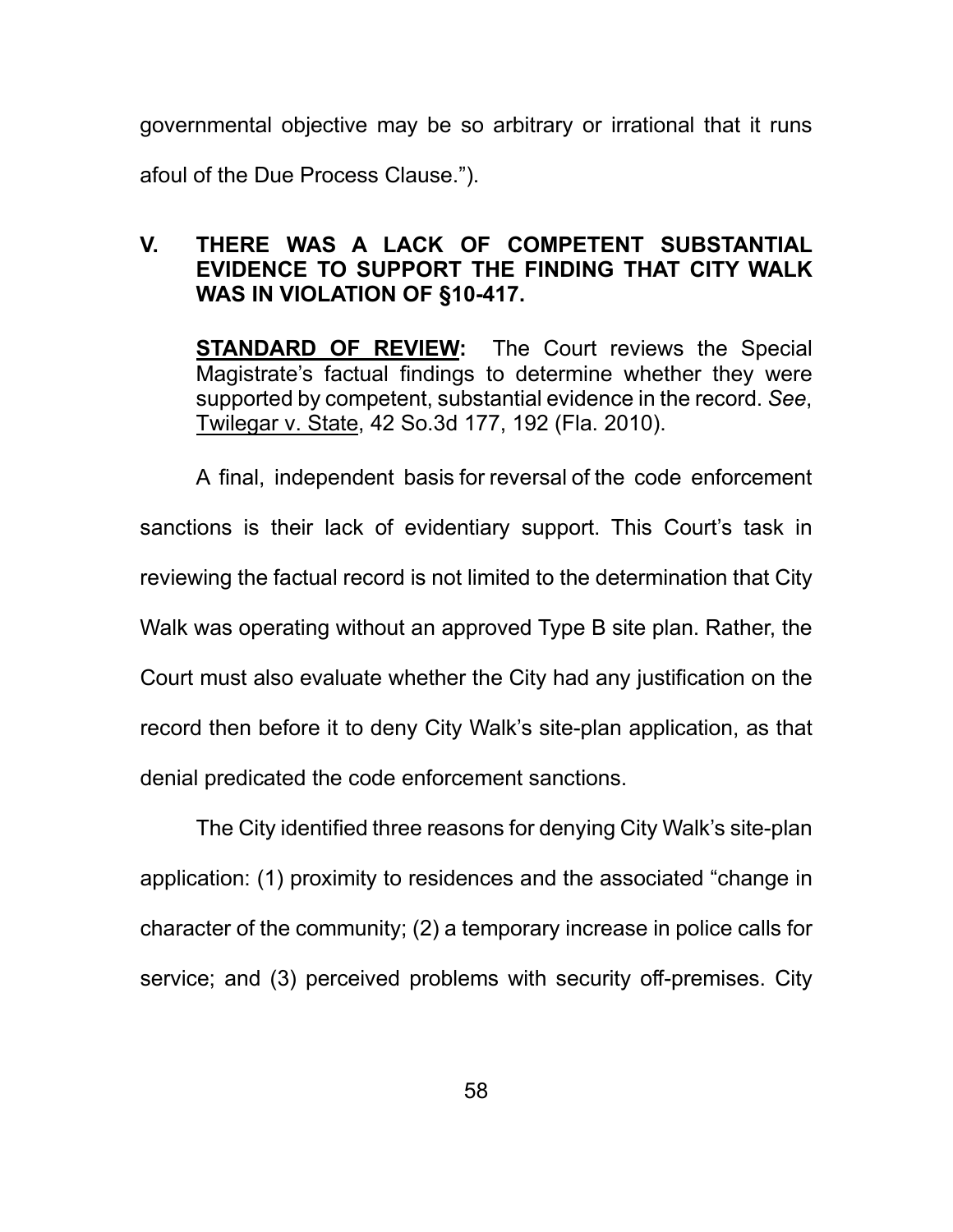governmental objective may be so arbitrary or irrational that it runs afoul of the Due Process Clause.").

## V. THERE WAS A LACK OF COMPETENT SUBSTANTIAL EVIDENCE TO SUPPORT THE FINDING THAT CITY WALK WAS IN VIOLATION OF §10-417.

> **<u>STANDARD OF REVIEW</u>:** The Court reviews the Special Magistrate's factual findings to determine whether they were supported by competent, substantial evidence in the record. *See*, <u>Twilegar v. State</u>, 42 So.3d 177, 192 (Fla. 2010).

A final, independent basis for reversal of the code enforcement sanctions is their lack of evidentiary support. This Court's task in reviewing the factual record is not limited to the determination that City Walk was operating without an approved Type B site plan. Rather, the Court must also evaluate whether the City had any justification on the record then before it to deny City Walk's site-plan application, as that denial predicated the code enforcement sanctions.

The City identified three reasons for denying City Walk's site-plan application: (1) proximity to residences and the associated "change in character of the community; (2) a temporary increase in police calls for service; and (3) perceived problems with security off-premises. City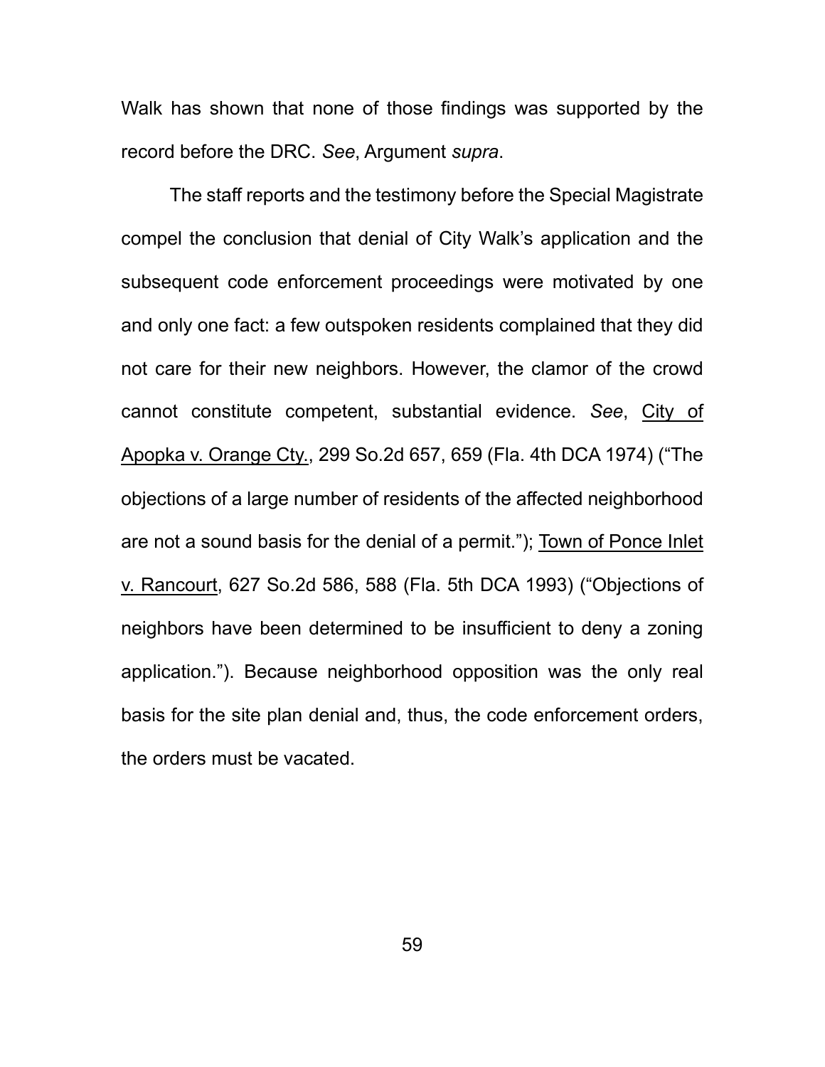Walk has shown that none of those findings was supported by the record before the DRC. *See*, Argument *supra*.

The staff reports and the testimony before the Special Magistrate compel the conclusion that denial of City Walk's application and the subsequent code enforcement proceedings were motivated by one and only one fact: a few outspoken residents complained that they did not care for their new neighbors. However, the clamor of the crowd cannot constitute competent, substantial evidence. *See*, <u>City of Apopka v. Orange Cty.</u>, 299 So.2d 657, 659 (Fla. 4th DCA 1974) ("The objections of a large number of residents of the affected neighborhood are not a sound basis for the denial of a permit."); <u>Town of Ponce Inlet v. Rancourt</u>, 627 So.2d 586, 588 (Fla. 5th DCA 1993) ("Objections of neighbors have been determined to be insufficient to deny a zoning application."). Because neighborhood opposition was the only real basis for the site plan denial and, thus, the code enforcement orders, the orders must be vacated.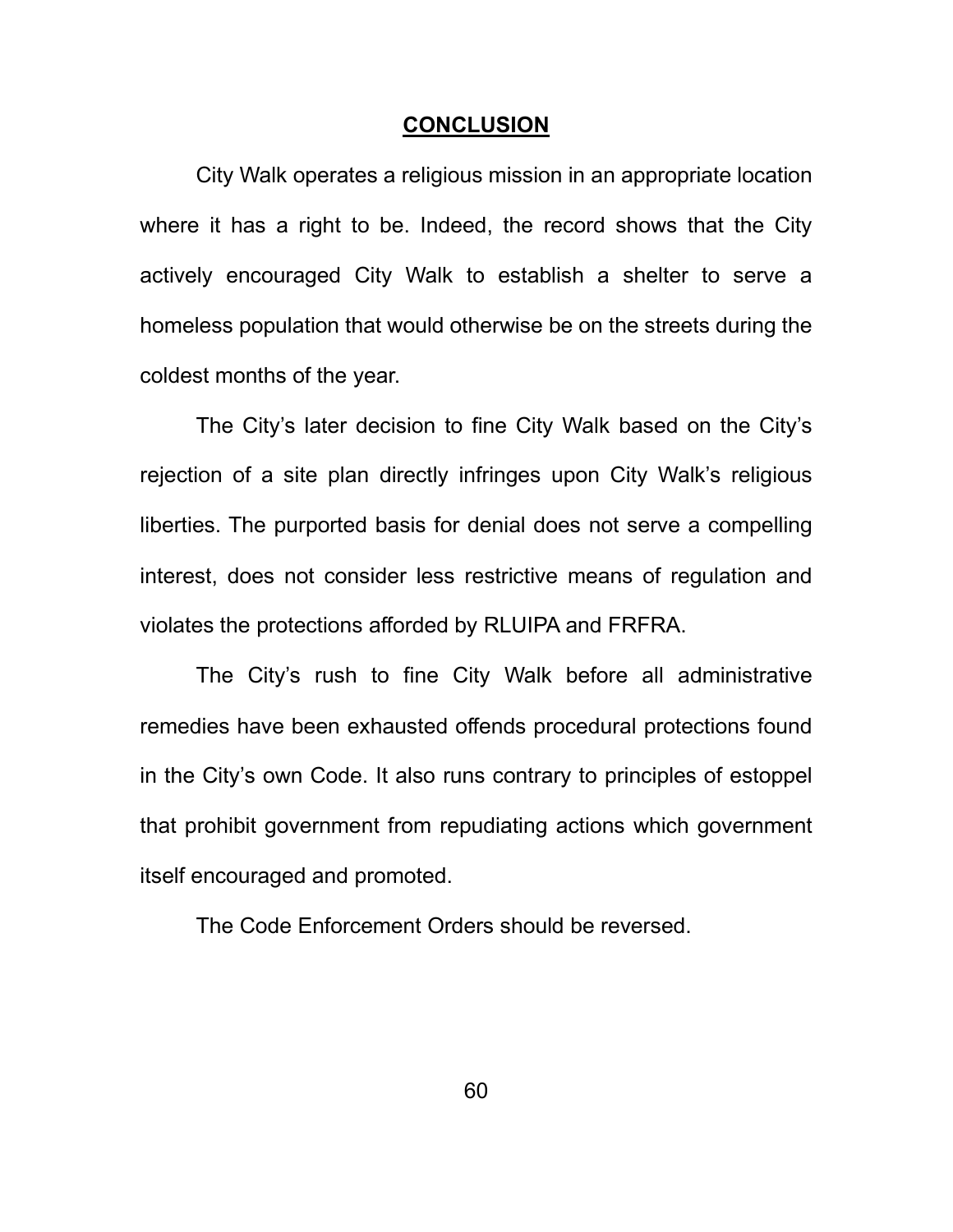## CONCLUSION

City Walk operates a religious mission in an appropriate location where it has a right to be. Indeed, the record shows that the City actively encouraged City Walk to establish a shelter to serve a homeless population that would otherwise be on the streets during the coldest months of the year.

The City's later decision to fine City Walk based on the City's rejection of a site plan directly infringes upon City Walk's religious liberties. The purported basis for denial does not serve a compelling interest, does not consider less restrictive means of regulation and violates the protections afforded by RLUIPA and FRFRA.

The City's rush to fine City Walk before all administrative remedies have been exhausted offends procedural protections found in the City's own Code. It also runs contrary to principles of estoppel that prohibit government from repudiating actions which government itself encouraged and promoted.

The Code Enforcement Orders should be reversed.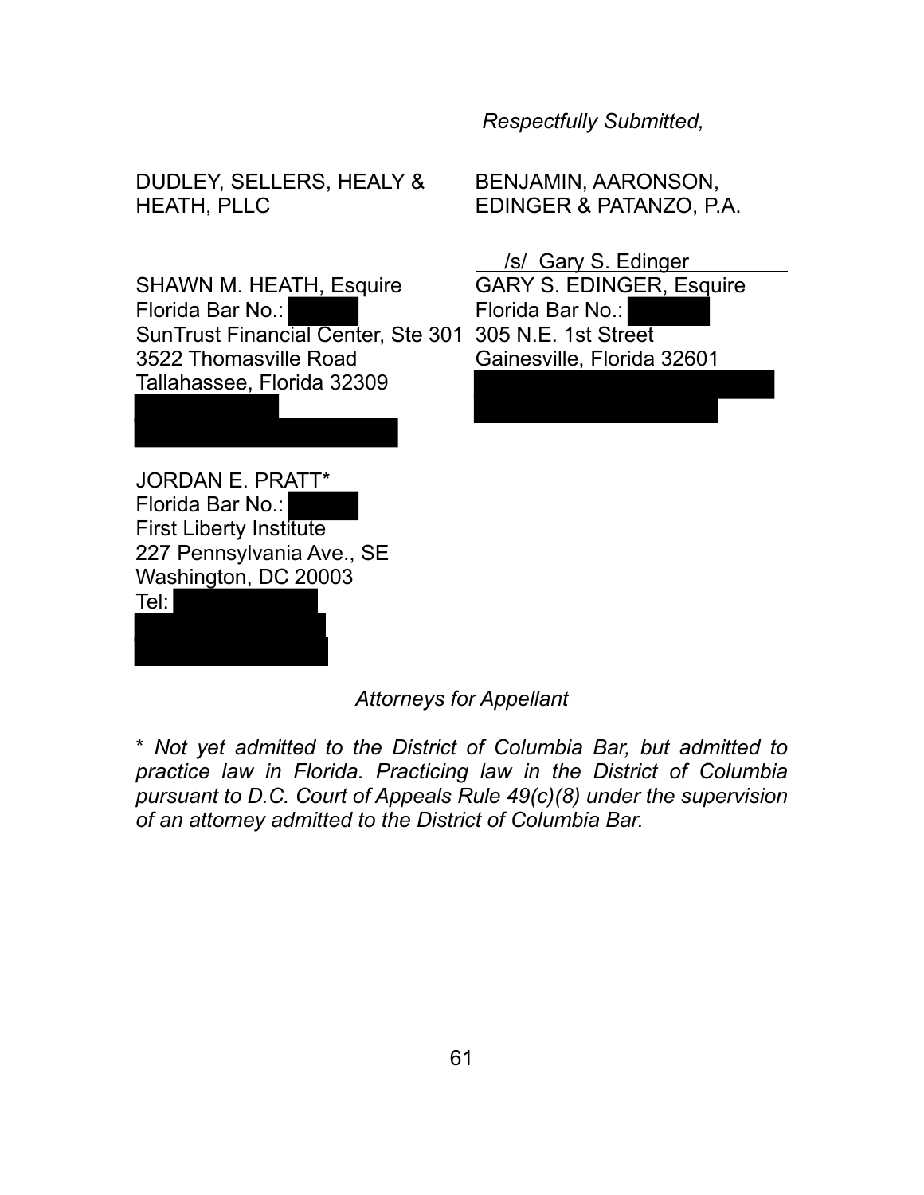*Respectfully Submitted,*

DUDLEY, SELLERS, HEALY & HEATH, PLLC

SHAWN M. HEATH, Esquire
Florida Bar No.:
SunTrust Financial Center, Ste 301
3522 Thomasville Road
Tallahassee, Florida 32309

JORDAN E. PRATT*
Florida Bar No.:
First Liberty Institute
227 Pennsylvania Ave., SE
Washington, DC 20003
Tel:

BENJAMIN, AARONSON, EDINGER & PATANZO, P.A.

/s/ Gary S. Edinger
GARY S. EDINGER, Esquire
Florida Bar No.:
305 N.E. 1st Street
Gainesville, Florida 32601

*Attorneys for Appellant*

\* *Not yet admitted to the District of Columbia Bar, but admitted to practice law in Florida. Practicing law in the District of Columbia pursuant to D.C. Court of Appeals Rule 49(c)(8) under the supervision of an attorney admitted to the District of Columbia Bar.*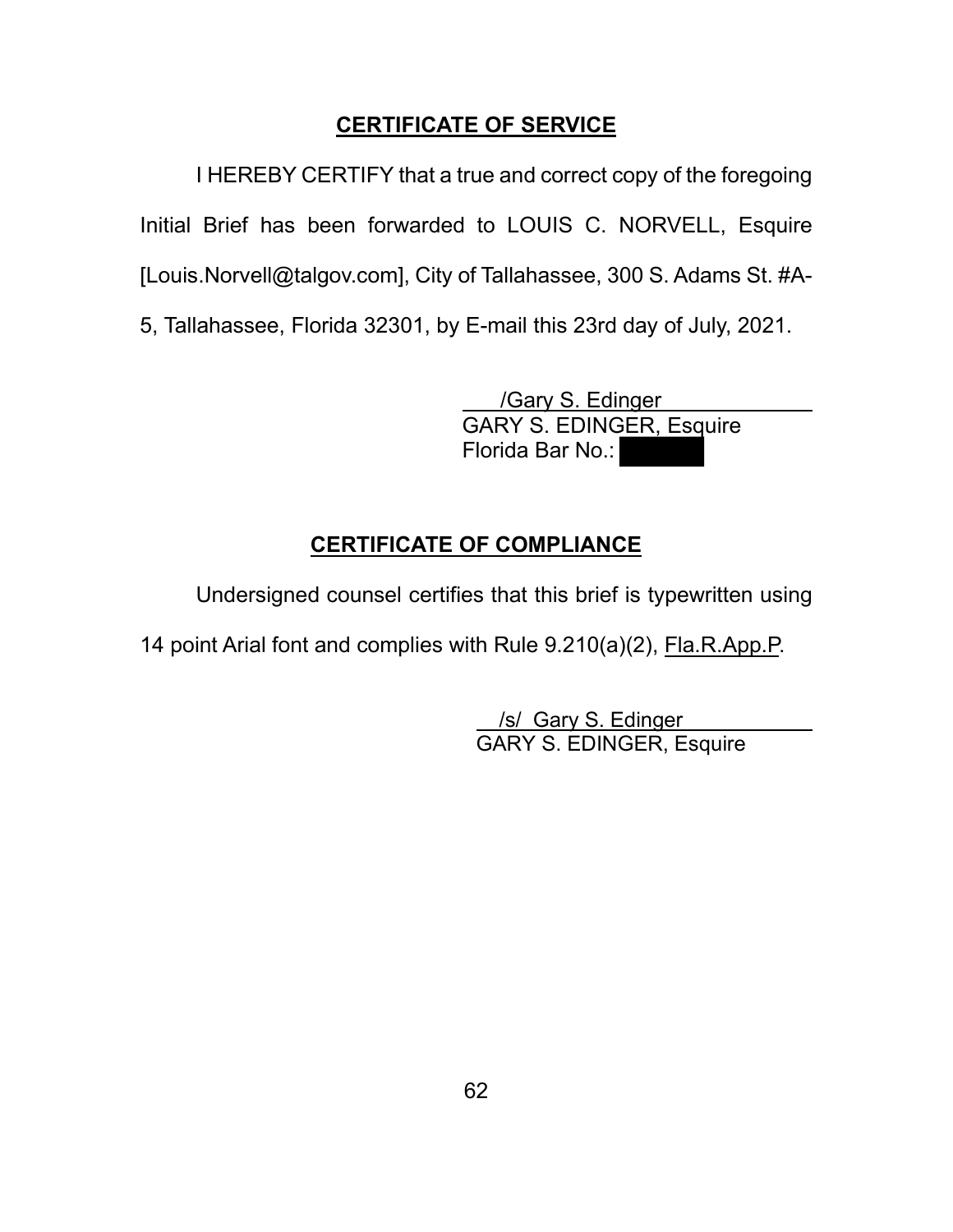## CERTIFICATE OF SERVICE

I HEREBY CERTIFY that a true and correct copy of the foregoing Initial Brief has been forwarded to LOUIS C. NORVELL, Esquire [Louis.Norvell@talgov.com], City of Tallahassee, 300 S. Adams St. #A-5, Tallahassee, Florida 32301, by E-mail this 23rd day of July, 2021.

/Gary S. Edinger
GARY S. EDINGER, Esquire
Florida Bar No.: [REDACTED]

## CERTIFICATE OF COMPLIANCE

Undersigned counsel certifies that this brief is typewritten using 14 point Arial font and complies with Rule 9.210(a)(2), Fla.R.App.P.

/s/ Gary S. Edinger
GARY S. EDINGER, Esquire